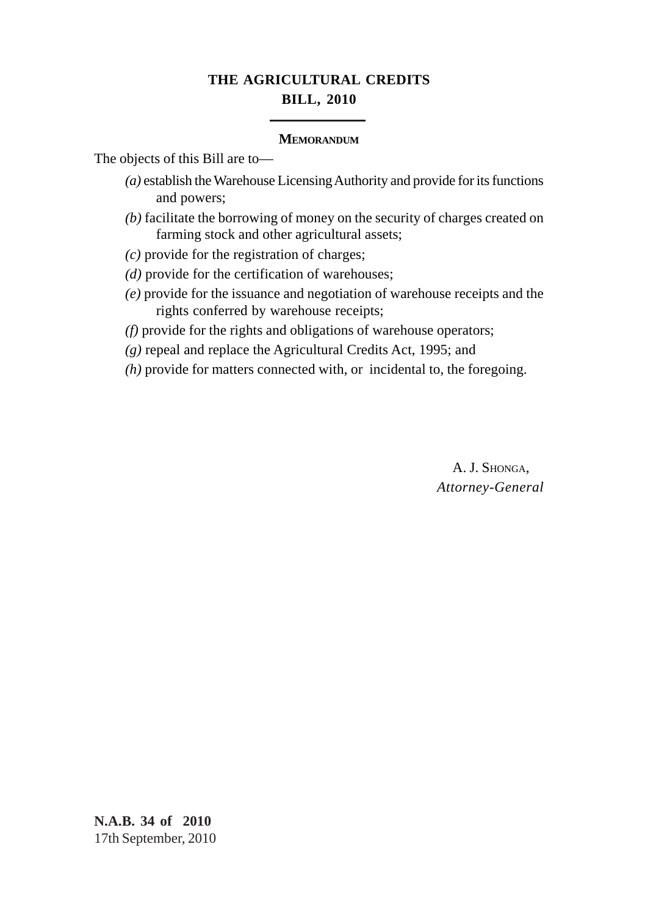# THE AGRICULTURAL CREDITS BILL, 2010

## MEMORANDUM

The objects of this Bill are to—

*(a)* establish the Warehouse Licensing Authority and provide for its functions and powers;

*(b)* facilitate the borrowing of money on the security of charges created on farming stock and other agricultural assets;

*(c)* provide for the registration of charges;

*(d)* provide for the certification of warehouses;

*(e)* provide for the issuance and negotiation of warehouse receipts and the rights conferred by warehouse receipts;

*(f)* provide for the rights and obligations of warehouse operators;

*(g)* repeal and replace the Agricultural Credits Act, 1995; and

*(h)* provide for matters connected with, or incidental to, the foregoing.

A. J. SHONGA,
*Attorney-General*

**N.A.B. 34 of 2010**
17th September, 2010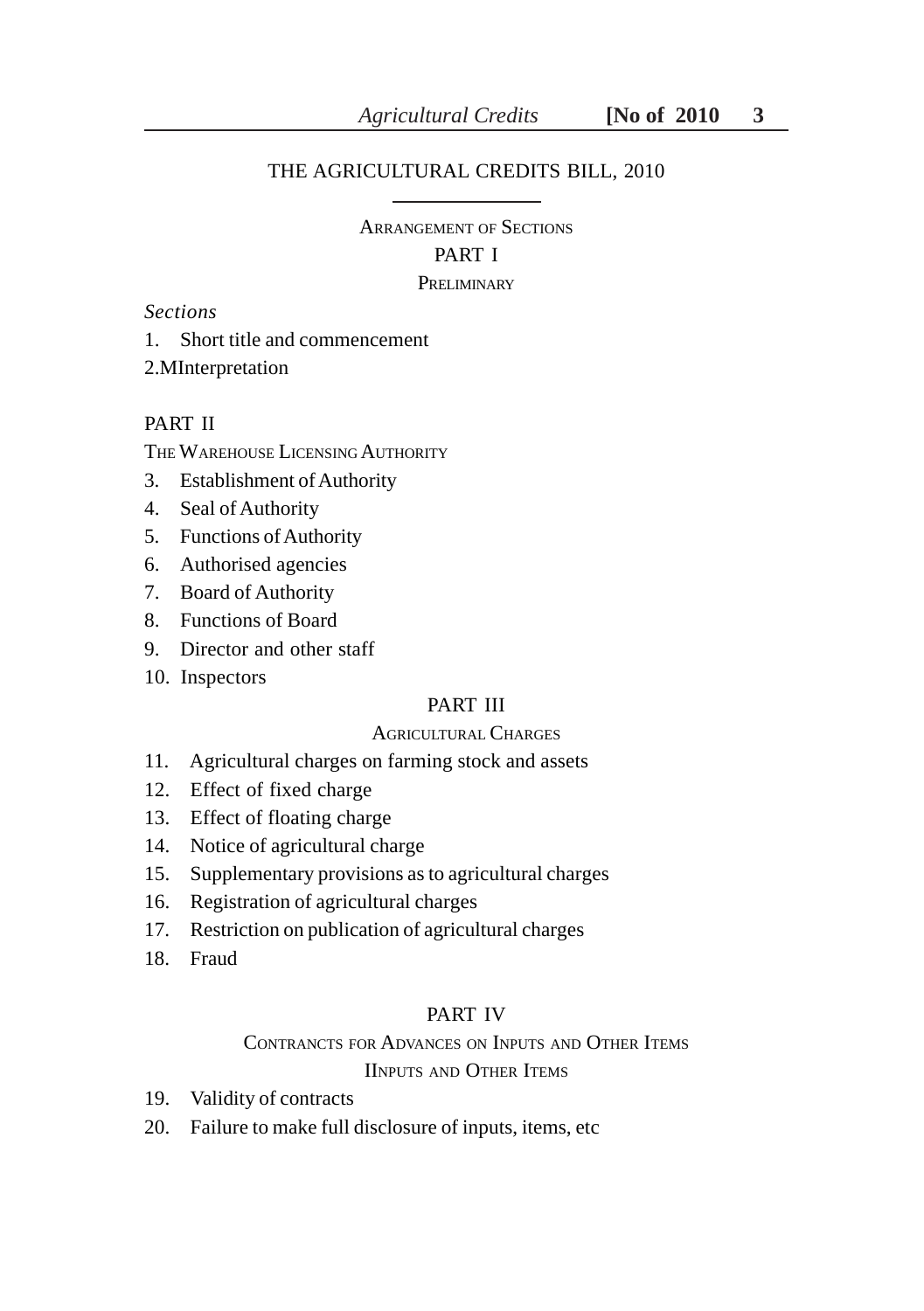# THE AGRICULTURAL CREDITS BILL, 2010

## ARRANGEMENT OF SECTIONS

### PART I

#### PRELIMINARY

*Sections*

1. Short title and commencement
2. MInterpretation

### PART II

#### THE WAREHOUSE LICENSING AUTHORITY

3. Establishment of Authority
4. Seal of Authority
5. Functions of Authority
6. Authorised agencies
7. Board of Authority
8. Functions of Board
9. Director and other staff
10. Inspectors

### PART III

#### AGRICULTURAL CHARGES

11. Agricultural charges on farming stock and assets
12. Effect of fixed charge
13. Effect of floating charge
14. Notice of agricultural charge
15. Supplementary provisions as to agricultural charges
16. Registration of agricultural charges
17. Restriction on publication of agricultural charges
18. Fraud

### PART IV

#### CONTRANCTS FOR ADVANCES ON INPUTS AND OTHER ITEMS IINPUTS AND OTHER ITEMS

19. Validity of contracts
20. Failure to make full disclosure of inputs, items, etc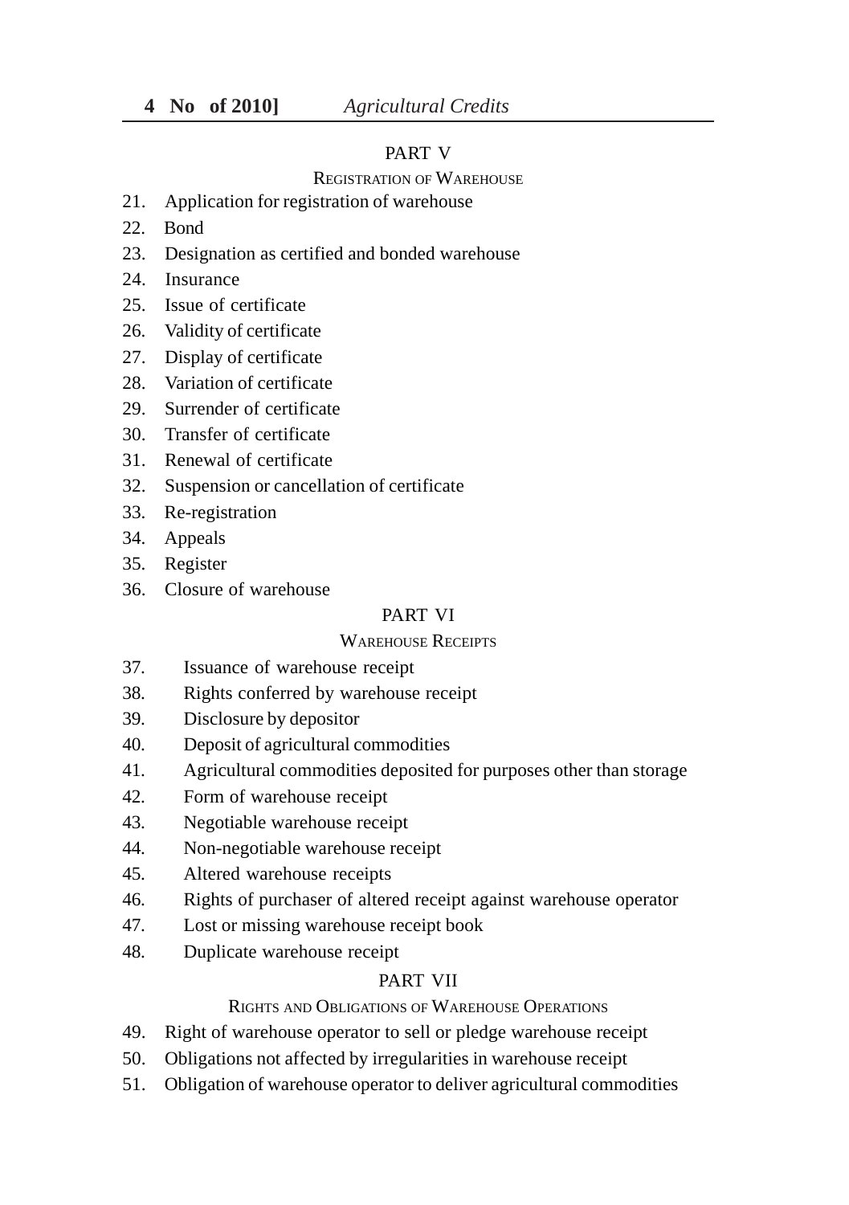PART V

REGISTRATION OF WAREHOUSE

21. Application for registration of warehouse
22. Bond
23. Designation as certified and bonded warehouse
24. Insurance
25. Issue of certificate
26. Validity of certificate
27. Display of certificate
28. Variation of certificate
29. Surrender of certificate
30. Transfer of certificate
31. Renewal of certificate
32. Suspension or cancellation of certificate
33. Re-registration
34. Appeals
35. Register
36. Closure of warehouse

PART VI

WAREHOUSE RECEIPTS

37. Issuance of warehouse receipt
38. Rights conferred by warehouse receipt
39. Disclosure by depositor
40. Deposit of agricultural commodities
41. Agricultural commodities deposited for purposes other than storage
42. Form of warehouse receipt
43. Negotiable warehouse receipt
44. Non-negotiable warehouse receipt
45. Altered warehouse receipts
46. Rights of purchaser of altered receipt against warehouse operator
47. Lost or missing warehouse receipt book
48. Duplicate warehouse receipt

PART VII

RIGHTS AND OBLIGATIONS OF WAREHOUSE OPERATIONS

49. Right of warehouse operator to sell or pledge warehouse receipt
50. Obligations not affected by irregularities in warehouse receipt
51. Obligation of warehouse operator to deliver agricultural commodities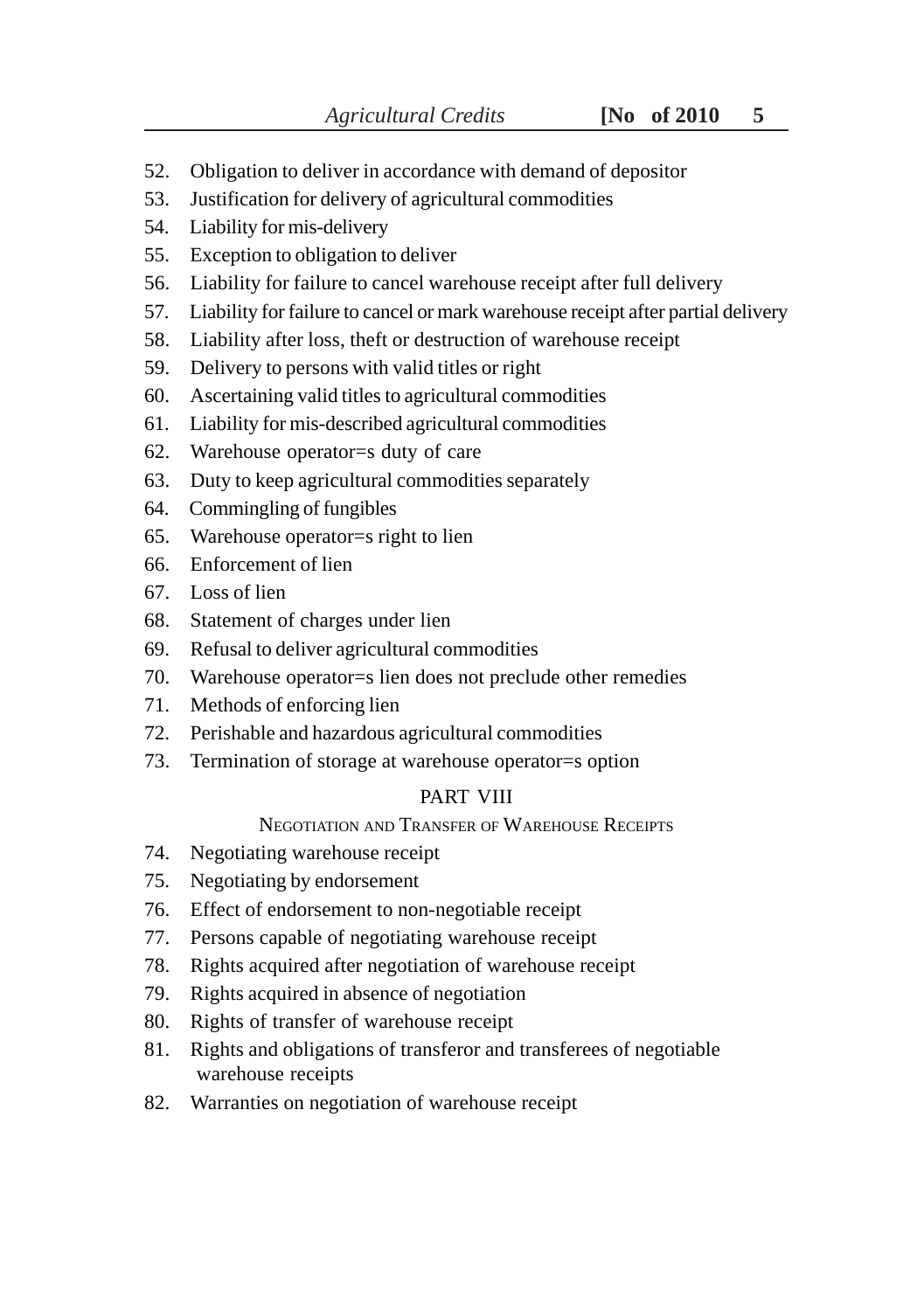52. Obligation to deliver in accordance with demand of depositor
53. Justification for delivery of agricultural commodities
54. Liability for mis-delivery
55. Exception to obligation to deliver
56. Liability for failure to cancel warehouse receipt after full delivery
57. Liability for failure to cancel or mark warehouse receipt after partial delivery
58. Liability after loss, theft or destruction of warehouse receipt
59. Delivery to persons with valid titles or right
60. Ascertaining valid titles to agricultural commodities
61. Liability for mis-described agricultural commodities
62. Warehouse operator=s duty of care
63. Duty to keep agricultural commodities separately
64. Commingling of fungibles
65. Warehouse operator=s right to lien
66. Enforcement of lien
67. Loss of lien
68. Statement of charges under lien
69. Refusal to deliver agricultural commodities
70. Warehouse operator=s lien does not preclude other remedies
71. Methods of enforcing lien
72. Perishable and hazardous agricultural commodities
73. Termination of storage at warehouse operator=s option

## PART VIII

### NEGOTIATION AND TRANSFER OF WAREHOUSE RECEIPTS

74. Negotiating warehouse receipt
75. Negotiating by endorsement
76. Effect of endorsement to non-negotiable receipt
77. Persons capable of negotiating warehouse receipt
78. Rights acquired after negotiation of warehouse receipt
79. Rights acquired in absence of negotiation
80. Rights of transfer of warehouse receipt
81. Rights and obligations of transferor and transferees of negotiable warehouse receipts
82. Warranties on negotiation of warehouse receipt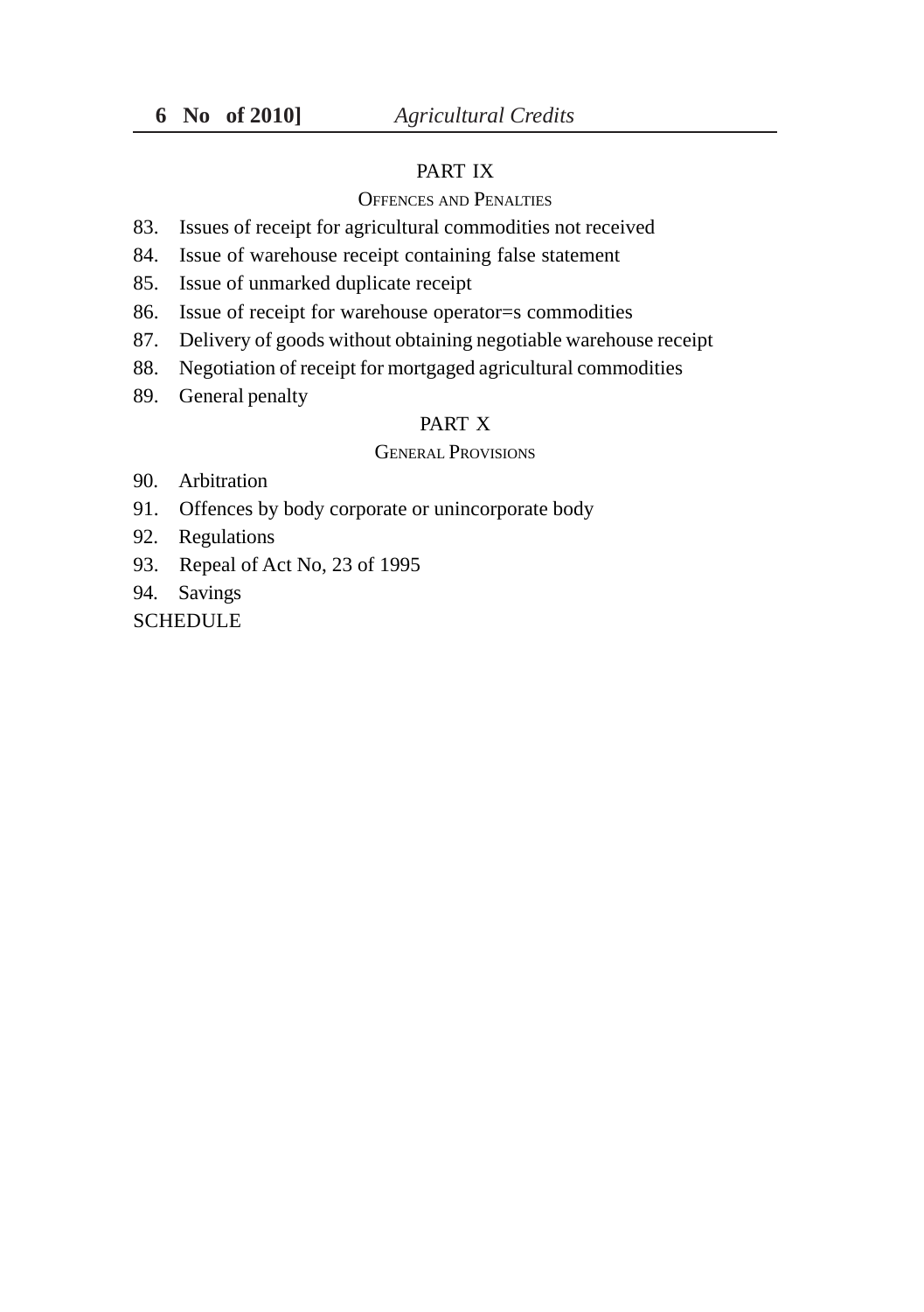PART IX

OFFENCES AND PENALTIES

83. Issues of receipt for agricultural commodities not received
84. Issue of warehouse receipt containing false statement
85. Issue of unmarked duplicate receipt
86. Issue of receipt for warehouse operator=s commodities
87. Delivery of goods without obtaining negotiable warehouse receipt
88. Negotiation of receipt for mortgaged agricultural commodities
89. General penalty

PART X

GENERAL PROVISIONS

90. Arbitration
91. Offences by body corporate or unincorporate body
92. Regulations
93. Repeal of Act No, 23 of 1995
94. Savings

SCHEDULE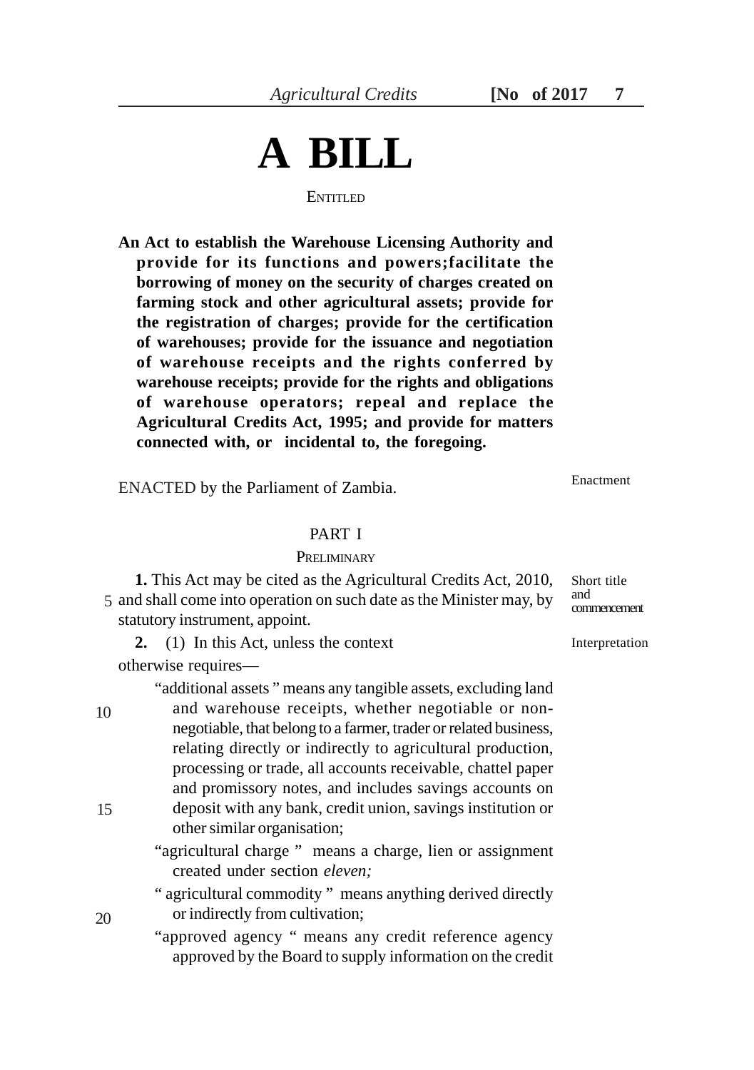# A BILL

ENTITLED

**An Act to establish the Warehouse Licensing Authority and provide for its functions and powers;facilitate the borrowing of money on the security of charges created on farming stock and other agricultural assets; provide for the registration of charges; provide for the certification of warehouses; provide for the issuance and negotiation of warehouse receipts and the rights conferred by warehouse receipts; provide for the rights and obligations of warehouse operators; repeal and replace the Agricultural Credits Act, 1995; and provide for matters connected with, or incidental to, the foregoing.**

ENACTED by the Parliament of Zambia. — Enactment

## PART I

### PRELIMINARY

Short title and commencement

**1.** This Act may be cited as the Agricultural Credits Act, 2010, and shall come into operation on such date as the Minister may, by statutory instrument, appoint.

Interpretation

**2.** (1) In this Act, unless the context otherwise requires—

"additional assets" means any tangible assets, excluding land and warehouse receipts, whether negotiable or non-negotiable, that belong to a farmer, trader or related business, relating directly or indirectly to agricultural production, processing or trade, all accounts receivable, chattel paper and promissory notes, and includes savings accounts on deposit with any bank, credit union, savings institution or other similar organisation;

"agricultural charge" means a charge, lien or assignment created under section *eleven;*

"agricultural commodity" means anything derived directly or indirectly from cultivation;

"approved agency" means any credit reference agency approved by the Board to supply information on the credit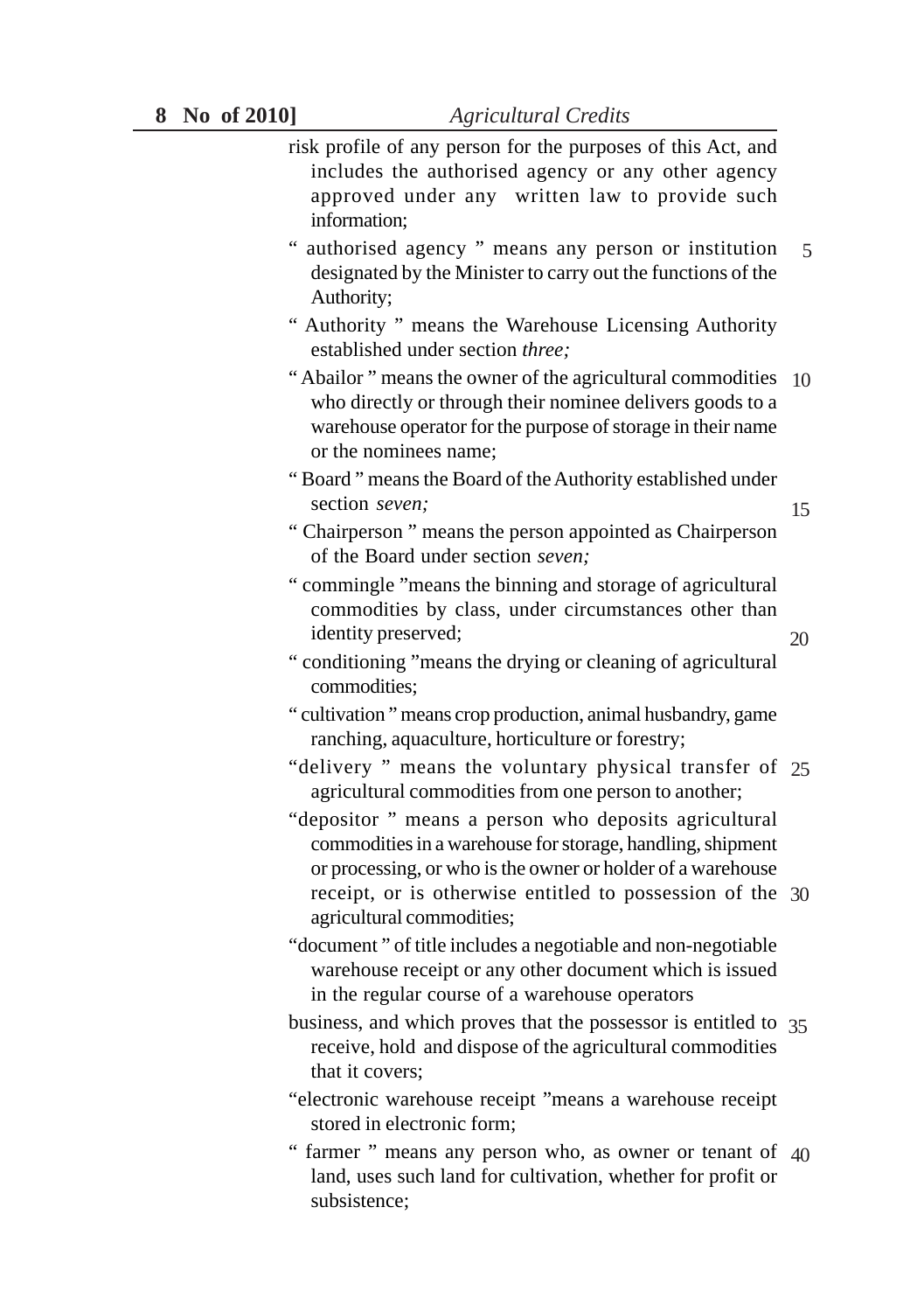risk profile of any person for the purposes of this Act, and includes the authorised agency or any other agency approved under any written law to provide such information;

" authorised agency " means any person or institution designated by the Minister to carry out the functions of the Authority;

" Authority " means the Warehouse Licensing Authority established under section *three;*

" Abailor " means the owner of the agricultural commodities who directly or through their nominee delivers goods to a warehouse operator for the purpose of storage in their name or the nominees name;

" Board " means the Board of the Authority established under section *seven;*

" Chairperson " means the person appointed as Chairperson of the Board under section *seven;*

" commingle "means the binning and storage of agricultural commodities by class, under circumstances other than identity preserved;

" conditioning "means the drying or cleaning of agricultural commodities;

" cultivation " means crop production, animal husbandry, game ranching, aquaculture, horticulture or forestry;

"delivery " means the voluntary physical transfer of agricultural commodities from one person to another;

"depositor " means a person who deposits agricultural commodities in a warehouse for storage, handling, shipment or processing, or who is the owner or holder of a warehouse receipt, or is otherwise entitled to possession of the agricultural commodities;

"document " of title includes a negotiable and non-negotiable warehouse receipt or any other document which is issued in the regular course of a warehouse operators business, and which proves that the possessor is entitled to receive, hold and dispose of the agricultural commodities that it covers;

"electronic warehouse receipt "means a warehouse receipt stored in electronic form;

" farmer " means any person who, as owner or tenant of land, uses such land for cultivation, whether for profit or subsistence;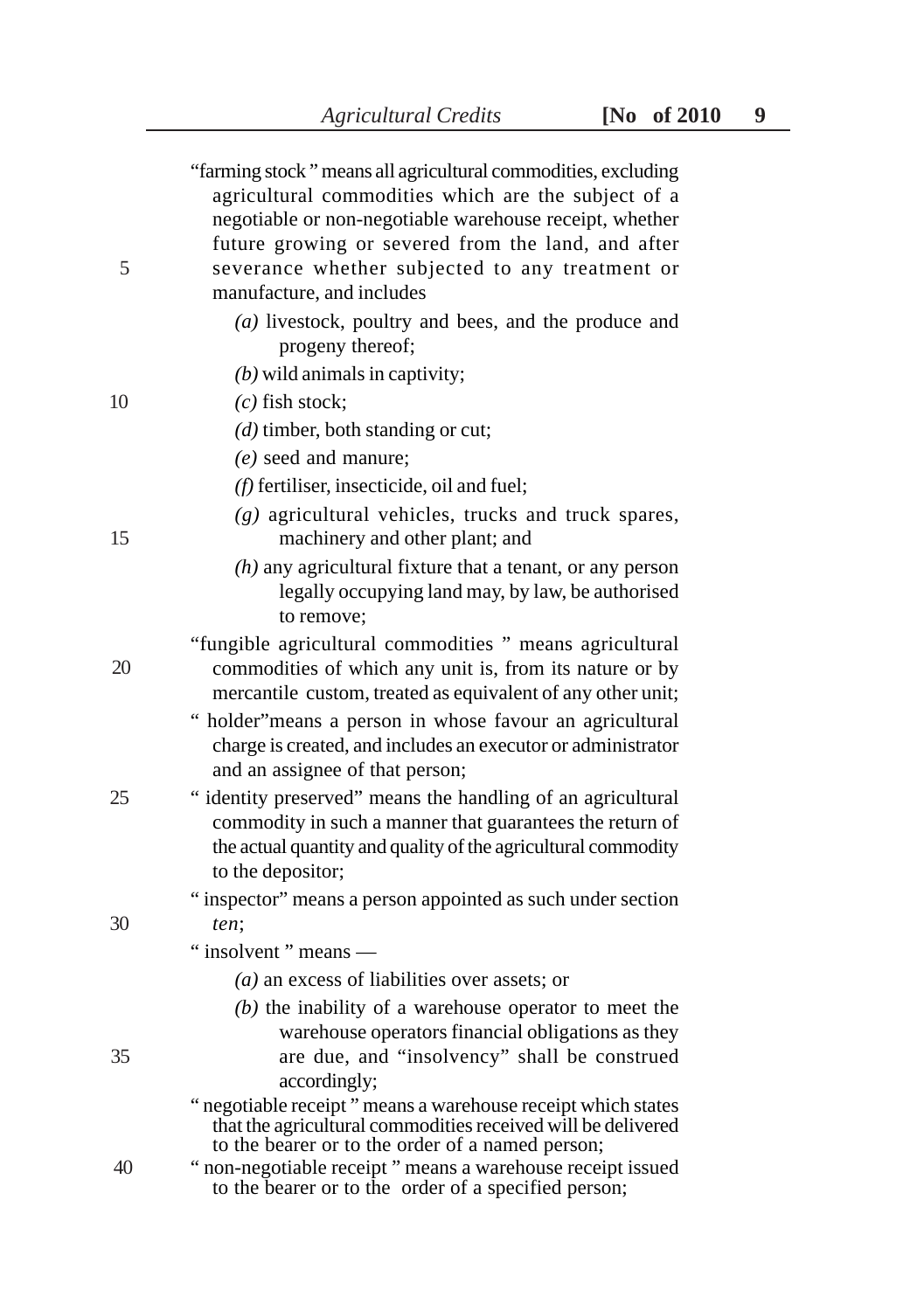"farming stock" means all agricultural commodities, excluding agricultural commodities which are the subject of a negotiable or non-negotiable warehouse receipt, whether future growing or severed from the land, and after severance whether subjected to any treatment or manufacture, and includes

*(a)* livestock, poultry and bees, and the produce and progeny thereof;

*(b)* wild animals in captivity;

*(c)* fish stock;

*(d)* timber, both standing or cut;

*(e)* seed and manure;

*(f)* fertiliser, insecticide, oil and fuel;

*(g)* agricultural vehicles, trucks and truck spares, machinery and other plant; and

*(h)* any agricultural fixture that a tenant, or any person legally occupying land may, by law, be authorised to remove;

"fungible agricultural commodities " means agricultural commodities of which any unit is, from its nature or by mercantile custom, treated as equivalent of any other unit;

" holder"means a person in whose favour an agricultural charge is created, and includes an executor or administrator and an assignee of that person;

" identity preserved" means the handling of an agricultural commodity in such a manner that guarantees the return of the actual quantity and quality of the agricultural commodity to the depositor;

" inspector" means a person appointed as such under section *ten*;

" insolvent " means —

*(a)* an excess of liabilities over assets; or

*(b)* the inability of a warehouse operator to meet the warehouse operators financial obligations as they are due, and "insolvency" shall be construed accordingly;

" negotiable receipt " means a warehouse receipt which states that the agricultural commodities received will be delivered to the bearer or to the order of a named person;

" non-negotiable receipt " means a warehouse receipt issued to the bearer or to the order of a specified person;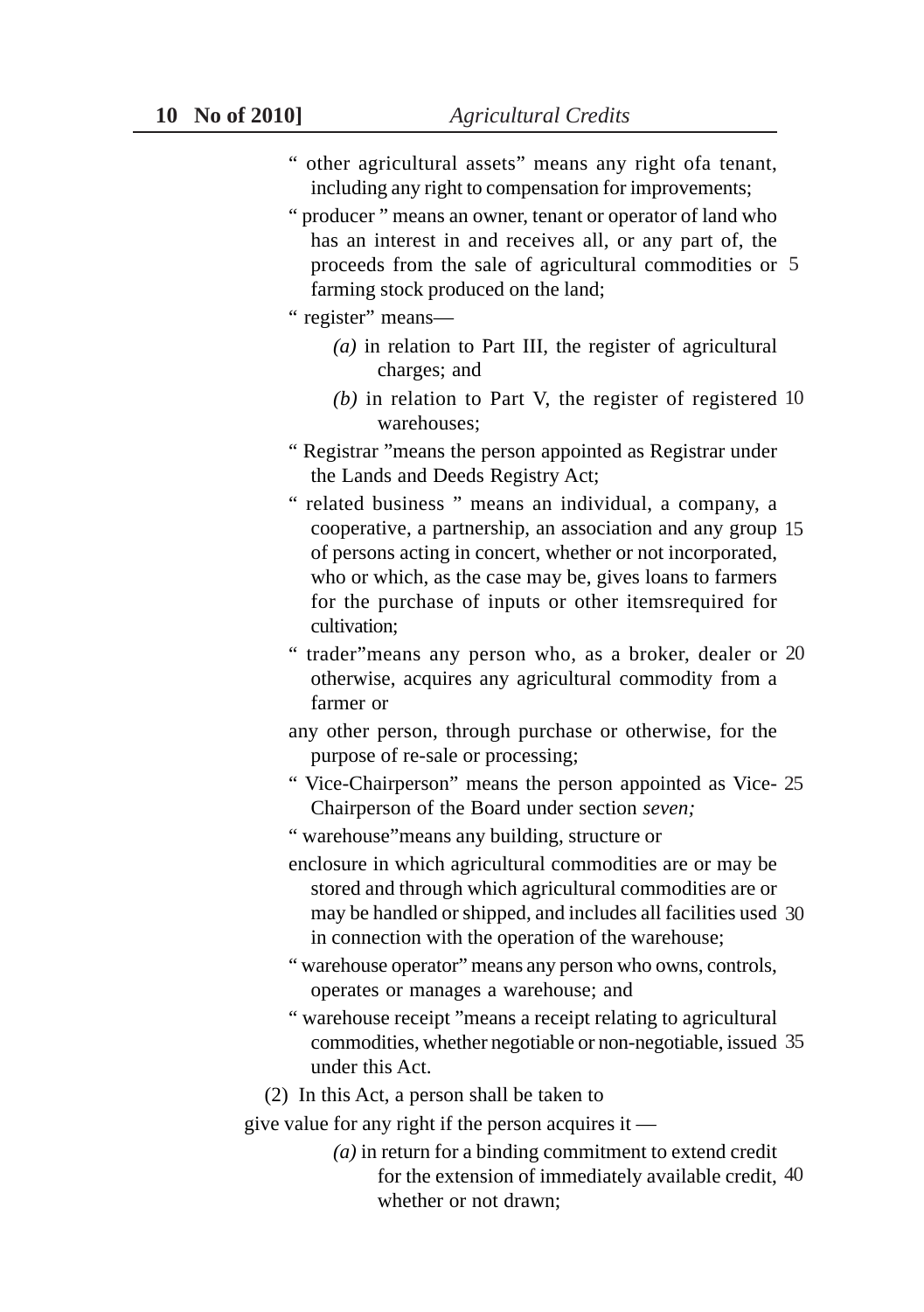" other agricultural assets" means any right ofa tenant, including any right to compensation for improvements;

" producer " means an owner, tenant or operator of land who has an interest in and receives all, or any part of, the proceeds from the sale of agricultural commodities or farming stock produced on the land;

" register" means—

*(a)* in relation to Part III, the register of agricultural charges; and

*(b)* in relation to Part V, the register of registered warehouses;

" Registrar "means the person appointed as Registrar under the Lands and Deeds Registry Act;

" related business " means an individual, a company, a cooperative, a partnership, an association and any group of persons acting in concert, whether or not incorporated, who or which, as the case may be, gives loans to farmers for the purchase of inputs or other itemsrequired for cultivation;

" trader"means any person who, as a broker, dealer or otherwise, acquires any agricultural commodity from a farmer or

any other person, through purchase or otherwise, for the purpose of re-sale or processing;

" Vice-Chairperson" means the person appointed as Vice-Chairperson of the Board under section *seven;*

" warehouse"means any building, structure or

enclosure in which agricultural commodities are or may be stored and through which agricultural commodities are or may be handled or shipped, and includes all facilities used in connection with the operation of the warehouse;

" warehouse operator" means any person who owns, controls, operates or manages a warehouse; and

" warehouse receipt "means a receipt relating to agricultural commodities, whether negotiable or non-negotiable, issued under this Act.

(2) In this Act, a person shall be taken to

give value for any right if the person acquires it —

*(a)* in return for a binding commitment to extend credit for the extension of immediately available credit, whether or not drawn;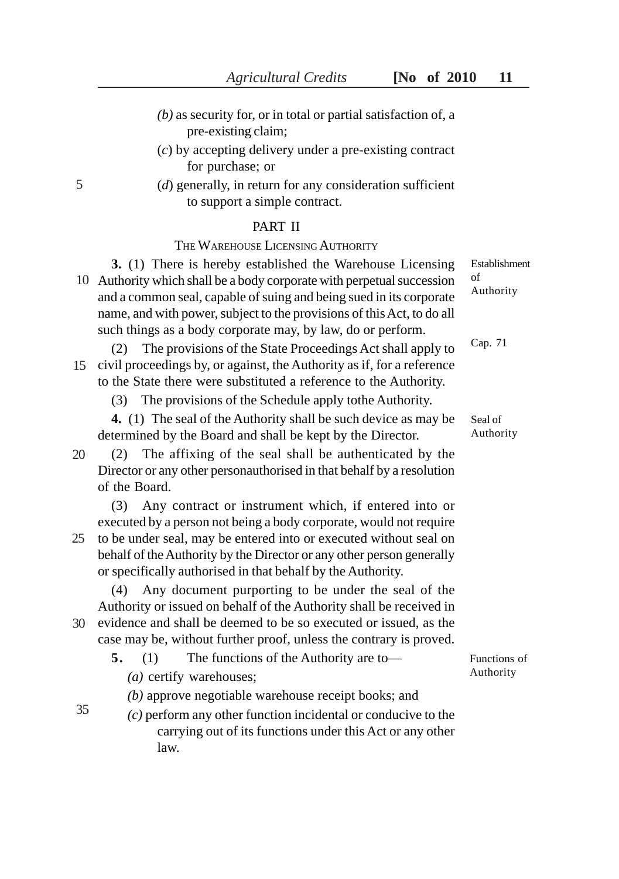*(b)* as security for, or in total or partial satisfaction of, a pre-existing claim;

(*c*) by accepting delivery under a pre-existing contract for purchase; or

(*d*) generally, in return for any consideration sufficient to support a simple contract.

## PART II

### THE WAREHOUSE LICENSING AUTHORITY

Establishment of Authority

**3.** (1) There is hereby established the Warehouse Licensing Authority which shall be a body corporate with perpetual succession and a common seal, capable of suing and being sued in its corporate name, and with power, subject to the provisions of this Act, to do all such things as a body corporate may, by law, do or perform.

Cap. 71

(2) The provisions of the State Proceedings Act shall apply to civil proceedings by, or against, the Authority as if, for a reference to the State there were substituted a reference to the Authority.

(3) The provisions of the Schedule apply tothe Authority.

Seal of Authority

**4.** (1) The seal of the Authority shall be such device as may be determined by the Board and shall be kept by the Director.

(2) The affixing of the seal shall be authenticated by the Director or any other personauthorised in that behalf by a resolution of the Board.

(3) Any contract or instrument which, if entered into or executed by a person not being a body corporate, would not require to be under seal, may be entered into or executed without seal on behalf of the Authority by the Director or any other person generally or specifically authorised in that behalf by the Authority.

(4) Any document purporting to be under the seal of the Authority or issued on behalf of the Authority shall be received in evidence and shall be deemed to be so executed or issued, as the case may be, without further proof, unless the contrary is proved.

Functions of Authority

**5.** (1) The functions of the Authority are to—

*(a)* certify warehouses;

*(b)* approve negotiable warehouse receipt books; and

*(c)* perform any other function incidental or conducive to the carrying out of its functions under this Act or any other law.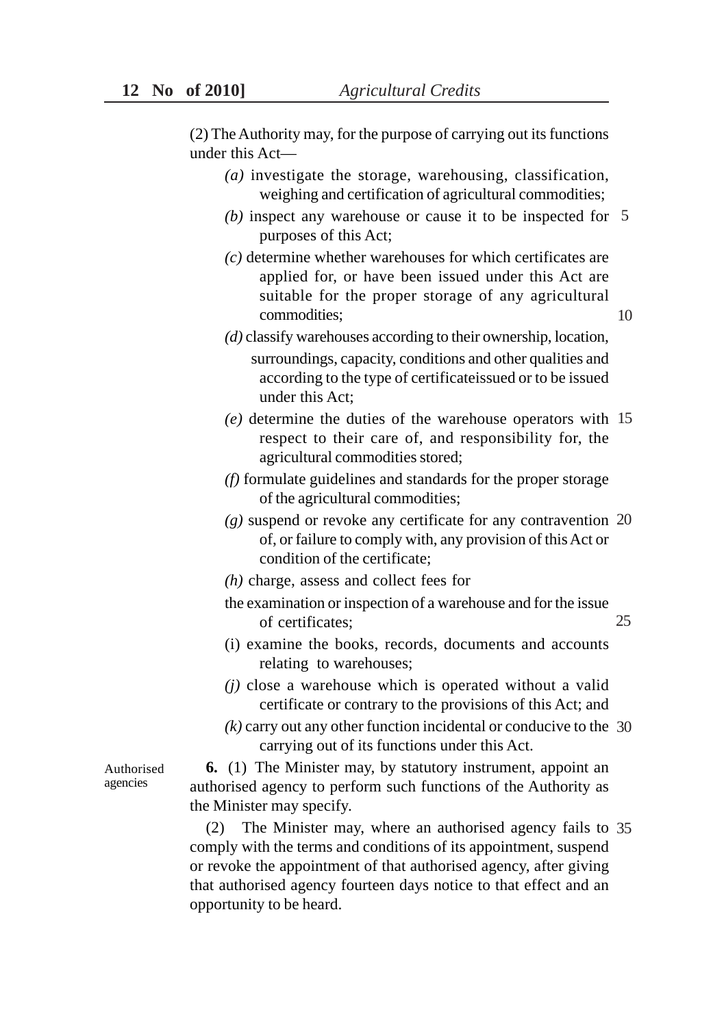(2) The Authority may, for the purpose of carrying out its functions under this Act—

*(a)* investigate the storage, warehousing, classification, weighing and certification of agricultural commodities;

*(b)* inspect any warehouse or cause it to be inspected for purposes of this Act;

*(c)* determine whether warehouses for which certificates are applied for, or have been issued under this Act are suitable for the proper storage of any agricultural commodities;

*(d)* classify warehouses according to their ownership, location, surroundings, capacity, conditions and other qualities and according to the type of certificateissued or to be issued under this Act;

*(e)* determine the duties of the warehouse operators with respect to their care of, and responsibility for, the agricultural commodities stored;

*(f)* formulate guidelines and standards for the proper storage of the agricultural commodities;

*(g)* suspend or revoke any certificate for any contravention of, or failure to comply with, any provision of this Act or condition of the certificate;

*(h)* charge, assess and collect fees for
the examination or inspection of a warehouse and for the issue of certificates;

(i) examine the books, records, documents and accounts relating to warehouses;

*(j)* close a warehouse which is operated without a valid certificate or contrary to the provisions of this Act; and

*(k)* carry out any other function incidental or conducive to the carrying out of its functions under this Act.

Authorised agencies

**6.** (1) The Minister may, by statutory instrument, appoint an authorised agency to perform such functions of the Authority as the Minister may specify.

(2) The Minister may, where an authorised agency fails to comply with the terms and conditions of its appointment, suspend or revoke the appointment of that authorised agency, after giving that authorised agency fourteen days notice to that effect and an opportunity to be heard.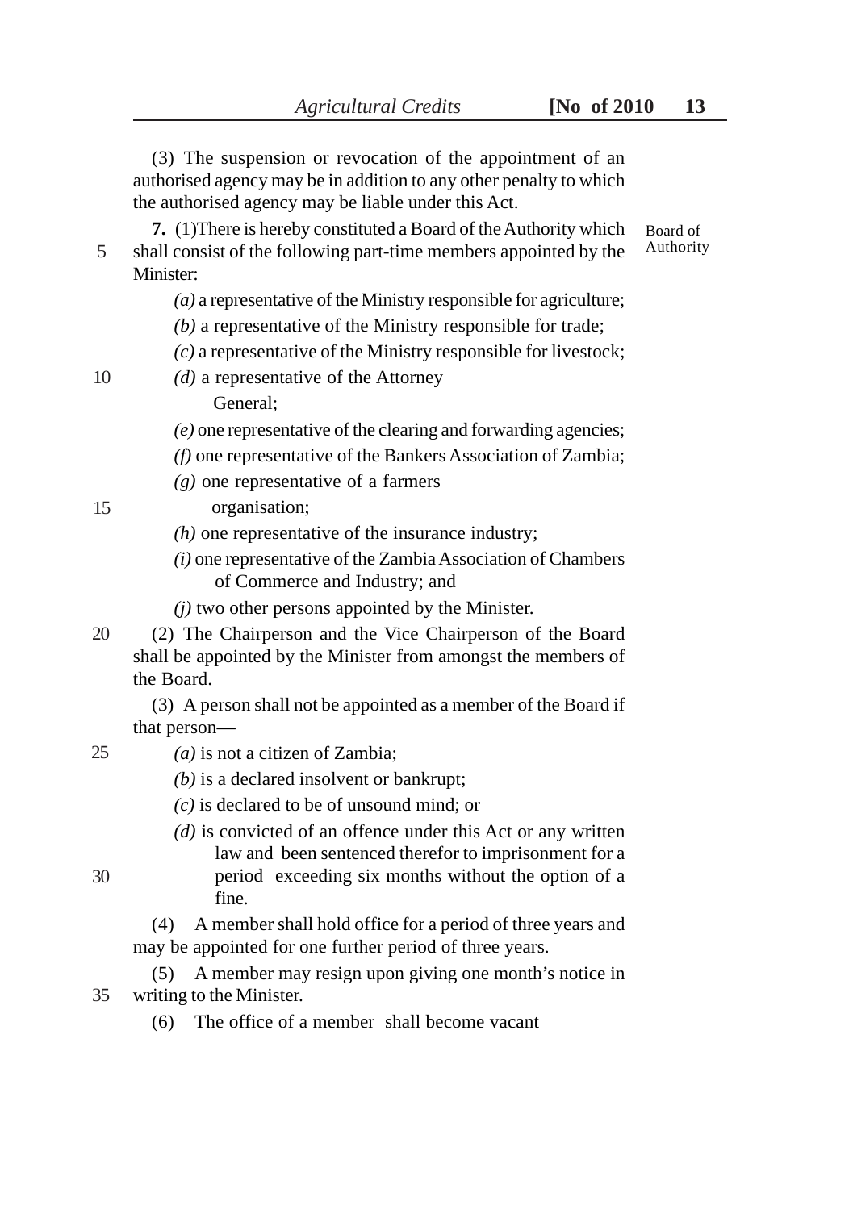(3) The suspension or revocation of the appointment of an authorised agency may be in addition to any other penalty to which the authorised agency may be liable under this Act.

Board of Authority

**7.** (1)There is hereby constituted a Board of the Authority which shall consist of the following part-time members appointed by the Minister:

*(a)* a representative of the Ministry responsible for agriculture;

*(b)* a representative of the Ministry responsible for trade;

*(c)* a representative of the Ministry responsible for livestock;

*(d)* a representative of the Attorney General;

*(e)* one representative of the clearing and forwarding agencies;

*(f)* one representative of the Bankers Association of Zambia;

*(g)* one representative of a farmers organisation;

*(h)* one representative of the insurance industry;

*(i)* one representative of the Zambia Association of Chambers of Commerce and Industry; and

*(j)* two other persons appointed by the Minister.

(2) The Chairperson and the Vice Chairperson of the Board shall be appointed by the Minister from amongst the members of the Board.

(3) A person shall not be appointed as a member of the Board if that person—

*(a)* is not a citizen of Zambia;

*(b)* is a declared insolvent or bankrupt;

*(c)* is declared to be of unsound mind; or

*(d)* is convicted of an offence under this Act or any written law and been sentenced therefor to imprisonment for a period exceeding six months without the option of a fine.

(4) A member shall hold office for a period of three years and may be appointed for one further period of three years.

(5) A member may resign upon giving one month's notice in writing to the Minister.

(6) The office of a member shall become vacant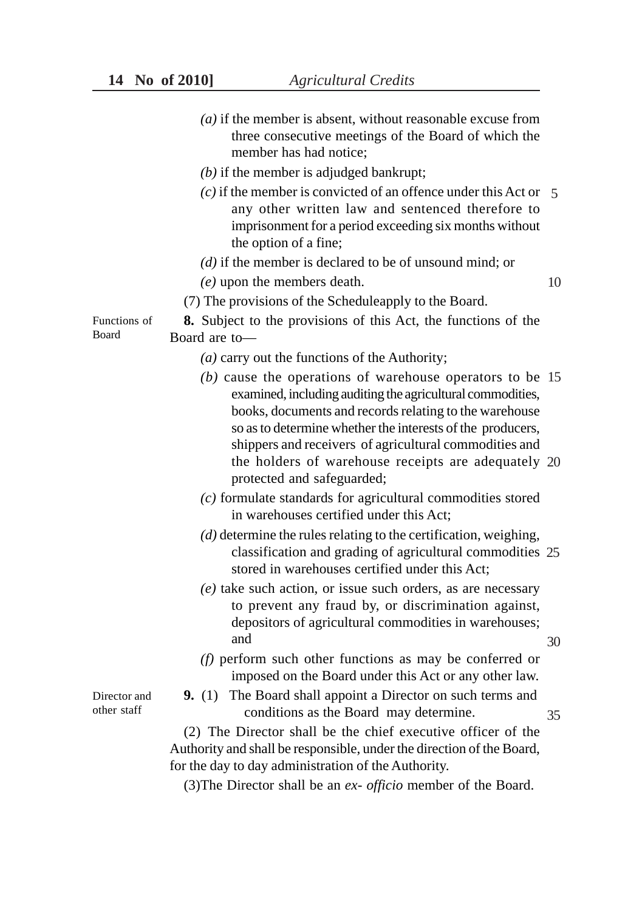(a) if the member is absent, without reasonable excuse from three consecutive meetings of the Board of which the member has had notice;

(b) if the member is adjudged bankrupt;

(c) if the member is convicted of an offence under this Act or any other written law and sentenced therefore to imprisonment for a period exceeding six months without the option of a fine;

(d) if the member is declared to be of unsound mind; or

(e) upon the members death.

(7) The provisions of the Scheduleapply to the Board.

Functions of Board

**8.** Subject to the provisions of this Act, the functions of the Board are to—

(a) carry out the functions of the Authority;

(b) cause the operations of warehouse operators to be examined, including auditing the agricultural commodities, books, documents and records relating to the warehouse so as to determine whether the interests of the producers, shippers and receivers of agricultural commodities and the holders of warehouse receipts are adequately protected and safeguarded;

(c) formulate standards for agricultural commodities stored in warehouses certified under this Act;

(d) determine the rules relating to the certification, weighing, classification and grading of agricultural commodities stored in warehouses certified under this Act;

(e) take such action, or issue such orders, as are necessary to prevent any fraud by, or discrimination against, depositors of agricultural commodities in warehouses; and

(f) perform such other functions as may be conferred or imposed on the Board under this Act or any other law.

Director and other staff

**9.** (1) The Board shall appoint a Director on such terms and conditions as the Board may determine.

(2) The Director shall be the chief executive officer of the Authority and shall be responsible, under the direction of the Board, for the day to day administration of the Authority.

(3)The Director shall be an *ex- officio* member of the Board.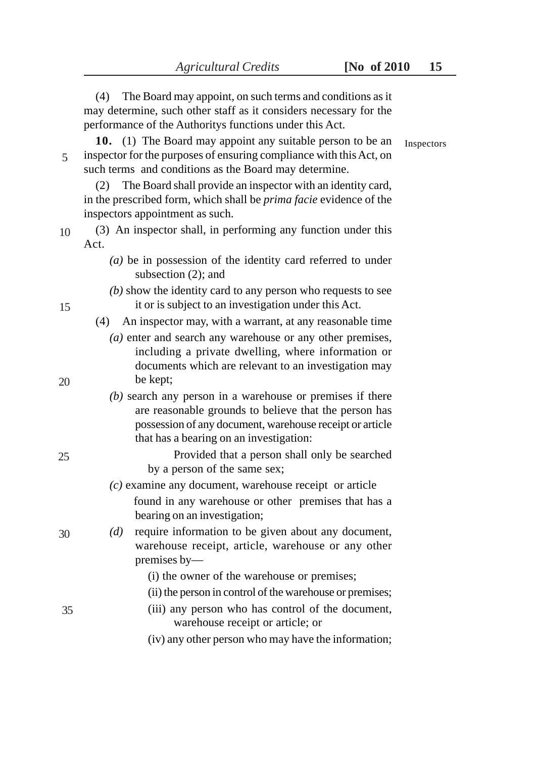(4) The Board may appoint, on such terms and conditions as it may determine, such other staff as it considers necessary for the performance of the Authoritys functions under this Act.

Inspectors

**10.** (1) The Board may appoint any suitable person to be an inspector for the purposes of ensuring compliance with this Act, on such terms and conditions as the Board may determine.

(2) The Board shall provide an inspector with an identity card, in the prescribed form, which shall be *prima facie* evidence of the inspectors appointment as such.

(3) An inspector shall, in performing any function under this Act.

*(a)* be in possession of the identity card referred to under subsection (2); and

*(b)* show the identity card to any person who requests to see it or is subject to an investigation under this Act.

(4) An inspector may, with a warrant, at any reasonable time

*(a)* enter and search any warehouse or any other premises, including a private dwelling, where information or documents which are relevant to an investigation may be kept;

*(b)* search any person in a warehouse or premises if there are reasonable grounds to believe that the person has possession of any document, warehouse receipt or article that has a bearing on an investigation:

Provided that a person shall only be searched by a person of the same sex;

*(c)* examine any document, warehouse receipt or article found in any warehouse or other premises that has a bearing on an investigation;

*(d)* require information to be given about any document, warehouse receipt, article, warehouse or any other premises by—

(i) the owner of the warehouse or premises;

(ii) the person in control of the warehouse or premises;

(iii) any person who has control of the document, warehouse receipt or article; or

(iv) any other person who may have the information;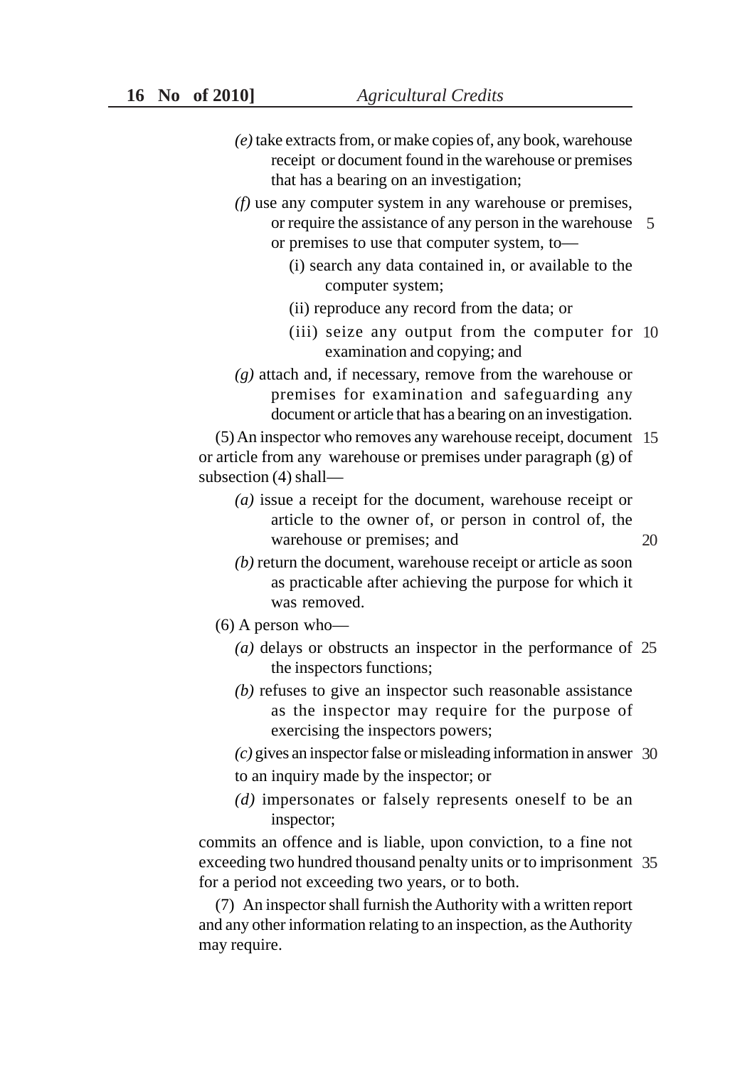*(e)* take extracts from, or make copies of, any book, warehouse receipt or document found in the warehouse or premises that has a bearing on an investigation;

*(f)* use any computer system in any warehouse or premises, or require the assistance of any person in the warehouse or premises to use that computer system, to—

(i) search any data contained in, or available to the computer system;

(ii) reproduce any record from the data; or

(iii) seize any output from the computer for examination and copying; and

*(g)* attach and, if necessary, remove from the warehouse or premises for examination and safeguarding any document or article that has a bearing on an investigation.

(5) An inspector who removes any warehouse receipt, document or article from any warehouse or premises under paragraph (g) of subsection (4) shall—

*(a)* issue a receipt for the document, warehouse receipt or article to the owner of, or person in control of, the warehouse or premises; and

*(b)* return the document, warehouse receipt or article as soon as practicable after achieving the purpose for which it was removed.

(6) A person who—

*(a)* delays or obstructs an inspector in the performance of the inspectors functions;

*(b)* refuses to give an inspector such reasonable assistance as the inspector may require for the purpose of exercising the inspectors powers;

*(c)* gives an inspector false or misleading information in answer to an inquiry made by the inspector; or

*(d)* impersonates or falsely represents oneself to be an inspector;

commits an offence and is liable, upon conviction, to a fine not exceeding two hundred thousand penalty units or to imprisonment for a period not exceeding two years, or to both.

(7) An inspector shall furnish the Authority with a written report and any other information relating to an inspection, as the Authority may require.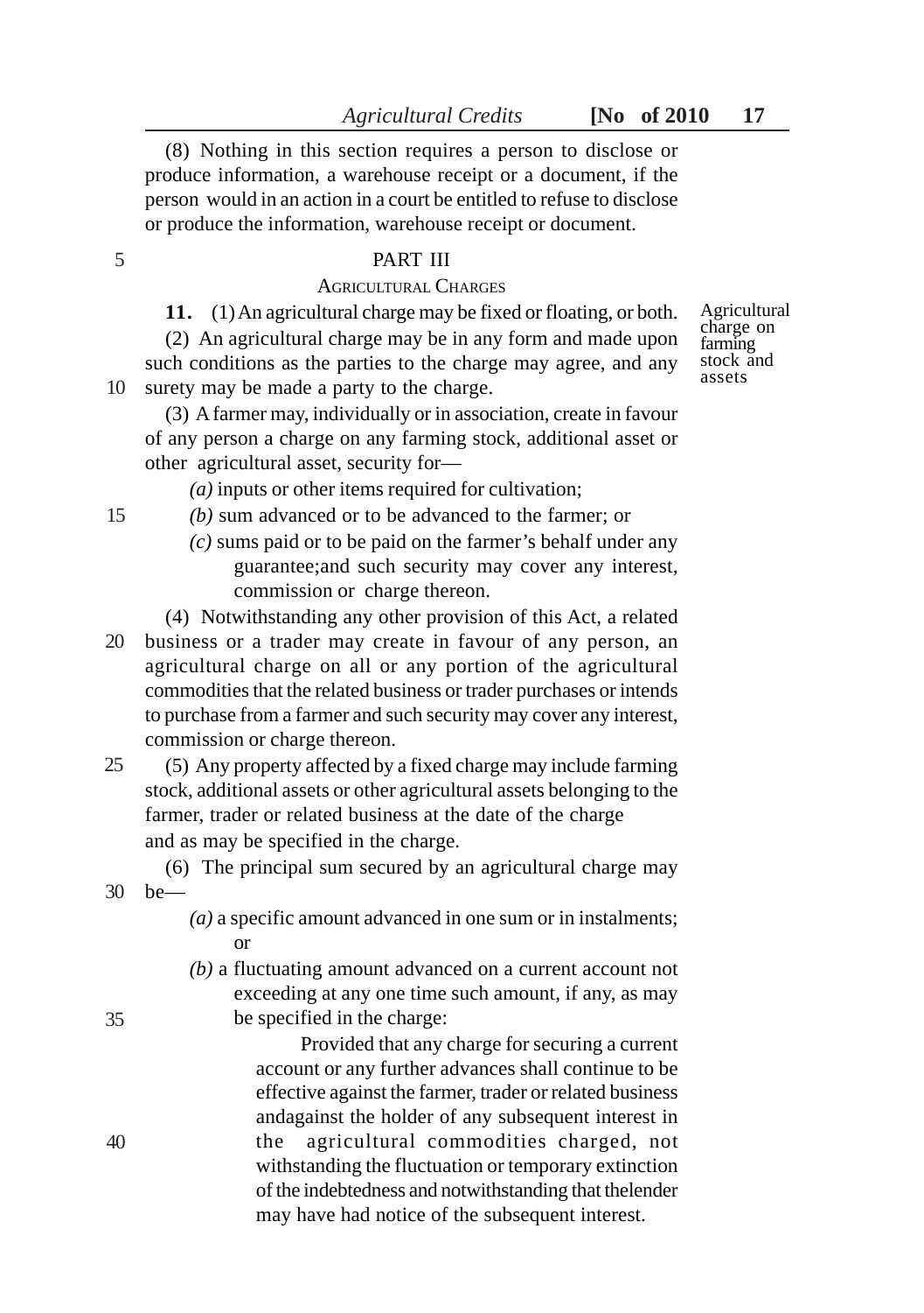(8) Nothing in this section requires a person to disclose or produce information, a warehouse receipt or a document, if the person would in an action in a court be entitled to refuse to disclose or produce the information, warehouse receipt or document.

## PART III

### AGRICULTURAL CHARGES

Agricultural charge on farming stock and assets

**11.** (1) An agricultural charge may be fixed or floating, or both.

(2) An agricultural charge may be in any form and made upon such conditions as the parties to the charge may agree, and any surety may be made a party to the charge.

(3) A farmer may, individually or in association, create in favour of any person a charge on any farming stock, additional asset or other agricultural asset, security for—

*(a)* inputs or other items required for cultivation;

*(b)* sum advanced or to be advanced to the farmer; or

*(c)* sums paid or to be paid on the farmer's behalf under any guarantee;and such security may cover any interest, commission or charge thereon.

(4) Notwithstanding any other provision of this Act, a related business or a trader may create in favour of any person, an agricultural charge on all or any portion of the agricultural commodities that the related business or trader purchases or intends to purchase from a farmer and such security may cover any interest, commission or charge thereon.

(5) Any property affected by a fixed charge may include farming stock, additional assets or other agricultural assets belonging to the farmer, trader or related business at the date of the charge and as may be specified in the charge.

(6) The principal sum secured by an agricultural charge may be—

*(a)* a specific amount advanced in one sum or in instalments; or

*(b)* a fluctuating amount advanced on a current account not exceeding at any one time such amount, if any, as may be specified in the charge:

Provided that any charge for securing a current account or any further advances shall continue to be effective against the farmer, trader or related business andagainst the holder of any subsequent interest in the agricultural commodities charged, not withstanding the fluctuation or temporary extinction of the indebtedness and notwithstanding that thelender may have had notice of the subsequent interest.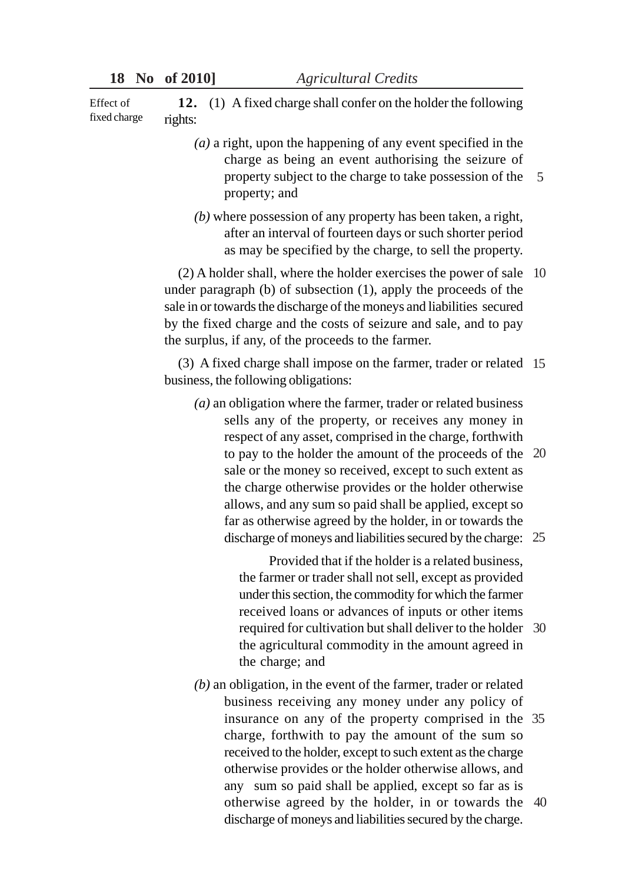Effect of fixed charge

**12.** (1) A fixed charge shall confer on the holder the following rights:

*(a)* a right, upon the happening of any event specified in the charge as being an event authorising the seizure of property subject to the charge to take possession of the property; and

*(b)* where possession of any property has been taken, a right, after an interval of fourteen days or such shorter period as may be specified by the charge, to sell the property.

(2) A holder shall, where the holder exercises the power of sale under paragraph (b) of subsection (1), apply the proceeds of the sale in or towards the discharge of the moneys and liabilities secured by the fixed charge and the costs of seizure and sale, and to pay the surplus, if any, of the proceeds to the farmer.

(3) A fixed charge shall impose on the farmer, trader or related business, the following obligations:

*(a)* an obligation where the farmer, trader or related business sells any of the property, or receives any money in respect of any asset, comprised in the charge, forthwith to pay to the holder the amount of the proceeds of the sale or the money so received, except to such extent as the charge otherwise provides or the holder otherwise allows, and any sum so paid shall be applied, except so far as otherwise agreed by the holder, in or towards the discharge of moneys and liabilities secured by the charge:

Provided that if the holder is a related business, the farmer or trader shall not sell, except as provided under this section, the commodity for which the farmer received loans or advances of inputs or other items required for cultivation but shall deliver to the holder the agricultural commodity in the amount agreed in the charge; and

*(b)* an obligation, in the event of the farmer, trader or related business receiving any money under any policy of insurance on any of the property comprised in the charge, forthwith to pay the amount of the sum so received to the holder, except to such extent as the charge otherwise provides or the holder otherwise allows, and any sum so paid shall be applied, except so far as is otherwise agreed by the holder, in or towards the discharge of moneys and liabilities secured by the charge.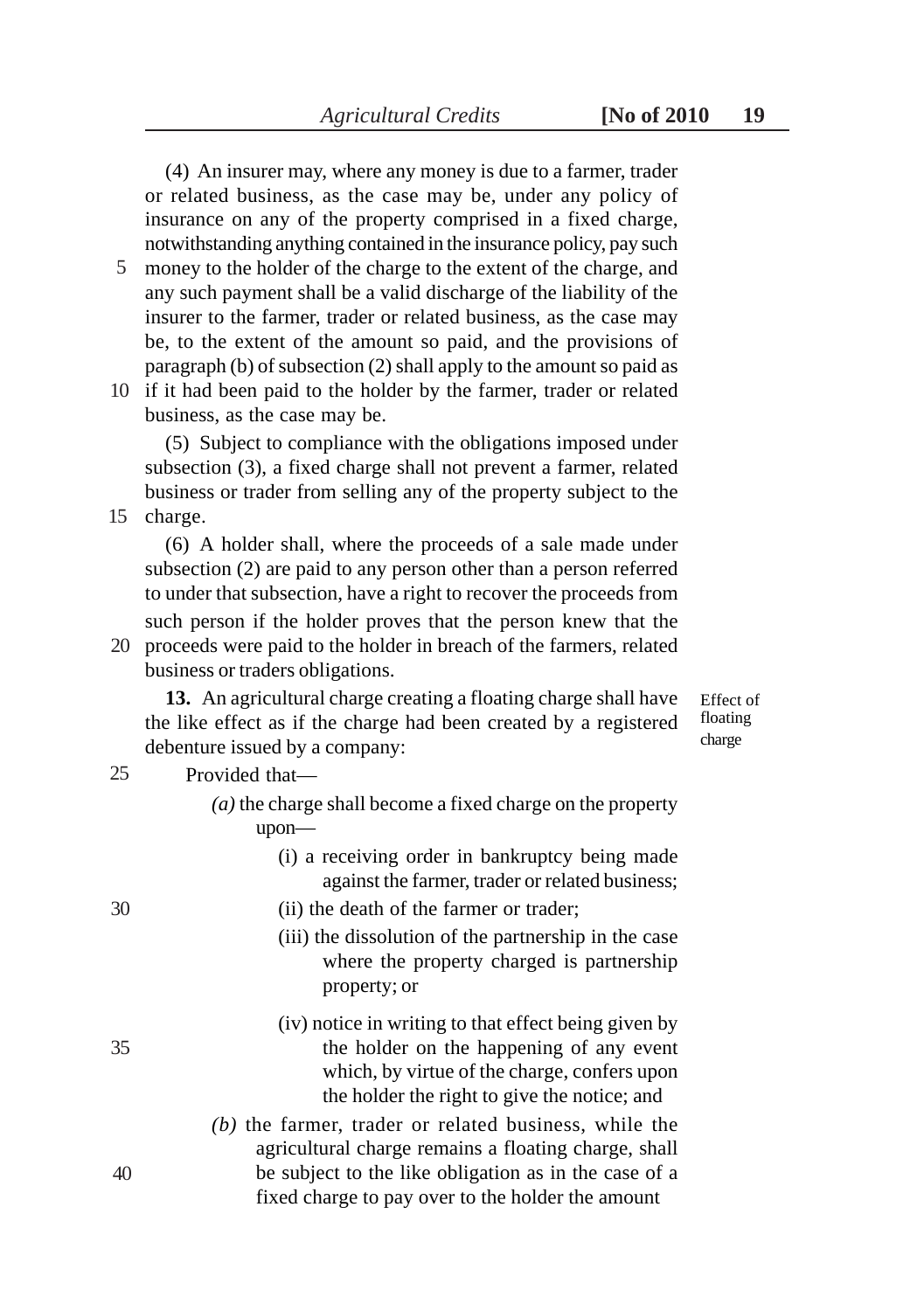(4) An insurer may, where any money is due to a farmer, trader or related business, as the case may be, under any policy of insurance on any of the property comprised in a fixed charge, notwithstanding anything contained in the insurance policy, pay such money to the holder of the charge to the extent of the charge, and any such payment shall be a valid discharge of the liability of the insurer to the farmer, trader or related business, as the case may be, to the extent of the amount so paid, and the provisions of paragraph (b) of subsection (2) shall apply to the amount so paid as if it had been paid to the holder by the farmer, trader or related business, as the case may be.

(5) Subject to compliance with the obligations imposed under subsection (3), a fixed charge shall not prevent a farmer, related business or trader from selling any of the property subject to the charge.

(6) A holder shall, where the proceeds of a sale made under subsection (2) are paid to any person other than a person referred to under that subsection, have a right to recover the proceeds from such person if the holder proves that the person knew that the proceeds were paid to the holder in breach of the farmers, related business or traders obligations.

*Effect of floating charge*

**13.** An agricultural charge creating a floating charge shall have the like effect as if the charge had been created by a registered debenture issued by a company:

Provided that—

*(a)* the charge shall become a fixed charge on the property upon—

(i) a receiving order in bankruptcy being made against the farmer, trader or related business;

(ii) the death of the farmer or trader;

(iii) the dissolution of the partnership in the case where the property charged is partnership property; or

(iv) notice in writing to that effect being given by the holder on the happening of any event which, by virtue of the charge, confers upon the holder the right to give the notice; and

*(b)* the farmer, trader or related business, while the agricultural charge remains a floating charge, shall be subject to the like obligation as in the case of a fixed charge to pay over to the holder the amount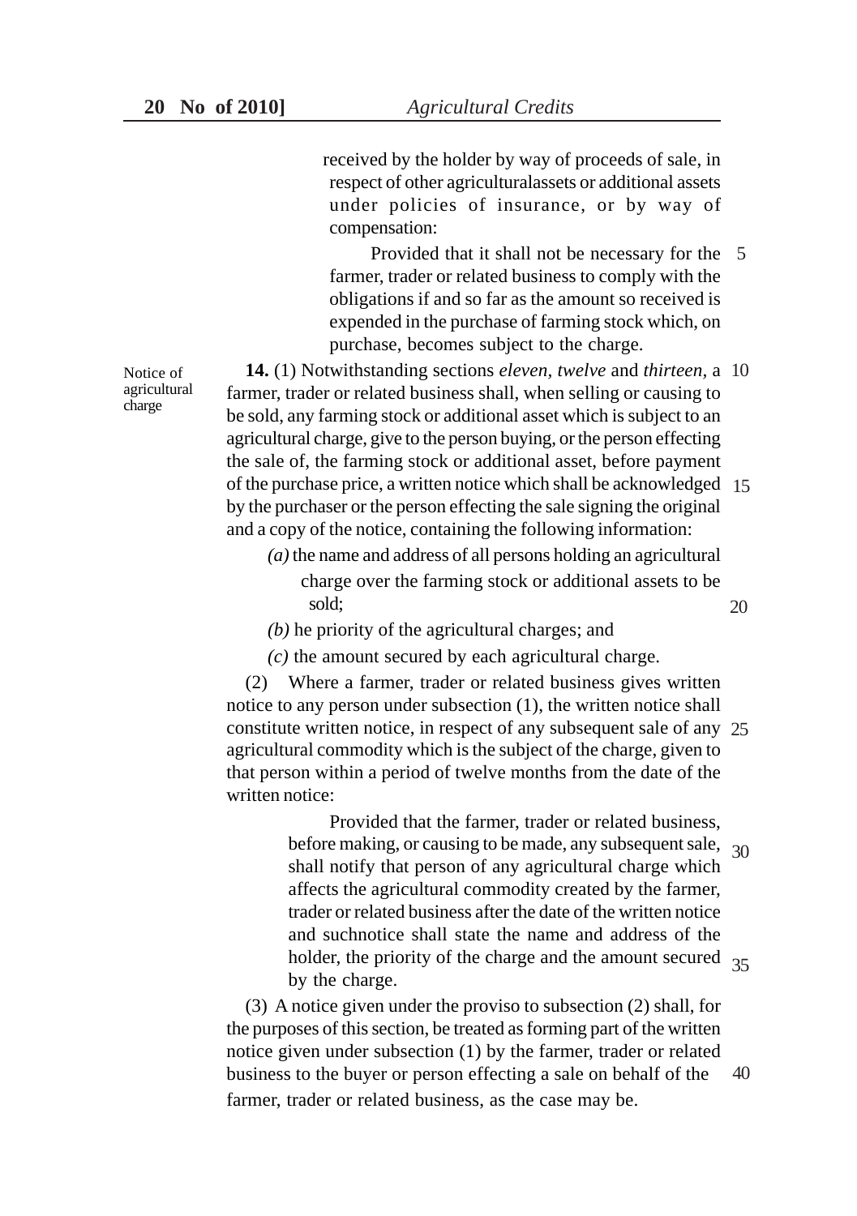received by the holder by way of proceeds of sale, in respect of other agriculturalassets or additional assets under policies of insurance, or by way of compensation:

Provided that it shall not be necessary for the farmer, trader or related business to comply with the obligations if and so far as the amount so received is expended in the purchase of farming stock which, on purchase, becomes subject to the charge.

Notice of agricultural charge

**14.** (1) Notwithstanding sections *eleven, twelve* and *thirteen*, a farmer, trader or related business shall, when selling or causing to be sold, any farming stock or additional asset which is subject to an agricultural charge, give to the person buying, or the person effecting the sale of, the farming stock or additional asset, before payment of the purchase price, a written notice which shall be acknowledged by the purchaser or the person effecting the sale signing the original and a copy of the notice, containing the following information:

*(a)* the name and address of all persons holding an agricultural charge over the farming stock or additional assets to be sold;

*(b)* he priority of the agricultural charges; and

*(c)* the amount secured by each agricultural charge.

(2) Where a farmer, trader or related business gives written notice to any person under subsection (1), the written notice shall constitute written notice, in respect of any subsequent sale of any agricultural commodity which is the subject of the charge, given to that person within a period of twelve months from the date of the written notice:

Provided that the farmer, trader or related business, before making, or causing to be made, any subsequent sale, shall notify that person of any agricultural charge which affects the agricultural commodity created by the farmer, trader or related business after the date of the written notice and suchnotice shall state the name and address of the holder, the priority of the charge and the amount secured by the charge.

(3) A notice given under the proviso to subsection (2) shall, for the purposes of this section, be treated as forming part of the written notice given under subsection (1) by the farmer, trader or related business to the buyer or person effecting a sale on behalf of the farmer, trader or related business, as the case may be.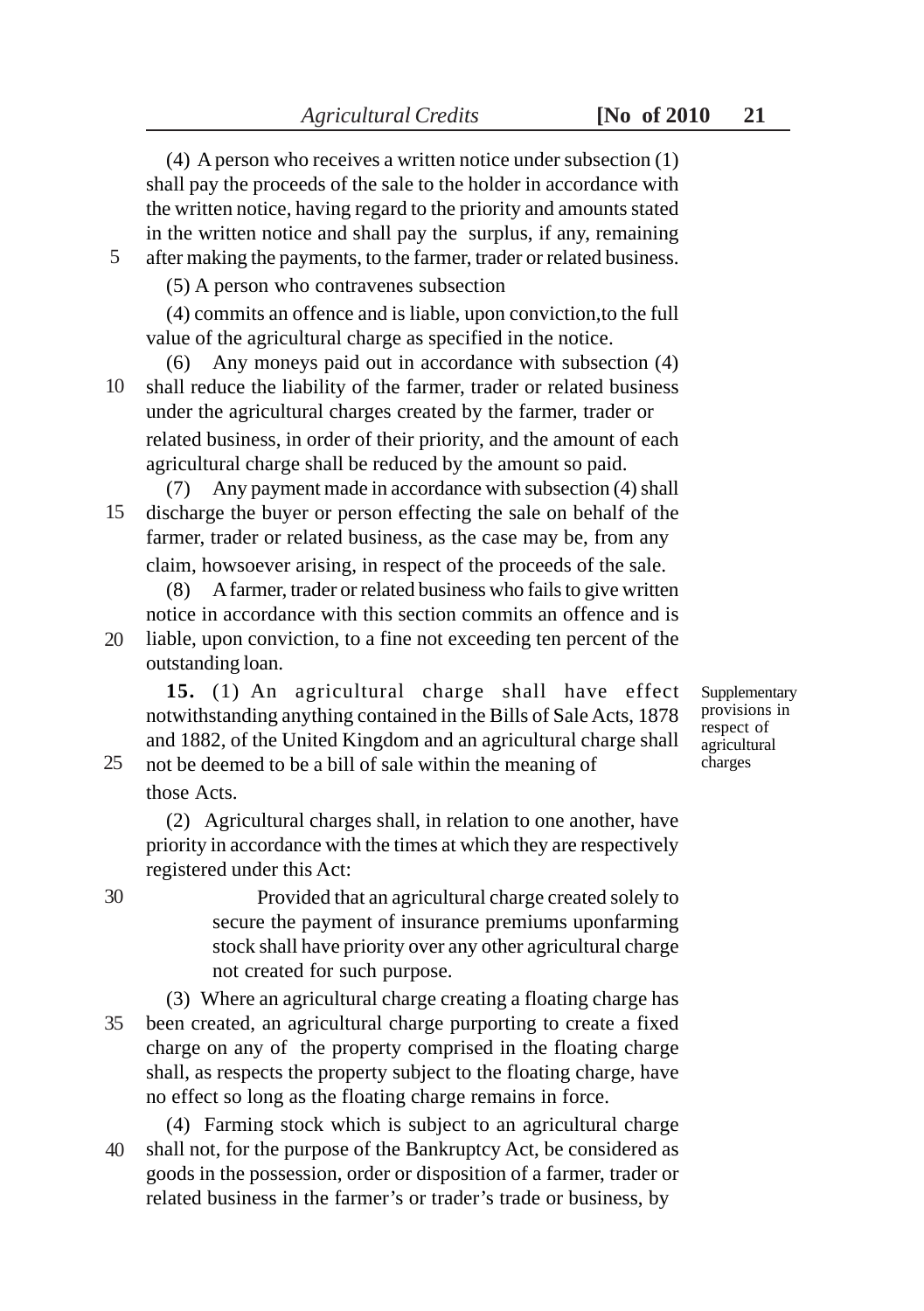(4) A person who receives a written notice under subsection (1) shall pay the proceeds of the sale to the holder in accordance with the written notice, having regard to the priority and amounts stated in the written notice and shall pay the surplus, if any, remaining after making the payments, to the farmer, trader or related business.

(5) A person who contravenes subsection

(4) commits an offence and is liable, upon conviction,to the full value of the agricultural charge as specified in the notice.

(6) Any moneys paid out in accordance with subsection (4) shall reduce the liability of the farmer, trader or related business under the agricultural charges created by the farmer, trader or related business, in order of their priority, and the amount of each agricultural charge shall be reduced by the amount so paid.

(7) Any payment made in accordance with subsection (4) shall discharge the buyer or person effecting the sale on behalf of the farmer, trader or related business, as the case may be, from any claim, howsoever arising, in respect of the proceeds of the sale.

(8) A farmer, trader or related business who fails to give written notice in accordance with this section commits an offence and is liable, upon conviction, to a fine not exceeding ten percent of the outstanding loan.

Supplementary provisions in respect of agricultural charges

**15.** (1) An agricultural charge shall have effect notwithstanding anything contained in the Bills of Sale Acts, 1878 and 1882, of the United Kingdom and an agricultural charge shall not be deemed to be a bill of sale within the meaning of those Acts.

(2) Agricultural charges shall, in relation to one another, have priority in accordance with the times at which they are respectively registered under this Act:

Provided that an agricultural charge created solely to secure the payment of insurance premiums uponfarming stock shall have priority over any other agricultural charge not created for such purpose.

(3) Where an agricultural charge creating a floating charge has been created, an agricultural charge purporting to create a fixed charge on any of the property comprised in the floating charge shall, as respects the property subject to the floating charge, have no effect so long as the floating charge remains in force.

(4) Farming stock which is subject to an agricultural charge shall not, for the purpose of the Bankruptcy Act, be considered as goods in the possession, order or disposition of a farmer, trader or related business in the farmer's or trader's trade or business, by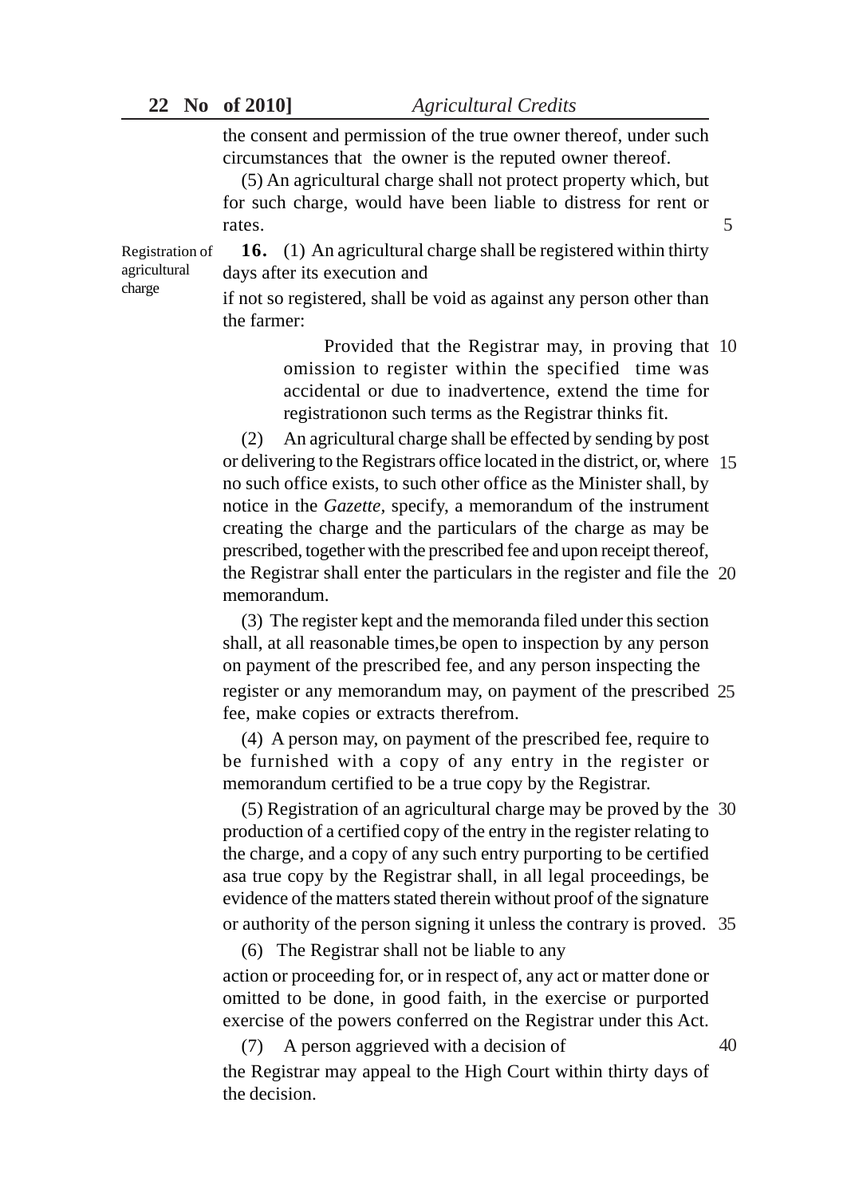the consent and permission of the true owner thereof, under such circumstances that the owner is the reputed owner thereof.

(5) An agricultural charge shall not protect property which, but for such charge, would have been liable to distress for rent or rates.

Registration of agricultural charge

**16.** (1) An agricultural charge shall be registered within thirty days after its execution and

if not so registered, shall be void as against any person other than the farmer:

> Provided that the Registrar may, in proving that omission to register within the specified time was accidental or due to inadvertence, extend the time for registrationon such terms as the Registrar thinks fit.

(2) An agricultural charge shall be effected by sending by post or delivering to the Registrars office located in the district, or, where no such office exists, to such other office as the Minister shall, by notice in the *Gazette*, specify, a memorandum of the instrument creating the charge and the particulars of the charge as may be prescribed, together with the prescribed fee and upon receipt thereof, the Registrar shall enter the particulars in the register and file the memorandum.

(3) The register kept and the memoranda filed under this section shall, at all reasonable times,be open to inspection by any person on payment of the prescribed fee, and any person inspecting the register or any memorandum may, on payment of the prescribed fee, make copies or extracts therefrom.

(4) A person may, on payment of the prescribed fee, require to be furnished with a copy of any entry in the register or memorandum certified to be a true copy by the Registrar.

(5) Registration of an agricultural charge may be proved by the production of a certified copy of the entry in the register relating to the charge, and a copy of any such entry purporting to be certified asa true copy by the Registrar shall, in all legal proceedings, be evidence of the matters stated therein without proof of the signature or authority of the person signing it unless the contrary is proved.

(6) The Registrar shall not be liable to any

action or proceeding for, or in respect of, any act or matter done or omitted to be done, in good faith, in the exercise or purported exercise of the powers conferred on the Registrar under this Act.

(7) A person aggrieved with a decision of

the Registrar may appeal to the High Court within thirty days of the decision.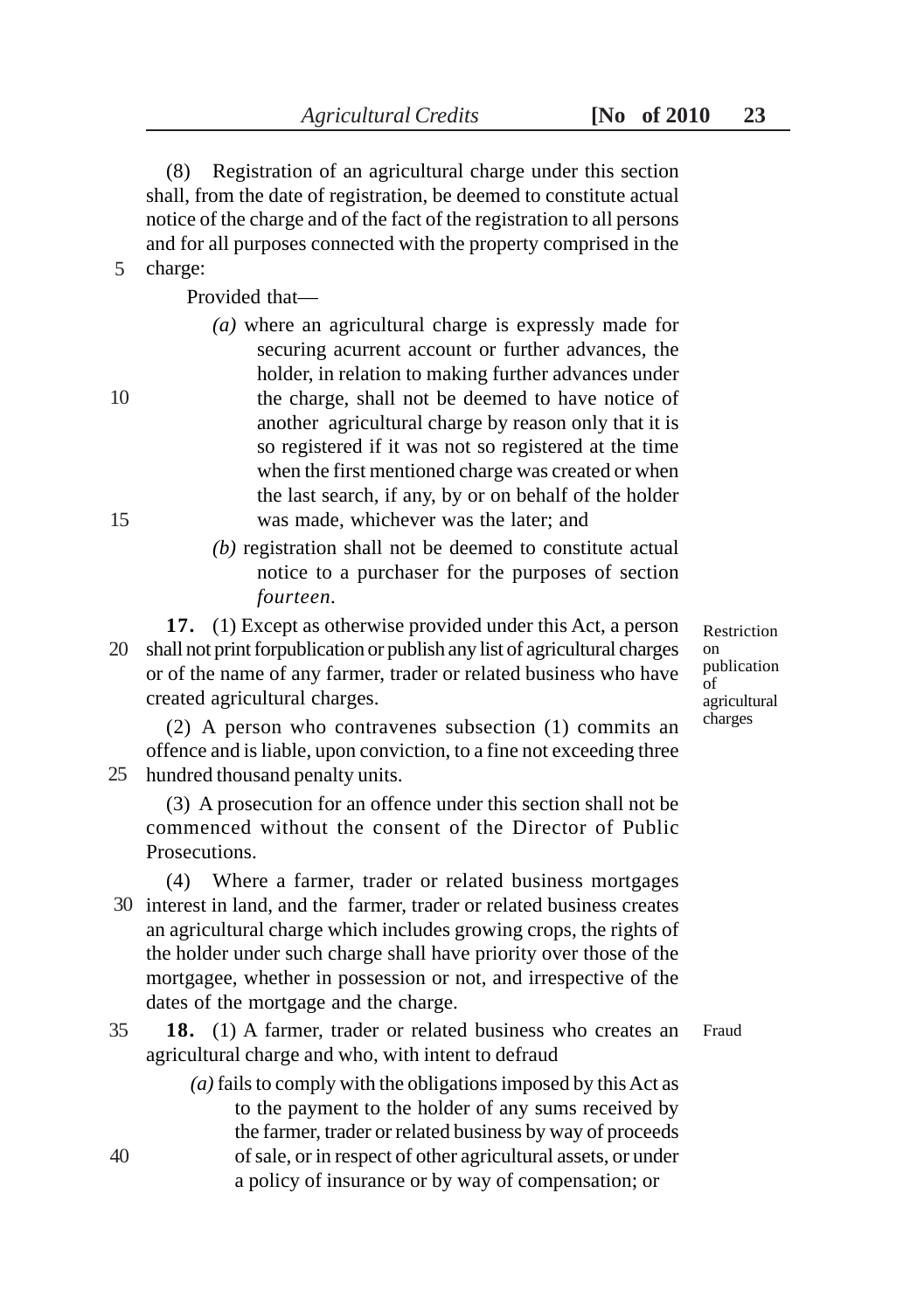(8) Registration of an agricultural charge under this section shall, from the date of registration, be deemed to constitute actual notice of the charge and of the fact of the registration to all persons and for all purposes connected with the property comprised in the charge:

Provided that—

*(a)* where an agricultural charge is expressly made for securing acurrent account or further advances, the holder, in relation to making further advances under the charge, shall not be deemed to have notice of another agricultural charge by reason only that it is so registered if it was not so registered at the time when the first mentioned charge was created or when the last search, if any, by or on behalf of the holder was made, whichever was the later; and

*(b)* registration shall not be deemed to constitute actual notice to a purchaser for the purposes of section *fourteen*.

**Restriction on publication of agricultural charges**

**17.** (1) Except as otherwise provided under this Act, a person shall not print forpublication or publish any list of agricultural charges or of the name of any farmer, trader or related business who have created agricultural charges.

(2) A person who contravenes subsection (1) commits an offence and is liable, upon conviction, to a fine not exceeding three hundred thousand penalty units.

(3) A prosecution for an offence under this section shall not be commenced without the consent of the Director of Public Prosecutions.

(4) Where a farmer, trader or related business mortgages interest in land, and the farmer, trader or related business creates an agricultural charge which includes growing crops, the rights of the holder under such charge shall have priority over those of the mortgagee, whether in possession or not, and irrespective of the dates of the mortgage and the charge.

**Fraud**

**18.** (1) A farmer, trader or related business who creates an agricultural charge and who, with intent to defraud

*(a)* fails to comply with the obligations imposed by this Act as to the payment to the holder of any sums received by the farmer, trader or related business by way of proceeds of sale, or in respect of other agricultural assets, or under a policy of insurance or by way of compensation; or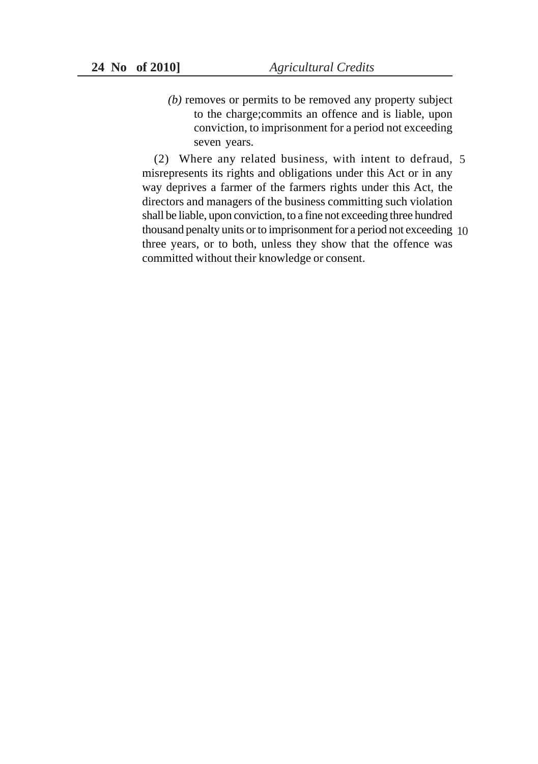*(b)* removes or permits to be removed any property subject to the charge;commits an offence and is liable, upon conviction, to imprisonment for a period not exceeding seven years.

(2) Where any related business, with intent to defraud, misrepresents its rights and obligations under this Act or in any way deprives a farmer of the farmers rights under this Act, the directors and managers of the business committing such violation shall be liable, upon conviction, to a fine not exceeding three hundred thousand penalty units or to imprisonment for a period not exceeding three years, or to both, unless they show that the offence was committed without their knowledge or consent.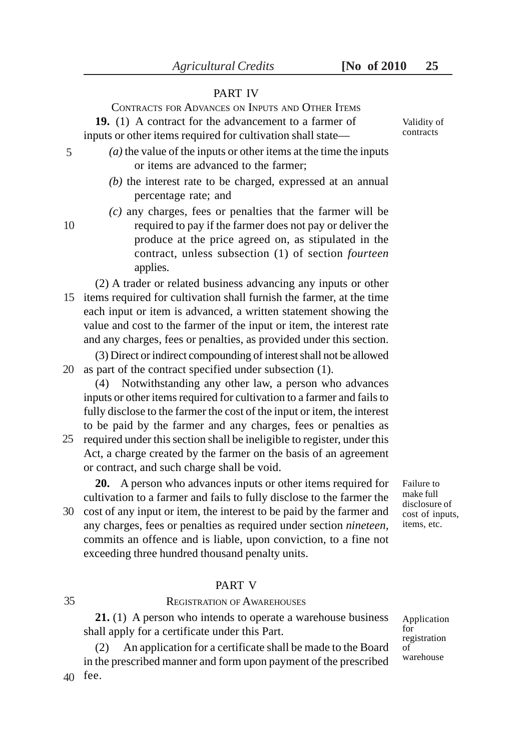## PART IV

### CONTRACTS FOR ADVANCES ON INPUTS AND OTHER ITEMS

Validity of contracts

**19.** (1) A contract for the advancement to a farmer of inputs or other items required for cultivation shall state—

*(a)* the value of the inputs or other items at the time the inputs or items are advanced to the farmer;

*(b)* the interest rate to be charged, expressed at an annual percentage rate; and

*(c)* any charges, fees or penalties that the farmer will be required to pay if the farmer does not pay or deliver the produce at the price agreed on, as stipulated in the contract, unless subsection (1) of section *fourteen* applies.

(2) A trader or related business advancing any inputs or other items required for cultivation shall furnish the farmer, at the time each input or item is advanced, a written statement showing the value and cost to the farmer of the input or item, the interest rate and any charges, fees or penalties, as provided under this section.

(3) Direct or indirect compounding of interest shall not be allowed as part of the contract specified under subsection (1).

(4) Notwithstanding any other law, a person who advances inputs or other items required for cultivation to a farmer and fails to fully disclose to the farmer the cost of the input or item, the interest to be paid by the farmer and any charges, fees or penalties as required under this section shall be ineligible to register, under this Act, a charge created by the farmer on the basis of an agreement or contract, and such charge shall be void.

Failure to make full disclosure of cost of inputs, items, etc.

**20.** A person who advances inputs or other items required for cultivation to a farmer and fails to fully disclose to the farmer the cost of any input or item, the interest to be paid by the farmer and any charges, fees or penalties as required under section *nineteen*, commits an offence and is liable, upon conviction, to a fine not exceeding three hundred thousand penalty units.

## PART V

### REGISTRATION OF AWAREHOUSES

Application for registration of warehouse

**21.** (1) A person who intends to operate a warehouse business shall apply for a certificate under this Part.

(2) An application for a certificate shall be made to the Board in the prescribed manner and form upon payment of the prescribed fee.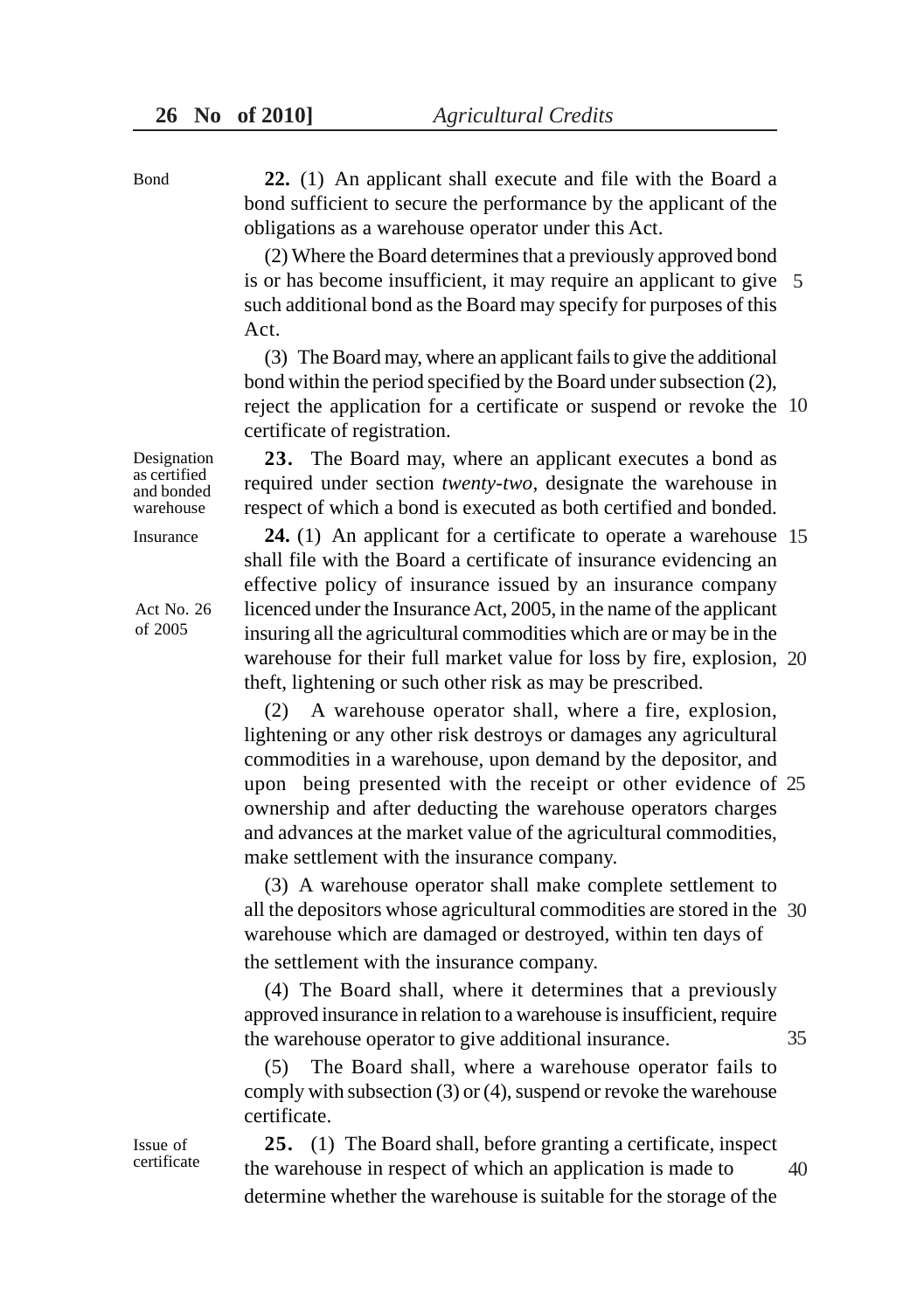Bond

**22.** (1) An applicant shall execute and file with the Board a bond sufficient to secure the performance by the applicant of the obligations as a warehouse operator under this Act.

(2) Where the Board determines that a previously approved bond is or has become insufficient, it may require an applicant to give such additional bond as the Board may specify for purposes of this Act.

(3) The Board may, where an applicant fails to give the additional bond within the period specified by the Board under subsection (2), reject the application for a certificate or suspend or revoke the certificate of registration.

Designation as certified and bonded warehouse

**23.** The Board may, where an applicant executes a bond as required under section *twenty-two*, designate the warehouse in respect of which a bond is executed as both certified and bonded.

Insurance

Act No. 26 of 2005

**24.** (1) An applicant for a certificate to operate a warehouse shall file with the Board a certificate of insurance evidencing an effective policy of insurance issued by an insurance company licenced under the Insurance Act, 2005, in the name of the applicant insuring all the agricultural commodities which are or may be in the warehouse for their full market value for loss by fire, explosion, theft, lightening or such other risk as may be prescribed.

(2) A warehouse operator shall, where a fire, explosion, lightening or any other risk destroys or damages any agricultural commodities in a warehouse, upon demand by the depositor, and upon being presented with the receipt or other evidence of ownership and after deducting the warehouse operators charges and advances at the market value of the agricultural commodities, make settlement with the insurance company.

(3) A warehouse operator shall make complete settlement to all the depositors whose agricultural commodities are stored in the warehouse which are damaged or destroyed, within ten days of the settlement with the insurance company.

(4) The Board shall, where it determines that a previously approved insurance in relation to a warehouse is insufficient, require the warehouse operator to give additional insurance.

(5) The Board shall, where a warehouse operator fails to comply with subsection (3) or (4), suspend or revoke the warehouse certificate.

Issue of certificate

**25.** (1) The Board shall, before granting a certificate, inspect the warehouse in respect of which an application is made to determine whether the warehouse is suitable for the storage of the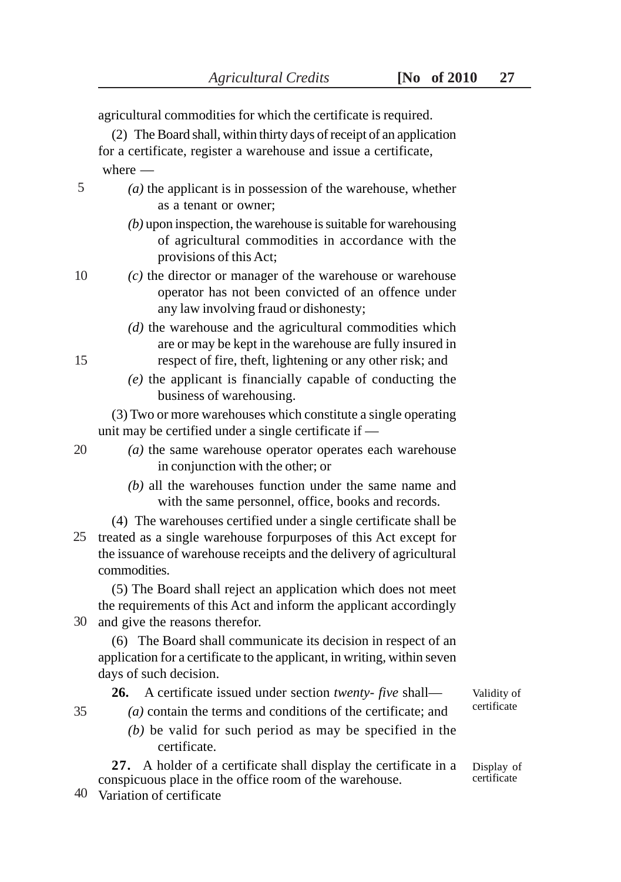agricultural commodities for which the certificate is required.

(2) The Board shall, within thirty days of receipt of an application for a certificate, register a warehouse and issue a certificate, where —

*(a)* the applicant is in possession of the warehouse, whether as a tenant or owner;

*(b)* upon inspection, the warehouse is suitable for warehousing of agricultural commodities in accordance with the provisions of this Act;

*(c)* the director or manager of the warehouse or warehouse operator has not been convicted of an offence under any law involving fraud or dishonesty;

*(d)* the warehouse and the agricultural commodities which are or may be kept in the warehouse are fully insured in respect of fire, theft, lightening or any other risk; and

*(e)* the applicant is financially capable of conducting the business of warehousing.

(3) Two or more warehouses which constitute a single operating unit may be certified under a single certificate if —

*(a)* the same warehouse operator operates each warehouse in conjunction with the other; or

*(b)* all the warehouses function under the same name and with the same personnel, office, books and records.

(4) The warehouses certified under a single certificate shall be treated as a single warehouse forpurposes of this Act except for the issuance of warehouse receipts and the delivery of agricultural commodities.

(5) The Board shall reject an application which does not meet the requirements of this Act and inform the applicant accordingly and give the reasons therefor.

(6) The Board shall communicate its decision in respect of an application for a certificate to the applicant, in writing, within seven days of such decision.

Validity of certificate

**26.** A certificate issued under section *twenty- five* shall—

*(a)* contain the terms and conditions of the certificate; and

*(b)* be valid for such period as may be specified in the certificate.

Display of certificate

**27.** A holder of a certificate shall display the certificate in a conspicuous place in the office room of the warehouse.

Variation of certificate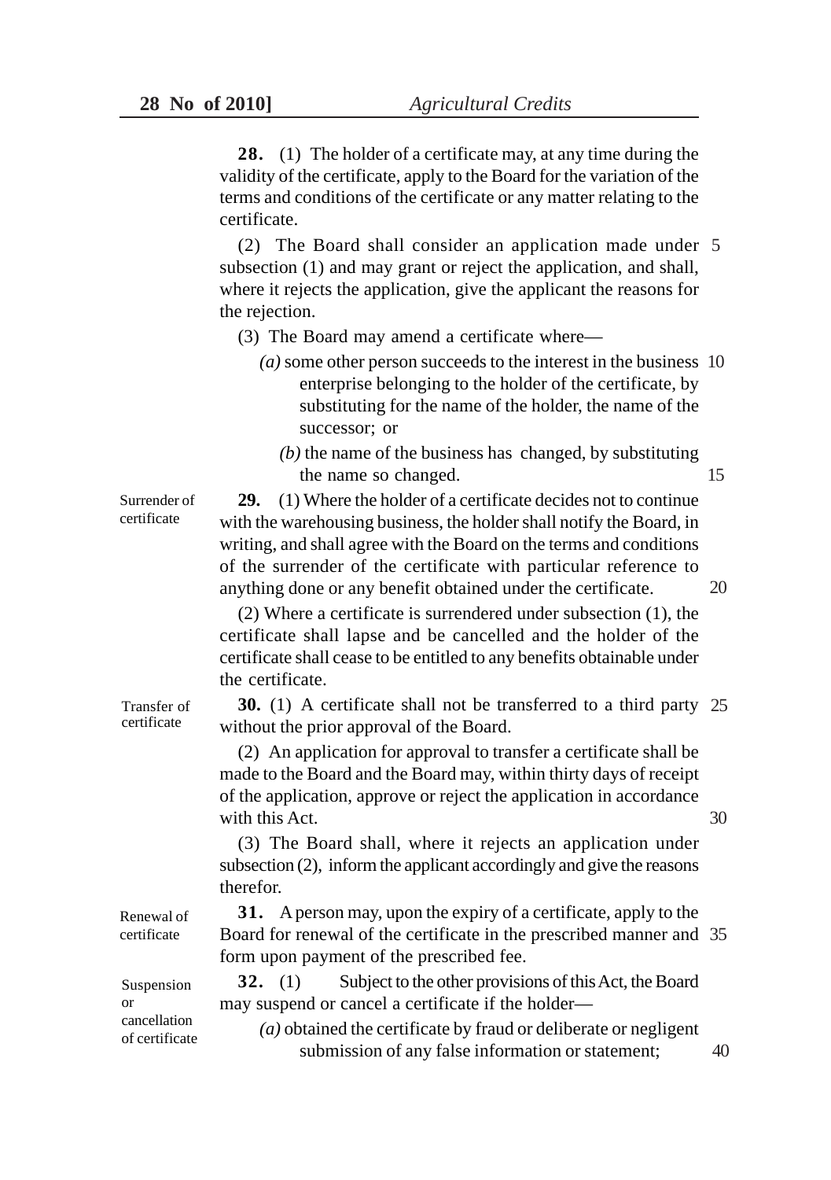**28.** (1) The holder of a certificate may, at any time during the validity of the certificate, apply to the Board for the variation of the terms and conditions of the certificate or any matter relating to the certificate.

(2) The Board shall consider an application made under subsection (1) and may grant or reject the application, and shall, where it rejects the application, give the applicant the reasons for the rejection.

(3) The Board may amend a certificate where—

*(a)* some other person succeeds to the interest in the business enterprise belonging to the holder of the certificate, by substituting for the name of the holder, the name of the successor; or

*(b)* the name of the business has changed, by substituting the name so changed.

Surrender of certificate

**29.** (1) Where the holder of a certificate decides not to continue with the warehousing business, the holder shall notify the Board, in writing, and shall agree with the Board on the terms and conditions of the surrender of the certificate with particular reference to anything done or any benefit obtained under the certificate.

(2) Where a certificate is surrendered under subsection (1), the certificate shall lapse and be cancelled and the holder of the certificate shall cease to be entitled to any benefits obtainable under the certificate.

Transfer of certificate

**30.** (1) A certificate shall not be transferred to a third party without the prior approval of the Board.

(2) An application for approval to transfer a certificate shall be made to the Board and the Board may, within thirty days of receipt of the application, approve or reject the application in accordance with this Act.

(3) The Board shall, where it rejects an application under subsection (2), inform the applicant accordingly and give the reasons therefor.

Renewal of certificate

**31.** A person may, upon the expiry of a certificate, apply to the Board for renewal of the certificate in the prescribed manner and form upon payment of the prescribed fee.

Suspension or cancellation of certificate

**32.** (1) Subject to the other provisions of this Act, the Board may suspend or cancel a certificate if the holder—

*(a)* obtained the certificate by fraud or deliberate or negligent submission of any false information or statement;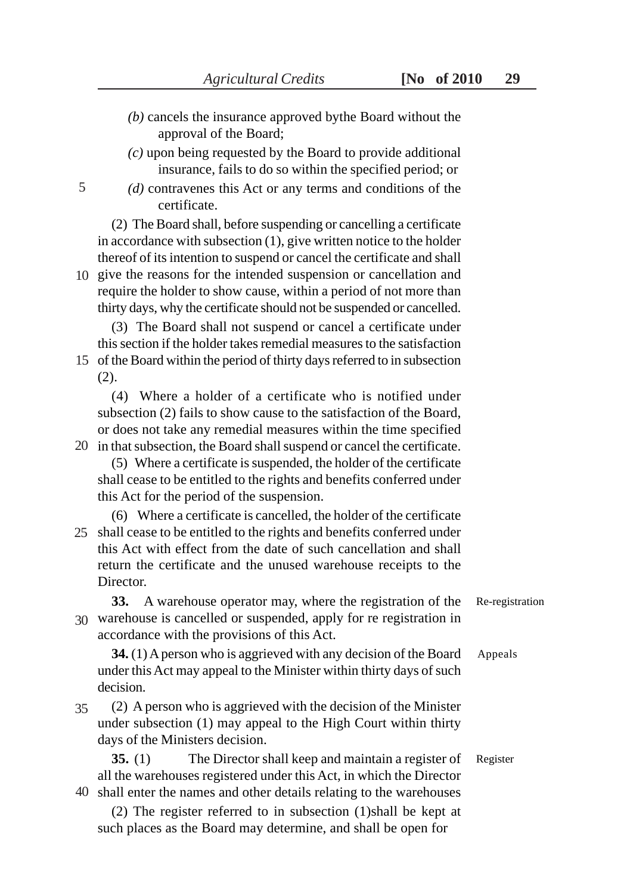*(b)* cancels the insurance approved bythe Board without the approval of the Board;

*(c)* upon being requested by the Board to provide additional insurance, fails to do so within the specified period; or

*(d)* contravenes this Act or any terms and conditions of the certificate.

(2) The Board shall, before suspending or cancelling a certificate in accordance with subsection (1), give written notice to the holder thereof of its intention to suspend or cancel the certificate and shall give the reasons for the intended suspension or cancellation and require the holder to show cause, within a period of not more than thirty days, why the certificate should not be suspended or cancelled.

(3) The Board shall not suspend or cancel a certificate under this section if the holder takes remedial measures to the satisfaction of the Board within the period of thirty days referred to in subsection (2).

(4) Where a holder of a certificate who is notified under subsection (2) fails to show cause to the satisfaction of the Board, or does not take any remedial measures within the time specified in that subsection, the Board shall suspend or cancel the certificate.

(5) Where a certificate is suspended, the holder of the certificate shall cease to be entitled to the rights and benefits conferred under this Act for the period of the suspension.

(6) Where a certificate is cancelled, the holder of the certificate shall cease to be entitled to the rights and benefits conferred under this Act with effect from the date of such cancellation and shall return the certificate and the unused warehouse receipts to the Director.

Re-registration

**33.** A warehouse operator may, where the registration of the warehouse is cancelled or suspended, apply for re registration in accordance with the provisions of this Act.

Appeals

**34.** (1) A person who is aggrieved with any decision of the Board under this Act may appeal to the Minister within thirty days of such decision.

(2) A person who is aggrieved with the decision of the Minister under subsection (1) may appeal to the High Court within thirty days of the Ministers decision.

Register

**35.** (1) The Director shall keep and maintain a register of all the warehouses registered under this Act, in which the Director shall enter the names and other details relating to the warehouses

(2) The register referred to in subsection (1)shall be kept at such places as the Board may determine, and shall be open for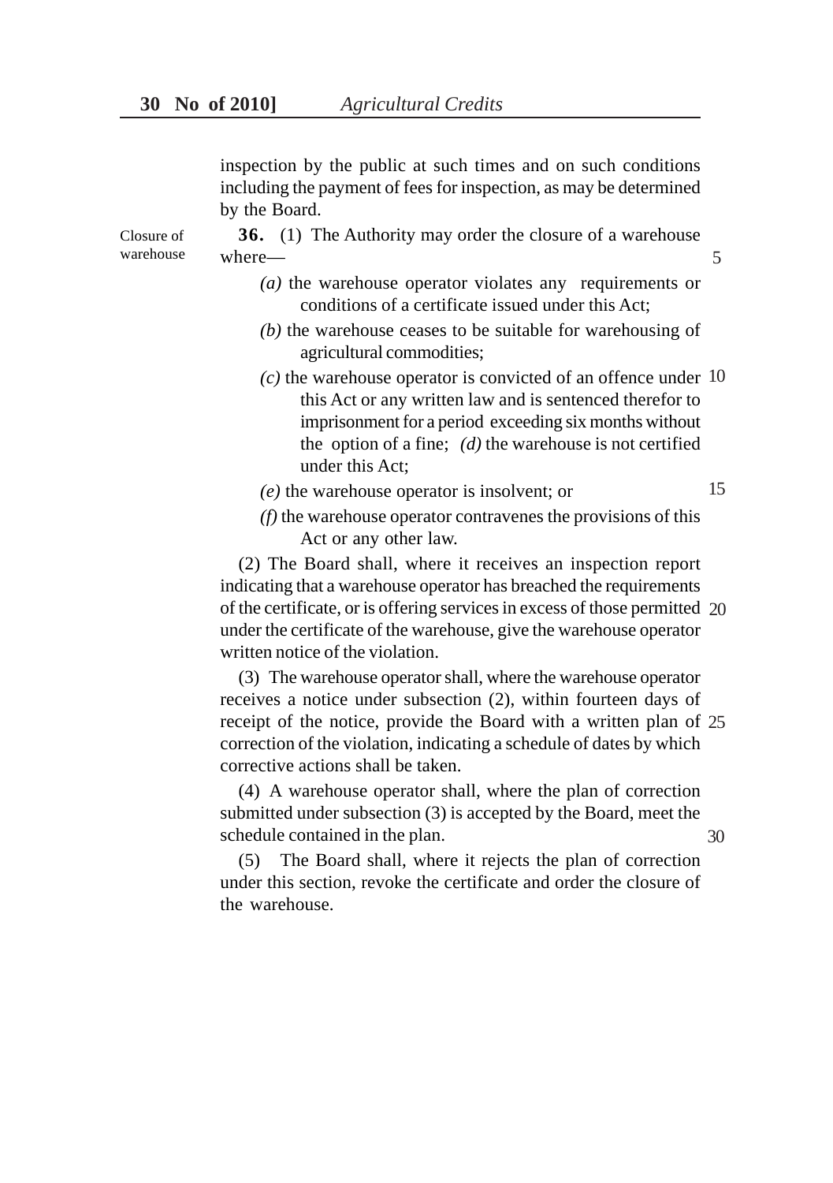inspection by the public at such times and on such conditions including the payment of fees for inspection, as may be determined by the Board.

Closure of warehouse

**36.** (1) The Authority may order the closure of a warehouse where—

*(a)* the warehouse operator violates any requirements or conditions of a certificate issued under this Act;

*(b)* the warehouse ceases to be suitable for warehousing of agricultural commodities;

*(c)* the warehouse operator is convicted of an offence under this Act or any written law and is sentenced therefor to imprisonment for a period exceeding six months without the option of a fine; *(d)* the warehouse is not certified under this Act;

*(e)* the warehouse operator is insolvent; or

*(f)* the warehouse operator contravenes the provisions of this Act or any other law.

(2) The Board shall, where it receives an inspection report indicating that a warehouse operator has breached the requirements of the certificate, or is offering services in excess of those permitted under the certificate of the warehouse, give the warehouse operator written notice of the violation.

(3) The warehouse operator shall, where the warehouse operator receives a notice under subsection (2), within fourteen days of receipt of the notice, provide the Board with a written plan of correction of the violation, indicating a schedule of dates by which corrective actions shall be taken.

(4) A warehouse operator shall, where the plan of correction submitted under subsection (3) is accepted by the Board, meet the schedule contained in the plan.

(5) The Board shall, where it rejects the plan of correction under this section, revoke the certificate and order the closure of the warehouse.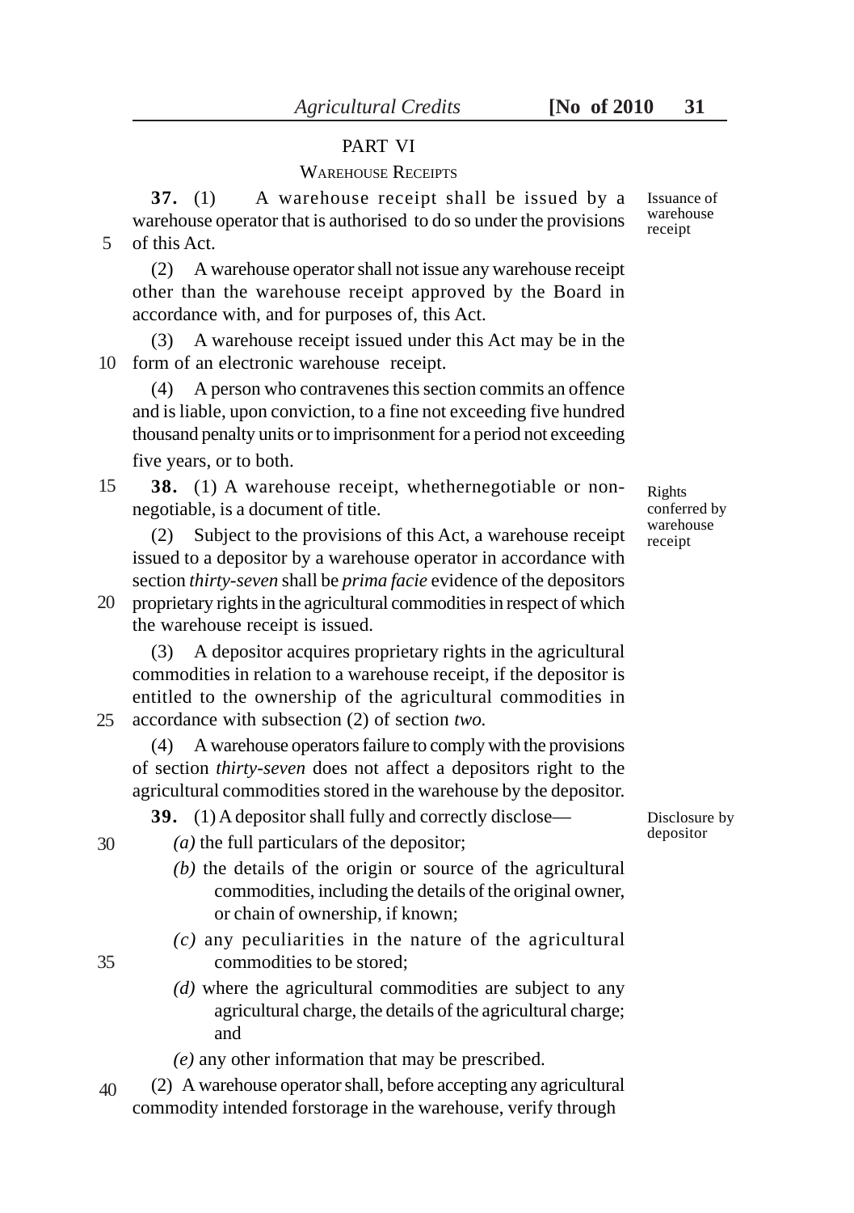## PART VI

### WAREHOUSE RECEIPTS

*Issuance of warehouse receipt*

**37.** (1) A warehouse receipt shall be issued by a warehouse operator that is authorised to do so under the provisions of this Act.

(2) A warehouse operator shall not issue any warehouse receipt other than the warehouse receipt approved by the Board in accordance with, and for purposes of, this Act.

(3) A warehouse receipt issued under this Act may be in the form of an electronic warehouse receipt.

(4) A person who contravenes this section commits an offence and is liable, upon conviction, to a fine not exceeding five hundred thousand penalty units or to imprisonment for a period not exceeding five years, or to both.

*Rights conferred by warehouse receipt*

**38.** (1) A warehouse receipt, whethernegotiable or non-negotiable, is a document of title.

(2) Subject to the provisions of this Act, a warehouse receipt issued to a depositor by a warehouse operator in accordance with section *thirty-seven* shall be *prima facie* evidence of the depositors proprietary rights in the agricultural commodities in respect of which the warehouse receipt is issued.

(3) A depositor acquires proprietary rights in the agricultural commodities in relation to a warehouse receipt, if the depositor is entitled to the ownership of the agricultural commodities in accordance with subsection (2) of section *two.*

(4) A warehouse operators failure to comply with the provisions of section *thirty-seven* does not affect a depositors right to the agricultural commodities stored in the warehouse by the depositor.

*Disclosure by depositor*

**39.** (1) A depositor shall fully and correctly disclose—

*(a)* the full particulars of the depositor;

*(b)* the details of the origin or source of the agricultural commodities, including the details of the original owner, or chain of ownership, if known;

*(c)* any peculiarities in the nature of the agricultural commodities to be stored;

*(d)* where the agricultural commodities are subject to any agricultural charge, the details of the agricultural charge; and

*(e)* any other information that may be prescribed.

(2) A warehouse operator shall, before accepting any agricultural commodity intended forstorage in the warehouse, verify through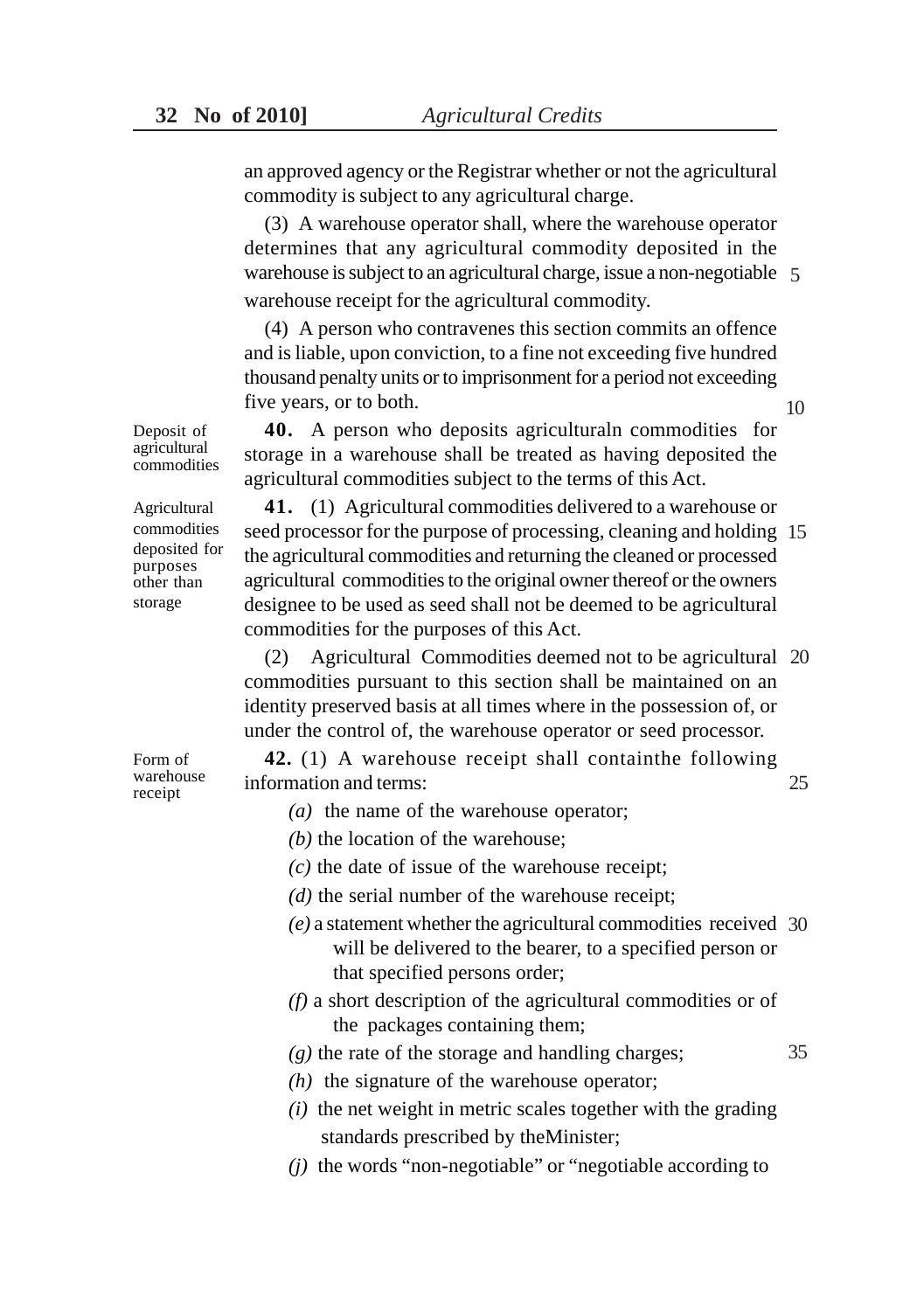an approved agency or the Registrar whether or not the agricultural commodity is subject to any agricultural charge.

(3) A warehouse operator shall, where the warehouse operator determines that any agricultural commodity deposited in the warehouse is subject to an agricultural charge, issue a non-negotiable warehouse receipt for the agricultural commodity.

(4) A person who contravenes this section commits an offence and is liable, upon conviction, to a fine not exceeding five hundred thousand penalty units or to imprisonment for a period not exceeding five years, or to both.

*Deposit of agricultural commodities*

**40.** A person who deposits agriculturaln commodities for storage in a warehouse shall be treated as having deposited the agricultural commodities subject to the terms of this Act.

*Agricultural commodities deposited for purposes other than storage*

**41.** (1) Agricultural commodities delivered to a warehouse or seed processor for the purpose of processing, cleaning and holding the agricultural commodities and returning the cleaned or processed agricultural commodities to the original owner thereof or the owners designee to be used as seed shall not be deemed to be agricultural commodities for the purposes of this Act.

(2) Agricultural Commodities deemed not to be agricultural commodities pursuant to this section shall be maintained on an identity preserved basis at all times where in the possession of, or under the control of, the warehouse operator or seed processor.

*Form of warehouse receipt*

**42.** (1) A warehouse receipt shall containthe following information and terms:

*(a)* the name of the warehouse operator;

*(b)* the location of the warehouse;

*(c)* the date of issue of the warehouse receipt;

*(d)* the serial number of the warehouse receipt;

*(e)* a statement whether the agricultural commodities received will be delivered to the bearer, to a specified person or that specified persons order;

*(f)* a short description of the agricultural commodities or of the packages containing them;

*(g)* the rate of the storage and handling charges;

*(h)* the signature of the warehouse operator;

*(i)* the net weight in metric scales together with the grading standards prescribed by theMinister;

*(j)* the words "non-negotiable" or "negotiable according to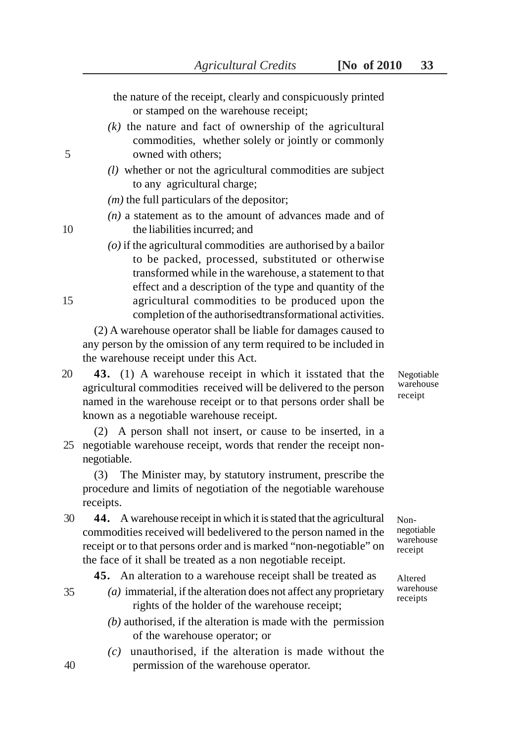the nature of the receipt, clearly and conspicuously printed or stamped on the warehouse receipt;

*(k)* the nature and fact of ownership of the agricultural commodities, whether solely or jointly or commonly owned with others;

*(l)* whether or not the agricultural commodities are subject to any agricultural charge;

*(m)* the full particulars of the depositor;

*(n)* a statement as to the amount of advances made and of the liabilities incurred; and

*(o)* if the agricultural commodities are authorised by a bailor to be packed, processed, substituted or otherwise transformed while in the warehouse, a statement to that effect and a description of the type and quantity of the agricultural commodities to be produced upon the completion of the authorisedtransformational activities.

(2) A warehouse operator shall be liable for damages caused to any person by the omission of any term required to be included in the warehouse receipt under this Act.

*Negotiable warehouse receipt*

**43.** (1) A warehouse receipt in which it isstated that the agricultural commodities received will be delivered to the person named in the warehouse receipt or to that persons order shall be known as a negotiable warehouse receipt.

(2) A person shall not insert, or cause to be inserted, in a negotiable warehouse receipt, words that render the receipt non-negotiable.

(3) The Minister may, by statutory instrument, prescribe the procedure and limits of negotiation of the negotiable warehouse receipts.

*Non-negotiable warehouse receipt*

**44.** A warehouse receipt in which it is stated that the agricultural commodities received will bedelivered to the person named in the receipt or to that persons order and is marked "non-negotiable" on the face of it shall be treated as a non negotiable receipt.

*Altered warehouse receipts*

**45.** An alteration to a warehouse receipt shall be treated as

*(a)* immaterial, if the alteration does not affect any proprietary rights of the holder of the warehouse receipt;

*(b)* authorised, if the alteration is made with the permission of the warehouse operator; or

*(c)* unauthorised, if the alteration is made without the permission of the warehouse operator.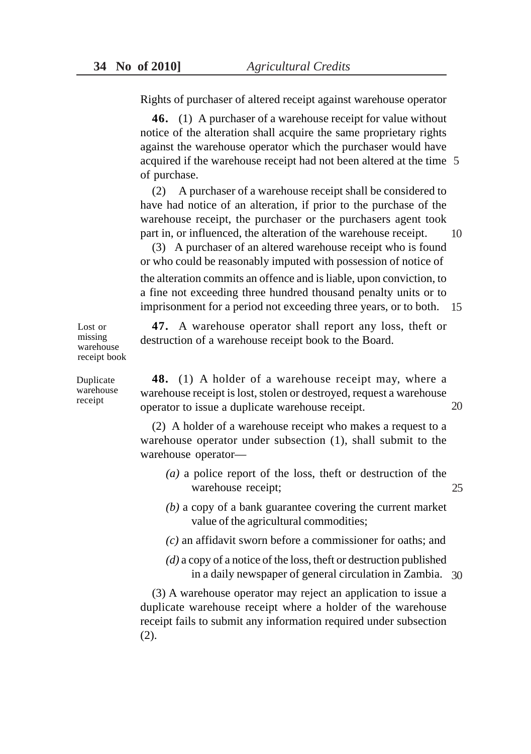Rights of purchaser of altered receipt against warehouse operator

**46.** (1) A purchaser of a warehouse receipt for value without notice of the alteration shall acquire the same proprietary rights against the warehouse operator which the purchaser would have acquired if the warehouse receipt had not been altered at the time of purchase.

(2) A purchaser of a warehouse receipt shall be considered to have had notice of an alteration, if prior to the purchase of the warehouse receipt, the purchaser or the purchasers agent took part in, or influenced, the alteration of the warehouse receipt.

(3) A purchaser of an altered warehouse receipt who is found or who could be reasonably imputed with possession of notice of the alteration commits an offence and is liable, upon conviction, to a fine not exceeding three hundred thousand penalty units or to imprisonment for a period not exceeding three years, or to both.

Lost or missing warehouse receipt book

**47.** A warehouse operator shall report any loss, theft or destruction of a warehouse receipt book to the Board.

Duplicate warehouse receipt

**48.** (1) A holder of a warehouse receipt may, where a warehouse receipt is lost, stolen or destroyed, request a warehouse operator to issue a duplicate warehouse receipt.

(2) A holder of a warehouse receipt who makes a request to a warehouse operator under subsection (1), shall submit to the warehouse operator—

*(a)* a police report of the loss, theft or destruction of the warehouse receipt;

*(b)* a copy of a bank guarantee covering the current market value of the agricultural commodities;

*(c)* an affidavit sworn before a commissioner for oaths; and

*(d)* a copy of a notice of the loss, theft or destruction published in a daily newspaper of general circulation in Zambia.

(3) A warehouse operator may reject an application to issue a duplicate warehouse receipt where a holder of the warehouse receipt fails to submit any information required under subsection (2).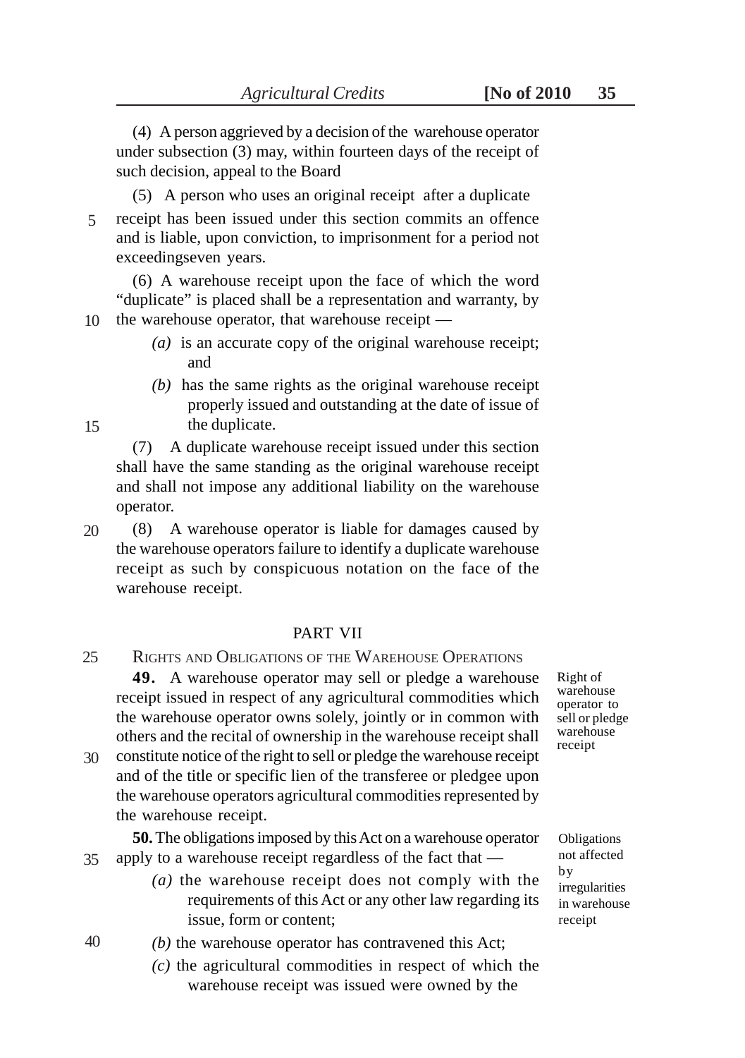(4) A person aggrieved by a decision of the warehouse operator under subsection (3) may, within fourteen days of the receipt of such decision, appeal to the Board

(5) A person who uses an original receipt after a duplicate receipt has been issued under this section commits an offence and is liable, upon conviction, to imprisonment for a period not exceedingseven years.

(6) A warehouse receipt upon the face of which the word "duplicate" is placed shall be a representation and warranty, by the warehouse operator, that warehouse receipt —

*(a)* is an accurate copy of the original warehouse receipt; and

*(b)* has the same rights as the original warehouse receipt properly issued and outstanding at the date of issue of the duplicate.

(7) A duplicate warehouse receipt issued under this section shall have the same standing as the original warehouse receipt and shall not impose any additional liability on the warehouse operator.

(8) A warehouse operator is liable for damages caused by the warehouse operators failure to identify a duplicate warehouse receipt as such by conspicuous notation on the face of the warehouse receipt.

## PART VII

## RIGHTS AND OBLIGATIONS OF THE WAREHOUSE OPERATIONS

*Right of warehouse operator to sell or pledge warehouse receipt*

**49.** A warehouse operator may sell or pledge a warehouse receipt issued in respect of any agricultural commodities which the warehouse operator owns solely, jointly or in common with others and the recital of ownership in the warehouse receipt shall constitute notice of the right to sell or pledge the warehouse receipt and of the title or specific lien of the transferee or pledgee upon the warehouse operators agricultural commodities represented by the warehouse receipt.

*Obligations not affected by irregularities in warehouse receipt*

**50.** The obligations imposed by this Act on a warehouse operator apply to a warehouse receipt regardless of the fact that —

*(a)* the warehouse receipt does not comply with the requirements of this Act or any other law regarding its issue, form or content;

*(b)* the warehouse operator has contravened this Act;

*(c)* the agricultural commodities in respect of which the warehouse receipt was issued were owned by the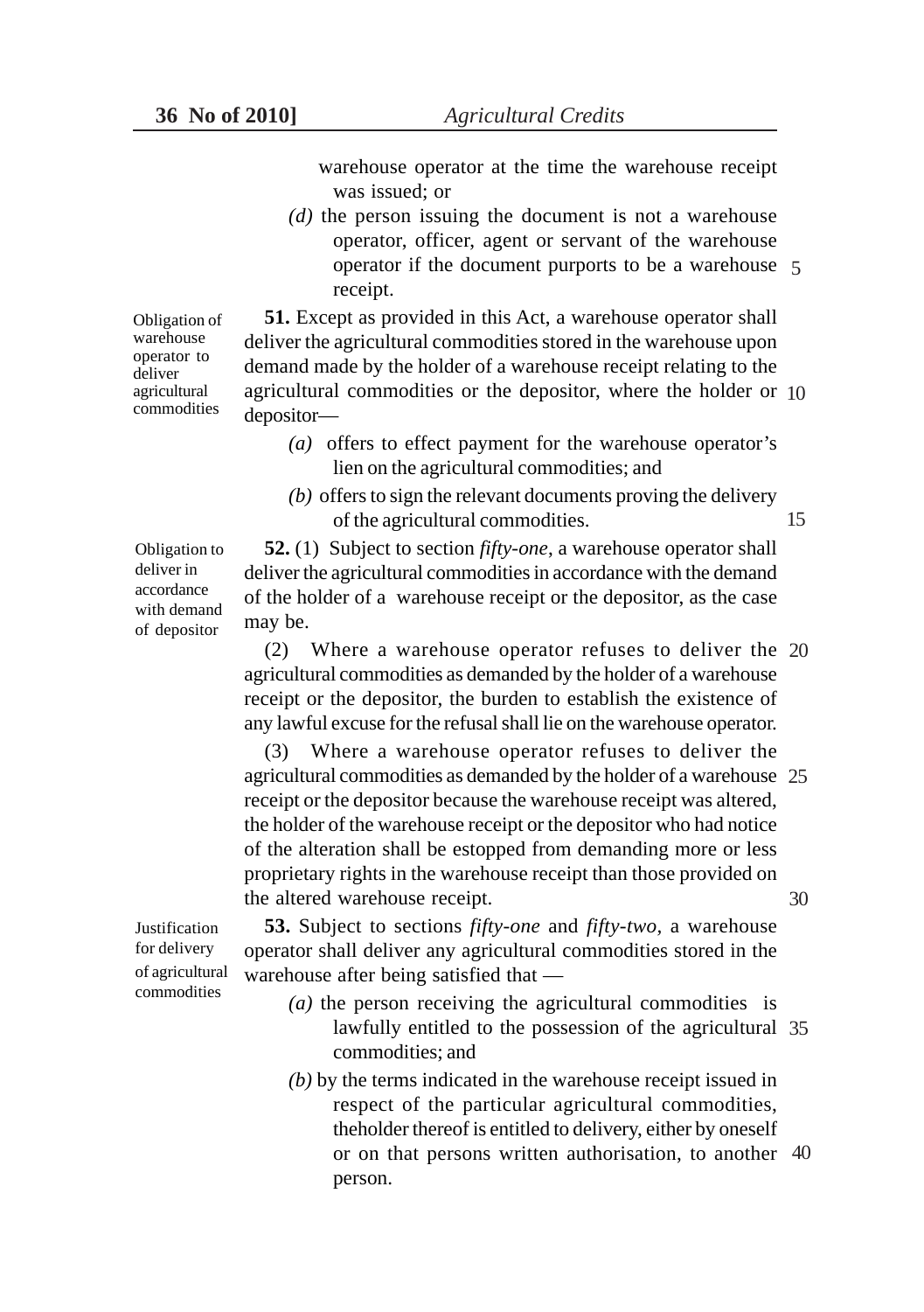warehouse operator at the time the warehouse receipt was issued; or

*(d)* the person issuing the document is not a warehouse operator, officer, agent or servant of the warehouse operator if the document purports to be a warehouse receipt.

**Obligation of warehouse operator to deliver agricultural commodities**

**51.** Except as provided in this Act, a warehouse operator shall deliver the agricultural commodities stored in the warehouse upon demand made by the holder of a warehouse receipt relating to the agricultural commodities or the depositor, where the holder or depositor—

*(a)* offers to effect payment for the warehouse operator's lien on the agricultural commodities; and

*(b)* offers to sign the relevant documents proving the delivery of the agricultural commodities.

**Obligation to deliver in accordance with demand of depositor**

**52.** (1) Subject to section *fifty-one*, a warehouse operator shall deliver the agricultural commodities in accordance with the demand of the holder of a warehouse receipt or the depositor, as the case may be.

(2) Where a warehouse operator refuses to deliver the agricultural commodities as demanded by the holder of a warehouse receipt or the depositor, the burden to establish the existence of any lawful excuse for the refusal shall lie on the warehouse operator.

(3) Where a warehouse operator refuses to deliver the agricultural commodities as demanded by the holder of a warehouse receipt or the depositor because the warehouse receipt was altered, the holder of the warehouse receipt or the depositor who had notice of the alteration shall be estopped from demanding more or less proprietary rights in the warehouse receipt than those provided on the altered warehouse receipt.

**Justification for delivery of agricultural commodities**

**53.** Subject to sections *fifty-one* and *fifty-two*, a warehouse operator shall deliver any agricultural commodities stored in the warehouse after being satisfied that —

*(a)* the person receiving the agricultural commodities is lawfully entitled to the possession of the agricultural commodities; and

*(b)* by the terms indicated in the warehouse receipt issued in respect of the particular agricultural commodities, theholder thereof is entitled to delivery, either by oneself or on that persons written authorisation, to another person.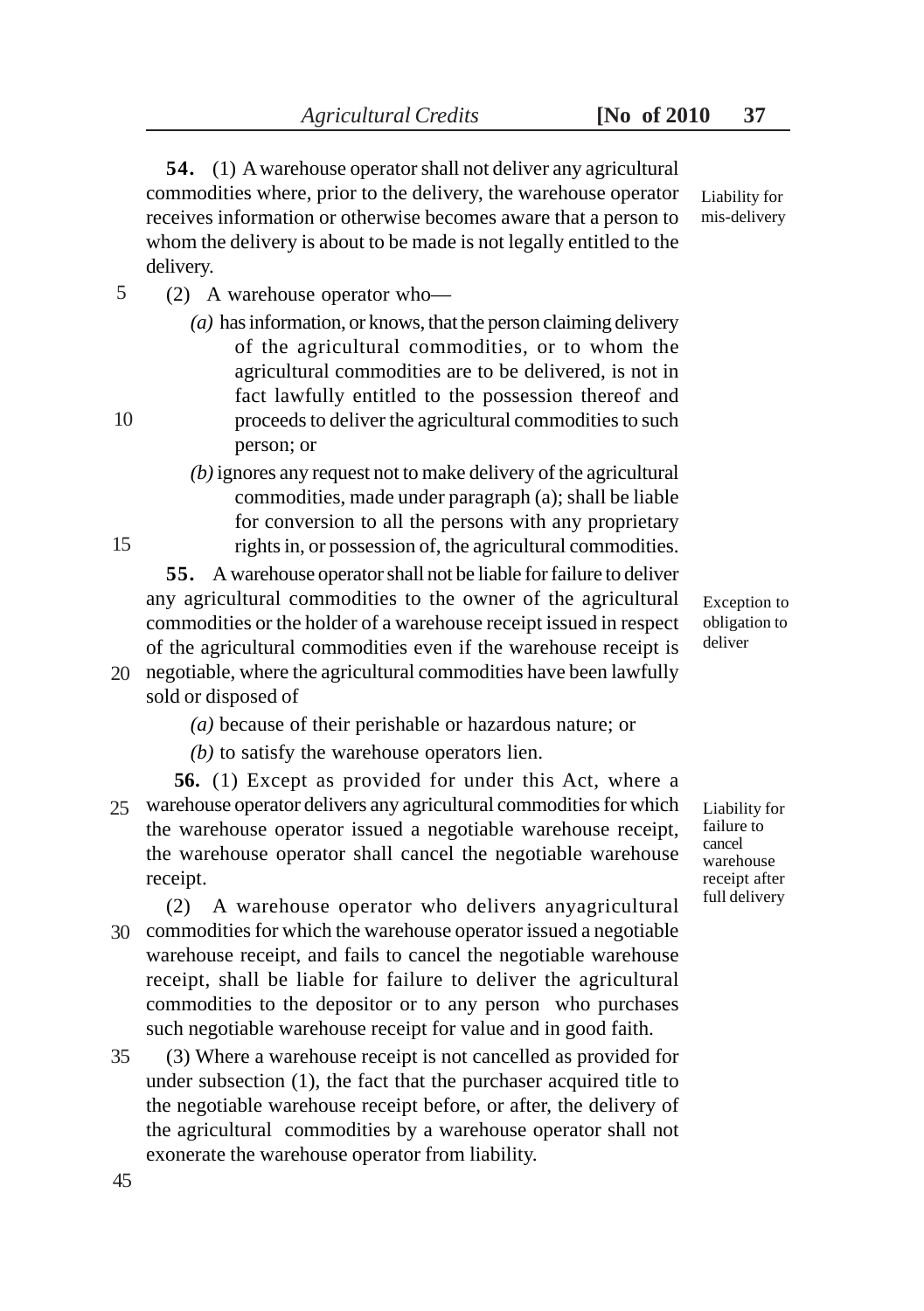**54.** (1) A warehouse operator shall not deliver any agricultural commodities where, prior to the delivery, the warehouse operator receives information or otherwise becomes aware that a person to whom the delivery is about to be made is not legally entitled to the delivery.

Liability for mis-delivery

(2) A warehouse operator who—

*(a)* has information, or knows, that the person claiming delivery of the agricultural commodities, or to whom the agricultural commodities are to be delivered, is not in fact lawfully entitled to the possession thereof and proceeds to deliver the agricultural commodities to such person; or

*(b)* ignores any request not to make delivery of the agricultural commodities, made under paragraph (a); shall be liable for conversion to all the persons with any proprietary rights in, or possession of, the agricultural commodities.

**55.** A warehouse operator shall not be liable for failure to deliver any agricultural commodities to the owner of the agricultural commodities or the holder of a warehouse receipt issued in respect of the agricultural commodities even if the warehouse receipt is negotiable, where the agricultural commodities have been lawfully sold or disposed of

Exception to obligation to deliver

*(a)* because of their perishable or hazardous nature; or

*(b)* to satisfy the warehouse operators lien.

**56.** (1) Except as provided for under this Act, where a warehouse operator delivers any agricultural commodities for which the warehouse operator issued a negotiable warehouse receipt, the warehouse operator shall cancel the negotiable warehouse receipt.

Liability for failure to cancel warehouse receipt after full delivery

(2) A warehouse operator who delivers anyagricultural commodities for which the warehouse operator issued a negotiable warehouse receipt, and fails to cancel the negotiable warehouse receipt, shall be liable for failure to deliver the agricultural commodities to the depositor or to any person who purchases such negotiable warehouse receipt for value and in good faith.

(3) Where a warehouse receipt is not cancelled as provided for under subsection (1), the fact that the purchaser acquired title to the negotiable warehouse receipt before, or after, the delivery of the agricultural commodities by a warehouse operator shall not exonerate the warehouse operator from liability.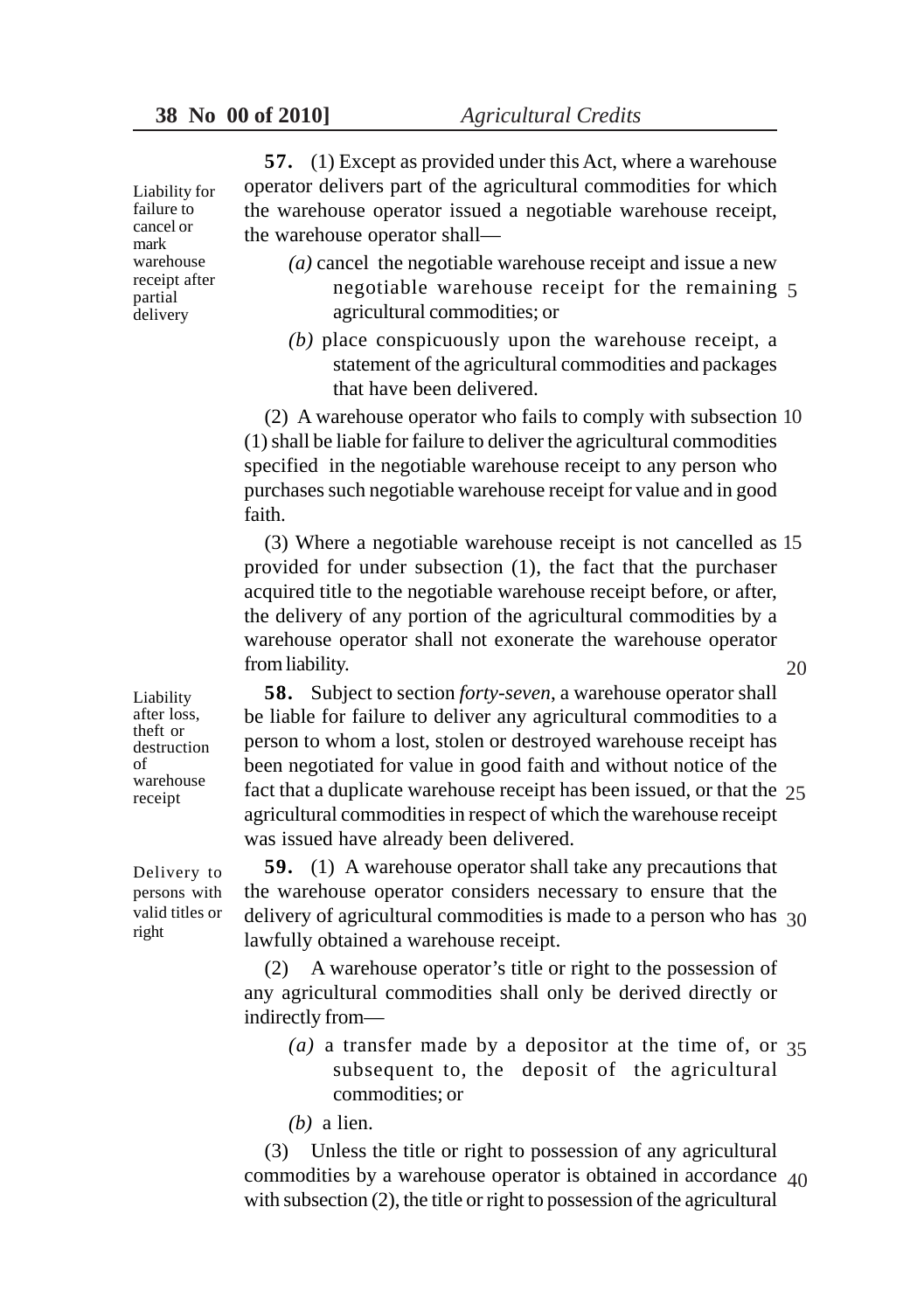**57.** (1) Except as provided under this Act, where a warehouse operator delivers part of the agricultural commodities for which the warehouse operator issued a negotiable warehouse receipt, the warehouse operator shall—

*Liability for failure to cancel or mark warehouse receipt after partial delivery*

- *(a)* cancel the negotiable warehouse receipt and issue a new negotiable warehouse receipt for the remaining agricultural commodities; or
- *(b)* place conspicuously upon the warehouse receipt, a statement of the agricultural commodities and packages that have been delivered.

(2) A warehouse operator who fails to comply with subsection (1) shall be liable for failure to deliver the agricultural commodities specified in the negotiable warehouse receipt to any person who purchases such negotiable warehouse receipt for value and in good faith.

(3) Where a negotiable warehouse receipt is not cancelled as provided for under subsection (1), the fact that the purchaser acquired title to the negotiable warehouse receipt before, or after, the delivery of any portion of the agricultural commodities by a warehouse operator shall not exonerate the warehouse operator from liability.

*Liability after loss, theft or destruction of warehouse receipt*

**58.** Subject to section *forty-seven*, a warehouse operator shall be liable for failure to deliver any agricultural commodities to a person to whom a lost, stolen or destroyed warehouse receipt has been negotiated for value in good faith and without notice of the fact that a duplicate warehouse receipt has been issued, or that the agricultural commodities in respect of which the warehouse receipt was issued have already been delivered.

*Delivery to persons with valid titles or right*

**59.** (1) A warehouse operator shall take any precautions that the warehouse operator considers necessary to ensure that the delivery of agricultural commodities is made to a person who has lawfully obtained a warehouse receipt.

(2) A warehouse operator's title or right to the possession of any agricultural commodities shall only be derived directly or indirectly from—

- *(a)* a transfer made by a depositor at the time of, or subsequent to, the deposit of the agricultural commodities; or
- *(b)* a lien.

(3) Unless the title or right to possession of any agricultural commodities by a warehouse operator is obtained in accordance with subsection (2), the title or right to possession of the agricultural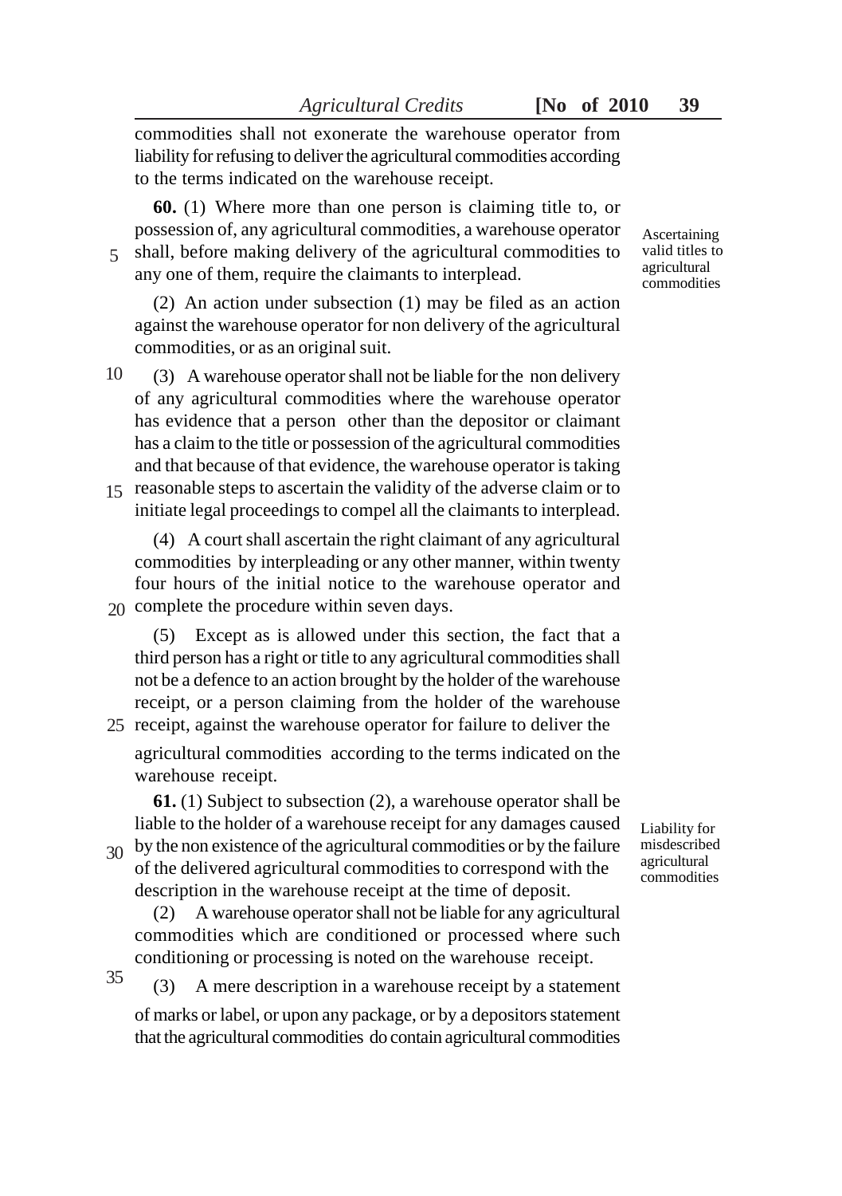commodities shall not exonerate the warehouse operator from liability for refusing to deliver the agricultural commodities according to the terms indicated on the warehouse receipt.

Ascertaining valid titles to agricultural commodities

**60.** (1) Where more than one person is claiming title to, or possession of, any agricultural commodities, a warehouse operator shall, before making delivery of the agricultural commodities to any one of them, require the claimants to interplead.

(2) An action under subsection (1) may be filed as an action against the warehouse operator for non delivery of the agricultural commodities, or as an original suit.

(3) A warehouse operator shall not be liable for the non delivery of any agricultural commodities where the warehouse operator has evidence that a person other than the depositor or claimant has a claim to the title or possession of the agricultural commodities and that because of that evidence, the warehouse operator is taking reasonable steps to ascertain the validity of the adverse claim or to initiate legal proceedings to compel all the claimants to interplead.

(4) A court shall ascertain the right claimant of any agricultural commodities by interpleading or any other manner, within twenty four hours of the initial notice to the warehouse operator and complete the procedure within seven days.

(5) Except as is allowed under this section, the fact that a third person has a right or title to any agricultural commodities shall not be a defence to an action brought by the holder of the warehouse receipt, or a person claiming from the holder of the warehouse receipt, against the warehouse operator for failure to deliver the agricultural commodities according to the terms indicated on the warehouse receipt.

Liability for misdescribed agricultural commodities

**61.** (1) Subject to subsection (2), a warehouse operator shall be liable to the holder of a warehouse receipt for any damages caused by the non existence of the agricultural commodities or by the failure of the delivered agricultural commodities to correspond with the description in the warehouse receipt at the time of deposit.

(2) A warehouse operator shall not be liable for any agricultural commodities which are conditioned or processed where such conditioning or processing is noted on the warehouse receipt.

(3) A mere description in a warehouse receipt by a statement of marks or label, or upon any package, or by a depositors statement that the agricultural commodities do contain agricultural commodities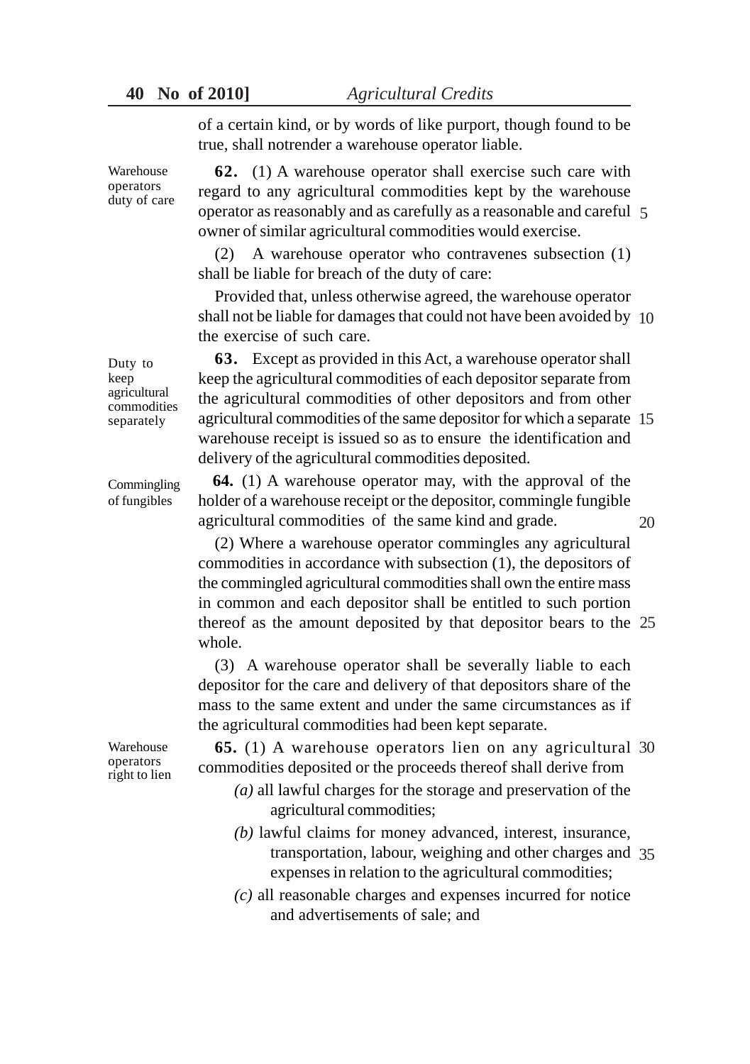of a certain kind, or by words of like purport, though found to be true, shall notrender a warehouse operator liable.

*Warehouse operators duty of care*

**62.** (1) A warehouse operator shall exercise such care with regard to any agricultural commodities kept by the warehouse operator as reasonably and as carefully as a reasonable and careful owner of similar agricultural commodities would exercise.

(2) A warehouse operator who contravenes subsection (1) shall be liable for breach of the duty of care:

Provided that, unless otherwise agreed, the warehouse operator shall not be liable for damages that could not have been avoided by the exercise of such care.

*Duty to keep agricultural commodities separately*

**63.** Except as provided in this Act, a warehouse operator shall keep the agricultural commodities of each depositor separate from the agricultural commodities of other depositors and from other agricultural commodities of the same depositor for which a separate warehouse receipt is issued so as to ensure the identification and delivery of the agricultural commodities deposited.

*Commingling of fungibles*

**64.** (1) A warehouse operator may, with the approval of the holder of a warehouse receipt or the depositor, commingle fungible agricultural commodities of the same kind and grade.

(2) Where a warehouse operator commingles any agricultural commodities in accordance with subsection (1), the depositors of the commingled agricultural commodities shall own the entire mass in common and each depositor shall be entitled to such portion thereof as the amount deposited by that depositor bears to the whole.

(3) A warehouse operator shall be severally liable to each depositor for the care and delivery of that depositors share of the mass to the same extent and under the same circumstances as if the agricultural commodities had been kept separate.

*Warehouse operators right to lien*

**65.** (1) A warehouse operators lien on any agricultural commodities deposited or the proceeds thereof shall derive from

*(a)* all lawful charges for the storage and preservation of the agricultural commodities;

*(b)* lawful claims for money advanced, interest, insurance, transportation, labour, weighing and other charges and expenses in relation to the agricultural commodities;

*(c)* all reasonable charges and expenses incurred for notice and advertisements of sale; and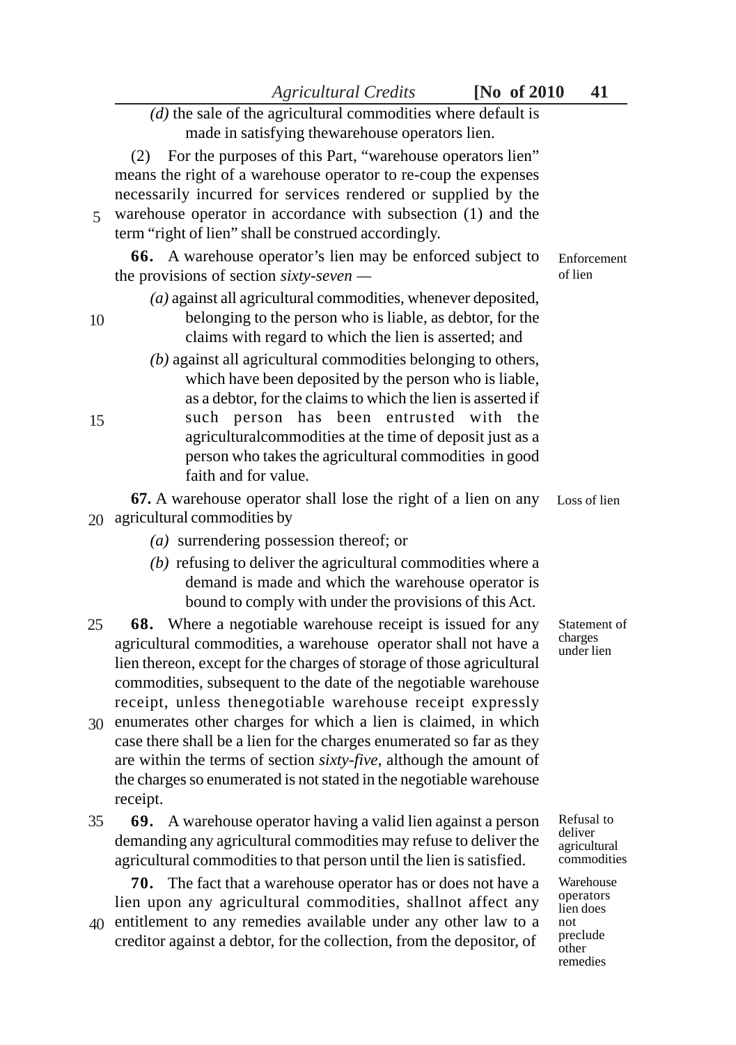*(d)* the sale of the agricultural commodities where default is made in satisfying thewarehouse operators lien.

(2) For the purposes of this Part, "warehouse operators lien" means the right of a warehouse operator to re-coup the expenses necessarily incurred for services rendered or supplied by the warehouse operator in accordance with subsection (1) and the term "right of lien" shall be construed accordingly.

Enforcement of lien

**66.** A warehouse operator's lien may be enforced subject to the provisions of section *sixty-seven* —

*(a)* against all agricultural commodities, whenever deposited, belonging to the person who is liable, as debtor, for the claims with regard to which the lien is asserted; and

*(b)* against all agricultural commodities belonging to others, which have been deposited by the person who is liable, as a debtor, for the claims to which the lien is asserted if such person has been entrusted with the agriculturalcommodities at the time of deposit just as a person who takes the agricultural commodities in good faith and for value.

Loss of lien

**67.** A warehouse operator shall lose the right of a lien on any agricultural commodities by

*(a)* surrendering possession thereof; or

*(b)* refusing to deliver the agricultural commodities where a demand is made and which the warehouse operator is bound to comply with under the provisions of this Act.

Statement of charges under lien

**68.** Where a negotiable warehouse receipt is issued for any agricultural commodities, a warehouse operator shall not have a lien thereon, except for the charges of storage of those agricultural commodities, subsequent to the date of the negotiable warehouse receipt, unless thenegotiable warehouse receipt expressly enumerates other charges for which a lien is claimed, in which case there shall be a lien for the charges enumerated so far as they are within the terms of section *sixty-five*, although the amount of the charges so enumerated is not stated in the negotiable warehouse receipt.

Refusal to deliver agricultural commodities

**69.** A warehouse operator having a valid lien against a person demanding any agricultural commodities may refuse to deliver the agricultural commodities to that person until the lien is satisfied.

Warehouse operators lien does not preclude other remedies

**70.** The fact that a warehouse operator has or does not have a lien upon any agricultural commodities, shallnot affect any entitlement to any remedies available under any other law to a creditor against a debtor, for the collection, from the depositor, of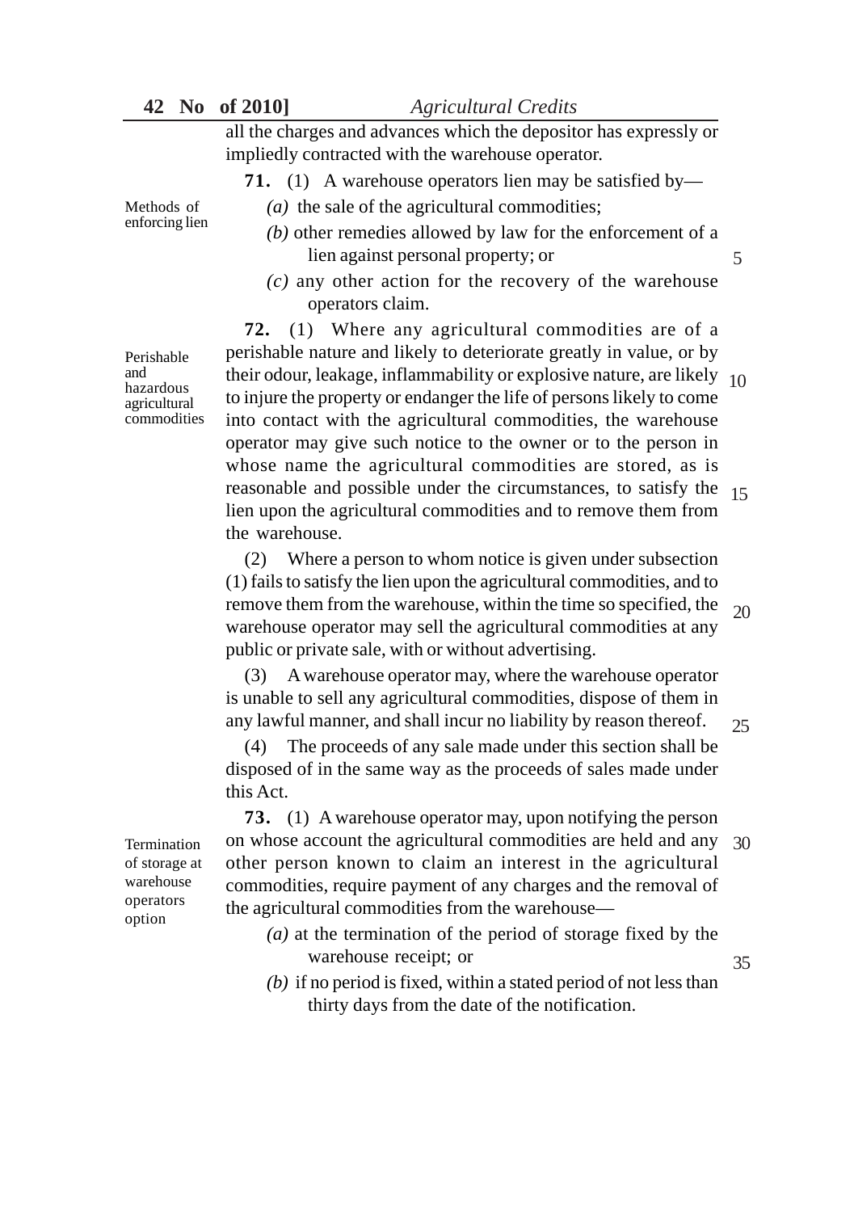all the charges and advances which the depositor has expressly or impliedly contracted with the warehouse operator.

Methods of enforcing lien

**71.** (1) A warehouse operators lien may be satisfied by—

*(a)* the sale of the agricultural commodities;

*(b)* other remedies allowed by law for the enforcement of a lien against personal property; or

*(c)* any other action for the recovery of the warehouse operators claim.

Perishable and hazardous agricultural commodities

**72.** (1) Where any agricultural commodities are of a perishable nature and likely to deteriorate greatly in value, or by their odour, leakage, inflammability or explosive nature, are likely to injure the property or endanger the life of persons likely to come into contact with the agricultural commodities, the warehouse operator may give such notice to the owner or to the person in whose name the agricultural commodities are stored, as is reasonable and possible under the circumstances, to satisfy the lien upon the agricultural commodities and to remove them from the warehouse.

(2) Where a person to whom notice is given under subsection (1) fails to satisfy the lien upon the agricultural commodities, and to remove them from the warehouse, within the time so specified, the warehouse operator may sell the agricultural commodities at any public or private sale, with or without advertising.

(3) A warehouse operator may, where the warehouse operator is unable to sell any agricultural commodities, dispose of them in any lawful manner, and shall incur no liability by reason thereof.

(4) The proceeds of any sale made under this section shall be disposed of in the same way as the proceeds of sales made under this Act.

Termination of storage at warehouse operators option

**73.** (1) A warehouse operator may, upon notifying the person on whose account the agricultural commodities are held and any other person known to claim an interest in the agricultural commodities, require payment of any charges and the removal of the agricultural commodities from the warehouse—

*(a)* at the termination of the period of storage fixed by the warehouse receipt; or

*(b)* if no period is fixed, within a stated period of not less than thirty days from the date of the notification.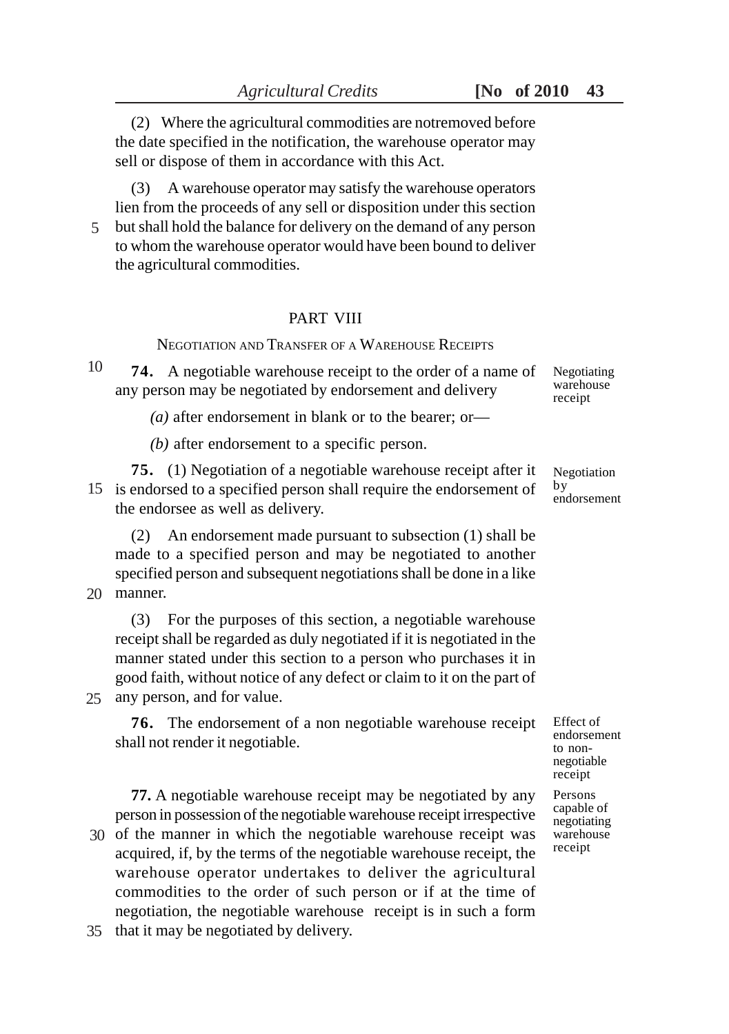(2) Where the agricultural commodities are notremoved before the date specified in the notification, the warehouse operator may sell or dispose of them in accordance with this Act.

(3) A warehouse operator may satisfy the warehouse operators lien from the proceeds of any sell or disposition under this section but shall hold the balance for delivery on the demand of any person to whom the warehouse operator would have been bound to deliver the agricultural commodities.

## PART VIII

### NEGOTIATION AND TRANSFER OF A WAREHOUSE RECEIPTS

*Negotiating warehouse receipt*

**74.** A negotiable warehouse receipt to the order of a name of any person may be negotiated by endorsement and delivery

*(a)* after endorsement in blank or to the bearer; or—

*(b)* after endorsement to a specific person.

*Negotiation by endorsement*

**75.** (1) Negotiation of a negotiable warehouse receipt after it is endorsed to a specified person shall require the endorsement of the endorsee as well as delivery.

(2) An endorsement made pursuant to subsection (1) shall be made to a specified person and may be negotiated to another specified person and subsequent negotiations shall be done in a like manner.

(3) For the purposes of this section, a negotiable warehouse receipt shall be regarded as duly negotiated if it is negotiated in the manner stated under this section to a person who purchases it in good faith, without notice of any defect or claim to it on the part of any person, and for value.

*Effect of endorsement to non-negotiable receipt*

**76.** The endorsement of a non negotiable warehouse receipt shall not render it negotiable.

*Persons capable of negotiating warehouse receipt*

**77.** A negotiable warehouse receipt may be negotiated by any person in possession of the negotiable warehouse receipt irrespective of the manner in which the negotiable warehouse receipt was acquired, if, by the terms of the negotiable warehouse receipt, the warehouse operator undertakes to deliver the agricultural commodities to the order of such person or if at the time of negotiation, the negotiable warehouse receipt is in such a form that it may be negotiated by delivery.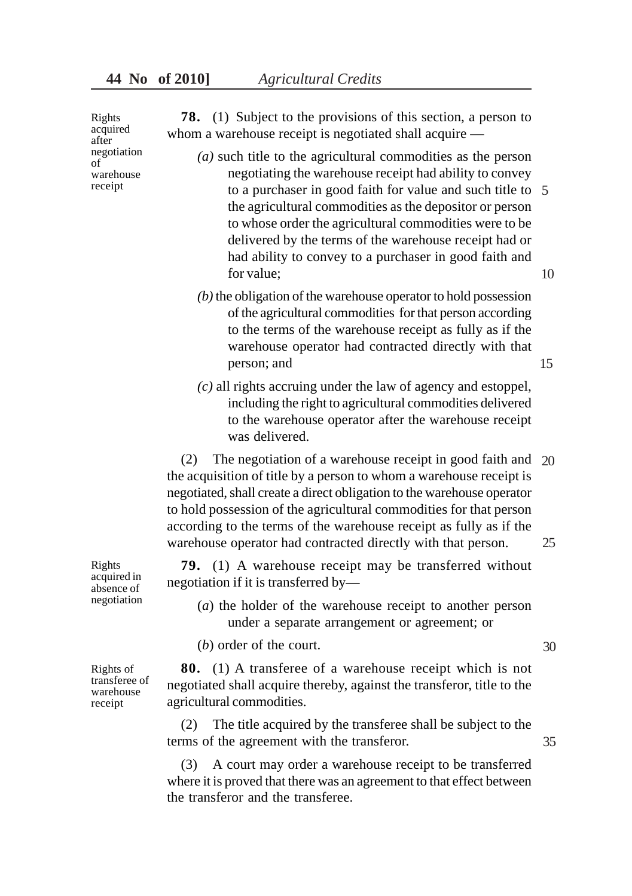**Rights acquired after negotiation of warehouse receipt**

**78.** (1) Subject to the provisions of this section, a person to whom a warehouse receipt is negotiated shall acquire —

*(a)* such title to the agricultural commodities as the person negotiating the warehouse receipt had ability to convey to a purchaser in good faith for value and such title to the agricultural commodities as the depositor or person to whose order the agricultural commodities were to be delivered by the terms of the warehouse receipt had or had ability to convey to a purchaser in good faith and for value;

*(b)* the obligation of the warehouse operator to hold possession of the agricultural commodities for that person according to the terms of the warehouse receipt as fully as if the warehouse operator had contracted directly with that person; and

*(c)* all rights accruing under the law of agency and estoppel, including the right to agricultural commodities delivered to the warehouse operator after the warehouse receipt was delivered.

(2) The negotiation of a warehouse receipt in good faith and the acquisition of title by a person to whom a warehouse receipt is negotiated, shall create a direct obligation to the warehouse operator to hold possession of the agricultural commodities for that person according to the terms of the warehouse receipt as fully as if the warehouse operator had contracted directly with that person.

**Rights acquired in absence of negotiation**

**79.** (1) A warehouse receipt may be transferred without negotiation if it is transferred by—

(*a*) the holder of the warehouse receipt to another person under a separate arrangement or agreement; or

(*b*) order of the court.

**Rights of transferee of warehouse receipt**

**80.** (1) A transferee of a warehouse receipt which is not negotiated shall acquire thereby, against the transferor, title to the agricultural commodities.

(2) The title acquired by the transferee shall be subject to the terms of the agreement with the transferor.

(3) A court may order a warehouse receipt to be transferred where it is proved that there was an agreement to that effect between the transferor and the transferee.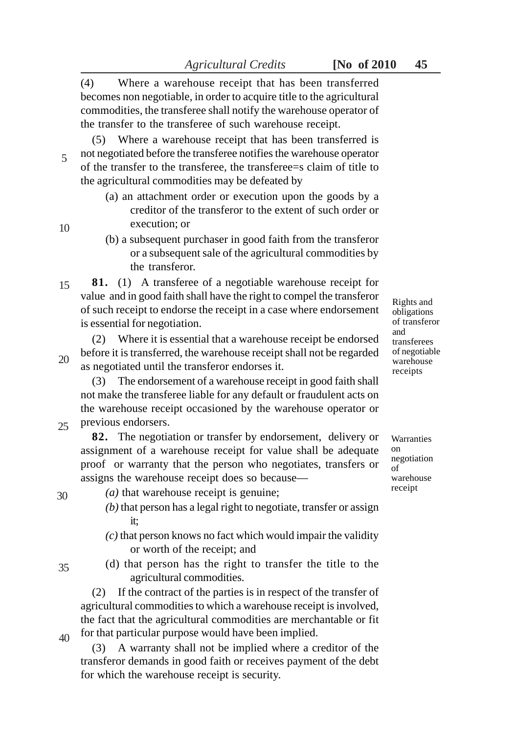(4) Where a warehouse receipt that has been transferred becomes non negotiable, in order to acquire title to the agricultural commodities, the transferee shall notify the warehouse operator of the transfer to the transferee of such warehouse receipt.

(5) Where a warehouse receipt that has been transferred is not negotiated before the transferee notifies the warehouse operator of the transfer to the transferee, the transferee=s claim of title to the agricultural commodities may be defeated by

(a) an attachment order or execution upon the goods by a creditor of the transferor to the extent of such order or execution; or

(b) a subsequent purchaser in good faith from the transferor or a subsequent sale of the agricultural commodities by the transferor.

Rights and obligations of transferor and transferees of negotiable warehouse receipts

**81.** (1) A transferee of a negotiable warehouse receipt for value and in good faith shall have the right to compel the transferor of such receipt to endorse the receipt in a case where endorsement is essential for negotiation.

(2) Where it is essential that a warehouse receipt be endorsed before it is transferred, the warehouse receipt shall not be regarded as negotiated until the transferor endorses it.

(3) The endorsement of a warehouse receipt in good faith shall not make the transferee liable for any default or fraudulent acts on the warehouse receipt occasioned by the warehouse operator or previous endorsers.

Warranties on negotiation of warehouse receipt

**82.** The negotiation or transfer by endorsement, delivery or assignment of a warehouse receipt for value shall be adequate proof or warranty that the person who negotiates, transfers or assigns the warehouse receipt does so because—

*(a)* that warehouse receipt is genuine;

*(b)* that person has a legal right to negotiate, transfer or assign it;

*(c)* that person knows no fact which would impair the validity or worth of the receipt; and

(d) that person has the right to transfer the title to the agricultural commodities.

(2) If the contract of the parties is in respect of the transfer of agricultural commodities to which a warehouse receipt is involved, the fact that the agricultural commodities are merchantable or fit for that particular purpose would have been implied.

(3) A warranty shall not be implied where a creditor of the transferor demands in good faith or receives payment of the debt for which the warehouse receipt is security.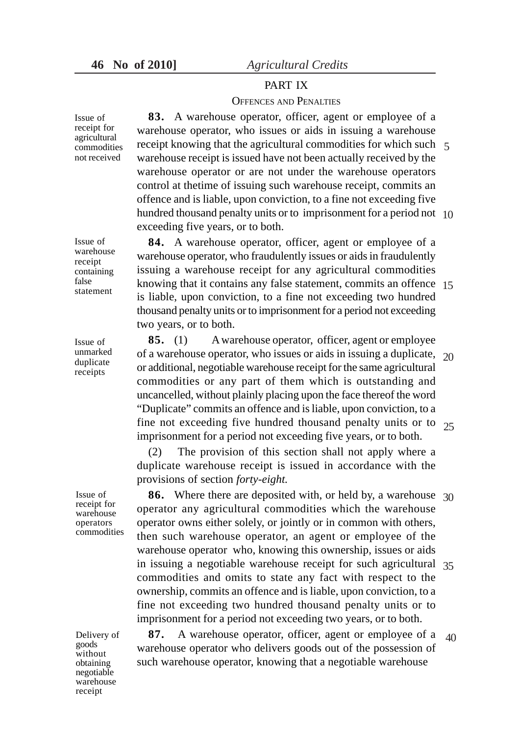## PART IX

### OFFENCES AND PENALTIES

Issue of receipt for agricultural commodities not received

**83.** A warehouse operator, officer, agent or employee of a warehouse operator, who issues or aids in issuing a warehouse receipt knowing that the agricultural commodities for which such warehouse receipt is issued have not been actually received by the warehouse operator or are not under the warehouse operators control at thetime of issuing such warehouse receipt, commits an offence and is liable, upon conviction, to a fine not exceeding five hundred thousand penalty units or to imprisonment for a period not exceeding five years, or to both.

Issue of warehouse receipt containing false statement

**84.** A warehouse operator, officer, agent or employee of a warehouse operator, who fraudulently issues or aids in fraudulently issuing a warehouse receipt for any agricultural commodities knowing that it contains any false statement, commits an offence is liable, upon conviction, to a fine not exceeding two hundred thousand penalty units or to imprisonment for a period not exceeding two years, or to both.

Issue of unmarked duplicate receipts

**85.** (1) A warehouse operator, officer, agent or employee of a warehouse operator, who issues or aids in issuing a duplicate, or additional, negotiable warehouse receipt for the same agricultural commodities or any part of them which is outstanding and uncancelled, without plainly placing upon the face thereof the word "Duplicate" commits an offence and is liable, upon conviction, to a fine not exceeding five hundred thousand penalty units or to imprisonment for a period not exceeding five years, or to both.

(2) The provision of this section shall not apply where a duplicate warehouse receipt is issued in accordance with the provisions of section *forty-eight.*

Issue of receipt for warehouse operators commodities

**86.** Where there are deposited with, or held by, a warehouse operator any agricultural commodities which the warehouse operator owns either solely, or jointly or in common with others, then such warehouse operator, an agent or employee of the warehouse operator who, knowing this ownership, issues or aids in issuing a negotiable warehouse receipt for such agricultural commodities and omits to state any fact with respect to the ownership, commits an offence and is liable, upon conviction, to a fine not exceeding two hundred thousand penalty units or to imprisonment for a period not exceeding two years, or to both.

Delivery of goods without obtaining negotiable warehouse receipt

**87.** A warehouse operator, officer, agent or employee of a warehouse operator who delivers goods out of the possession of such warehouse operator, knowing that a negotiable warehouse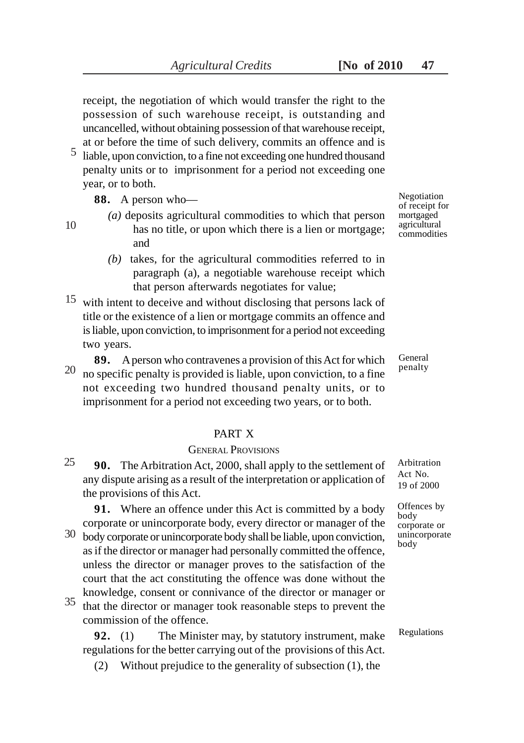receipt, the negotiation of which would transfer the right to the possession of such warehouse receipt, is outstanding and uncancelled, without obtaining possession of that warehouse receipt, at or before the time of such delivery, commits an offence and is liable, upon conviction, to a fine not exceeding one hundred thousand penalty units or to imprisonment for a period not exceeding one year, or to both.

Negotiation of receipt for mortgaged agricultural commodities

**88.** A person who—

*(a)* deposits agricultural commodities to which that person has no title, or upon which there is a lien or mortgage; and

*(b)* takes, for the agricultural commodities referred to in paragraph (a), a negotiable warehouse receipt which that person afterwards negotiates for value;

with intent to deceive and without disclosing that persons lack of title or the existence of a lien or mortgage commits an offence and is liable, upon conviction, to imprisonment for a period not exceeding two years.

General penalty

**89.** A person who contravenes a provision of this Act for which no specific penalty is provided is liable, upon conviction, to a fine not exceeding two hundred thousand penalty units, or to imprisonment for a period not exceeding two years, or to both.

## PART X

### GENERAL PROVISIONS

Arbitration Act No. 19 of 2000

**90.** The Arbitration Act, 2000, shall apply to the settlement of any dispute arising as a result of the interpretation or application of the provisions of this Act.

Offences by body corporate or unincorporate body

**91.** Where an offence under this Act is committed by a body corporate or unincorporate body, every director or manager of the body corporate or unincorporate body shall be liable, upon conviction, as if the director or manager had personally committed the offence, unless the director or manager proves to the satisfaction of the court that the act constituting the offence was done without the knowledge, consent or connivance of the director or manager or that the director or manager took reasonable steps to prevent the commission of the offence.

Regulations

**92.** (1) The Minister may, by statutory instrument, make regulations for the better carrying out of the provisions of this Act.

(2) Without prejudice to the generality of subsection (1), the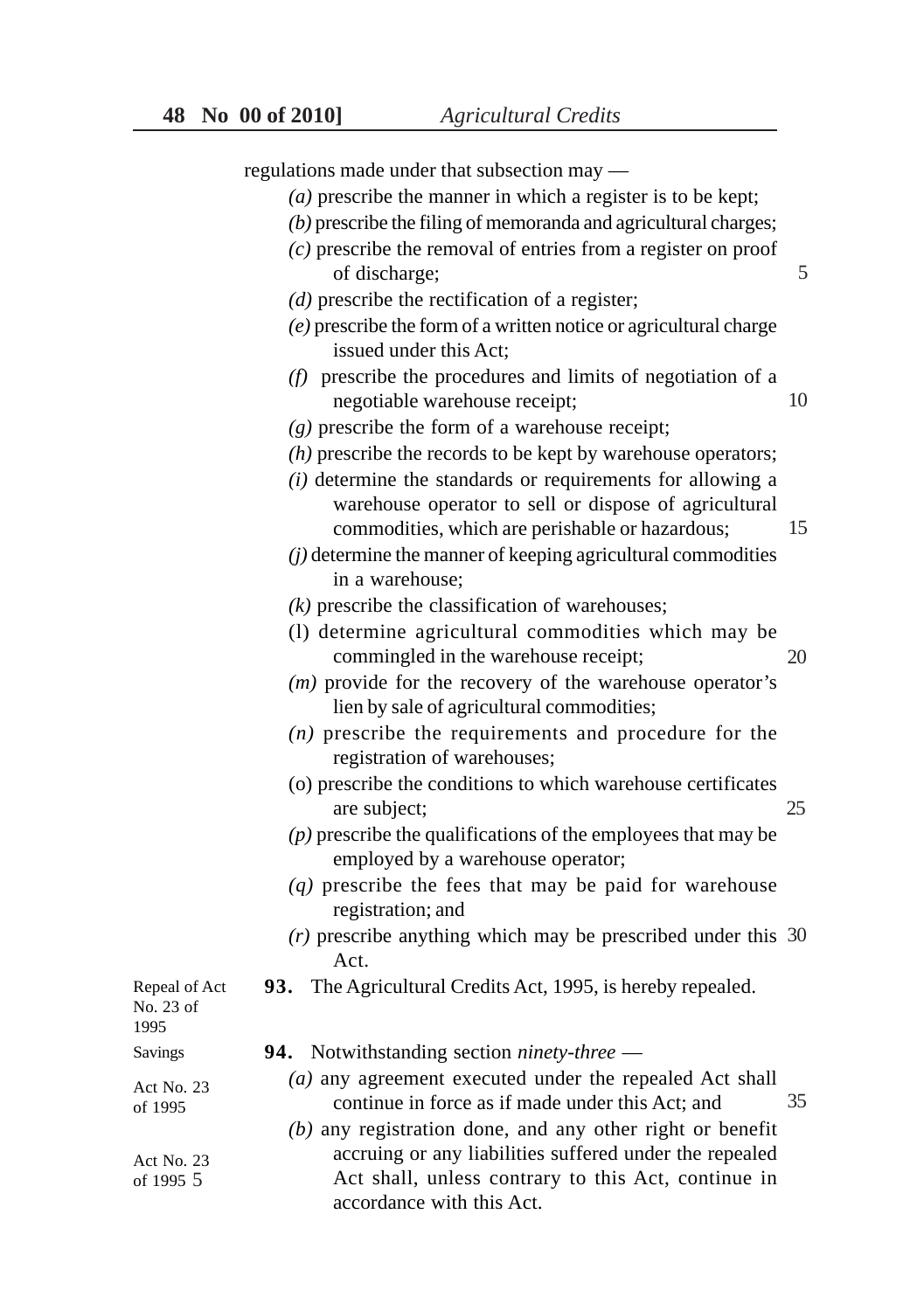regulations made under that subsection may —

*(a)* prescribe the manner in which a register is to be kept;

*(b)* prescribe the filing of memoranda and agricultural charges;

*(c)* prescribe the removal of entries from a register on proof of discharge;

*(d)* prescribe the rectification of a register;

*(e)* prescribe the form of a written notice or agricultural charge issued under this Act;

*(f)* prescribe the procedures and limits of negotiation of a negotiable warehouse receipt;

*(g)* prescribe the form of a warehouse receipt;

*(h)* prescribe the records to be kept by warehouse operators;

*(i)* determine the standards or requirements for allowing a warehouse operator to sell or dispose of agricultural commodities, which are perishable or hazardous;

*(j)* determine the manner of keeping agricultural commodities in a warehouse;

*(k)* prescribe the classification of warehouses;

(l) determine agricultural commodities which may be commingled in the warehouse receipt;

*(m)* provide for the recovery of the warehouse operator's lien by sale of agricultural commodities;

*(n)* prescribe the requirements and procedure for the registration of warehouses;

(o) prescribe the conditions to which warehouse certificates are subject;

*(p)* prescribe the qualifications of the employees that may be employed by a warehouse operator;

*(q)* prescribe the fees that may be paid for warehouse registration; and

*(r)* prescribe anything which may be prescribed under this Act.

Repeal of Act No. 23 of 1995

**93.** The Agricultural Credits Act, 1995, is hereby repealed.

Savings

Act No. 23 of 1995

**94.** Notwithstanding section *ninety-three* —

*(a)* any agreement executed under the repealed Act shall continue in force as if made under this Act; and

*(b)* any registration done, and any other right or benefit accruing or any liabilities suffered under the repealed Act shall, unless contrary to this Act, continue in accordance with this Act.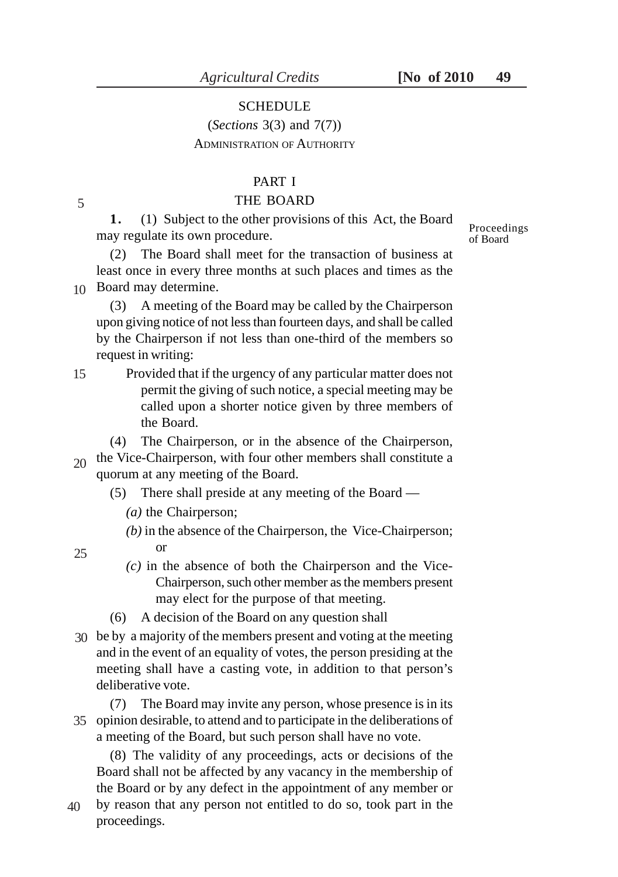## SCHEDULE

(*Sections* 3(3) and 7(7))

ADMINISTRATION OF AUTHORITY

### PART I

### THE BOARD

Proceedings of Board

**1.** (1) Subject to the other provisions of this Act, the Board may regulate its own procedure.

(2) The Board shall meet for the transaction of business at least once in every three months at such places and times as the Board may determine.

(3) A meeting of the Board may be called by the Chairperson upon giving notice of not less than fourteen days, and shall be called by the Chairperson if not less than one-third of the members so request in writing:

Provided that if the urgency of any particular matter does not permit the giving of such notice, a special meeting may be called upon a shorter notice given by three members of the Board.

(4) The Chairperson, or in the absence of the Chairperson, the Vice-Chairperson, with four other members shall constitute a quorum at any meeting of the Board.

(5) There shall preside at any meeting of the Board —

*(a)* the Chairperson;

*(b)* in the absence of the Chairperson, the Vice-Chairperson; or

*(c)* in the absence of both the Chairperson and the Vice-Chairperson, such other member as the members present may elect for the purpose of that meeting.

(6) A decision of the Board on any question shall be by a majority of the members present and voting at the meeting and in the event of an equality of votes, the person presiding at the meeting shall have a casting vote, in addition to that person's deliberative vote.

(7) The Board may invite any person, whose presence is in its opinion desirable, to attend and to participate in the deliberations of a meeting of the Board, but such person shall have no vote.

(8) The validity of any proceedings, acts or decisions of the Board shall not be affected by any vacancy in the membership of the Board or by any defect in the appointment of any member or by reason that any person not entitled to do so, took part in the proceedings.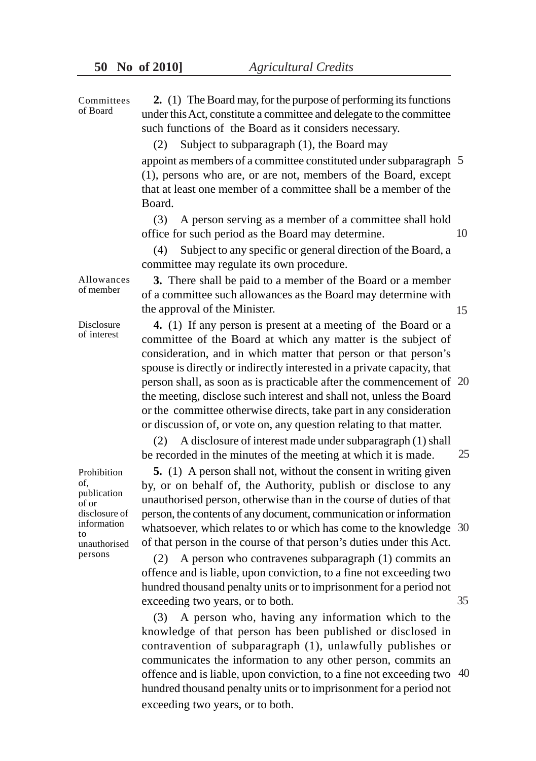**Committees of Board**

**2.** (1) The Board may, for the purpose of performing its functions under this Act, constitute a committee and delegate to the committee such functions of the Board as it considers necessary.

(2) Subject to subparagraph (1), the Board may appoint as members of a committee constituted under subparagraph (1), persons who are, or are not, members of the Board, except that at least one member of a committee shall be a member of the Board.

(3) A person serving as a member of a committee shall hold office for such period as the Board may determine.

(4) Subject to any specific or general direction of the Board, a committee may regulate its own procedure.

**Allowances of member**

**3.** There shall be paid to a member of the Board or a member of a committee such allowances as the Board may determine with the approval of the Minister.

**Disclosure of interest**

**4.** (1) If any person is present at a meeting of the Board or a committee of the Board at which any matter is the subject of consideration, and in which matter that person or that person's spouse is directly or indirectly interested in a private capacity, that person shall, as soon as is practicable after the commencement of the meeting, disclose such interest and shall not, unless the Board or the committee otherwise directs, take part in any consideration or discussion of, or vote on, any question relating to that matter.

(2) A disclosure of interest made under subparagraph (1) shall be recorded in the minutes of the meeting at which it is made.

**Prohibition of, publication of or disclosure of information to unauthorised persons**

**5.** (1) A person shall not, without the consent in writing given by, or on behalf of, the Authority, publish or disclose to any unauthorised person, otherwise than in the course of duties of that person, the contents of any document, communication or information whatsoever, which relates to or which has come to the knowledge of that person in the course of that person's duties under this Act.

(2) A person who contravenes subparagraph (1) commits an offence and is liable, upon conviction, to a fine not exceeding two hundred thousand penalty units or to imprisonment for a period not exceeding two years, or to both.

(3) A person who, having any information which to the knowledge of that person has been published or disclosed in contravention of subparagraph (1), unlawfully publishes or communicates the information to any other person, commits an offence and is liable, upon conviction, to a fine not exceeding two hundred thousand penalty units or to imprisonment for a period not exceeding two years, or to both.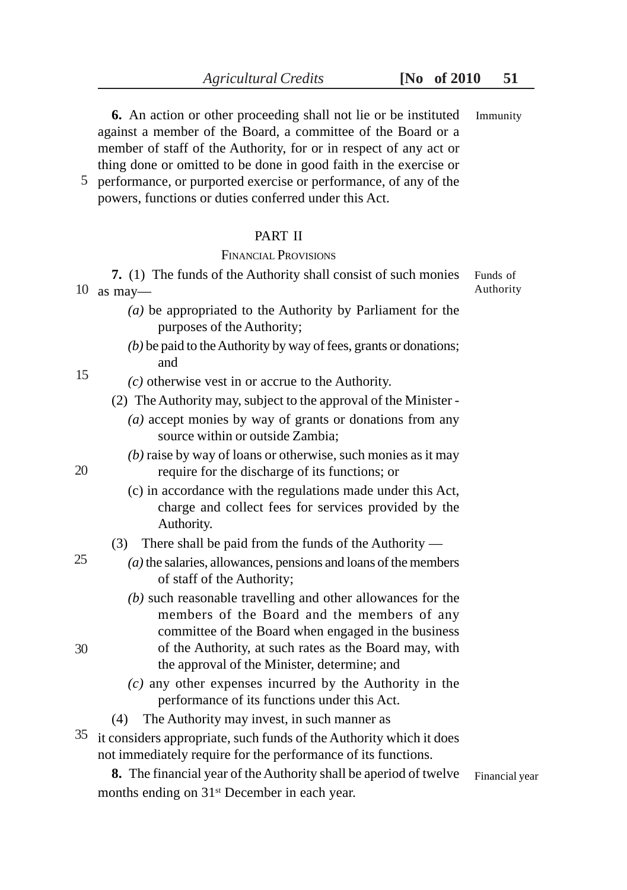**6.** An action or other proceeding shall not lie or be instituted against a member of the Board, a committee of the Board or a member of staff of the Authority, for or in respect of any act or thing done or omitted to be done in good faith in the exercise or performance, or purported exercise or performance, of any of the powers, functions or duties conferred under this Act.

Immunity

## PART II

### FINANCIAL PROVISIONS

**7.** (1) The funds of the Authority shall consist of such monies as may—

Funds of Authority

- *(a)* be appropriated to the Authority by Parliament for the purposes of the Authority;
- *(b)* be paid to the Authority by way of fees, grants or donations; and
- *(c)* otherwise vest in or accrue to the Authority.

(2) The Authority may, subject to the approval of the Minister -

- *(a)* accept monies by way of grants or donations from any source within or outside Zambia;
- *(b)* raise by way of loans or otherwise, such monies as it may require for the discharge of its functions; or
- (c) in accordance with the regulations made under this Act, charge and collect fees for services provided by the Authority.

(3) There shall be paid from the funds of the Authority —

- *(a)* the salaries, allowances, pensions and loans of the members of staff of the Authority;
- *(b)* such reasonable travelling and other allowances for the members of the Board and the members of any committee of the Board when engaged in the business of the Authority, at such rates as the Board may, with the approval of the Minister, determine; and
- *(c)* any other expenses incurred by the Authority in the performance of its functions under this Act.

(4) The Authority may invest, in such manner as it considers appropriate, such funds of the Authority which it does not immediately require for the performance of its functions.

**8.** The financial year of the Authority shall be aperiod of twelve months ending on 31st December in each year.

Financial year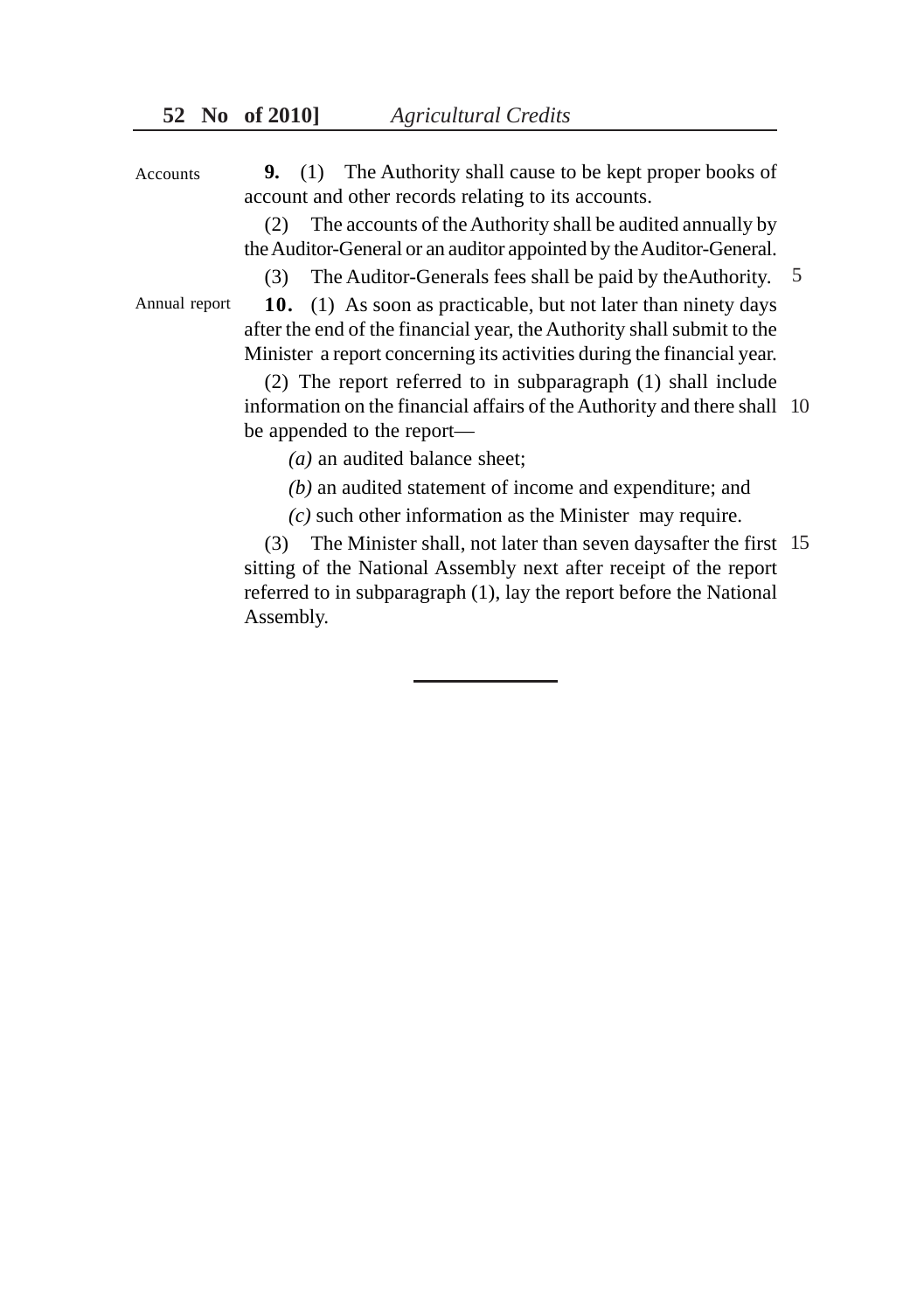**Accounts**

**9.** (1) The Authority shall cause to be kept proper books of account and other records relating to its accounts.

(2) The accounts of the Authority shall be audited annually by the Auditor-General or an auditor appointed by the Auditor-General.

(3) The Auditor-Generals fees shall be paid by theAuthority.

**Annual report**

**10.** (1) As soon as practicable, but not later than ninety days after the end of the financial year, the Authority shall submit to the Minister a report concerning its activities during the financial year.

(2) The report referred to in subparagraph (1) shall include information on the financial affairs of the Authority and there shall be appended to the report—

*(a)* an audited balance sheet;

*(b)* an audited statement of income and expenditure; and

*(c)* such other information as the Minister may require.

(3) The Minister shall, not later than seven daysafter the first sitting of the National Assembly next after receipt of the report referred to in subparagraph (1), lay the report before the National Assembly.